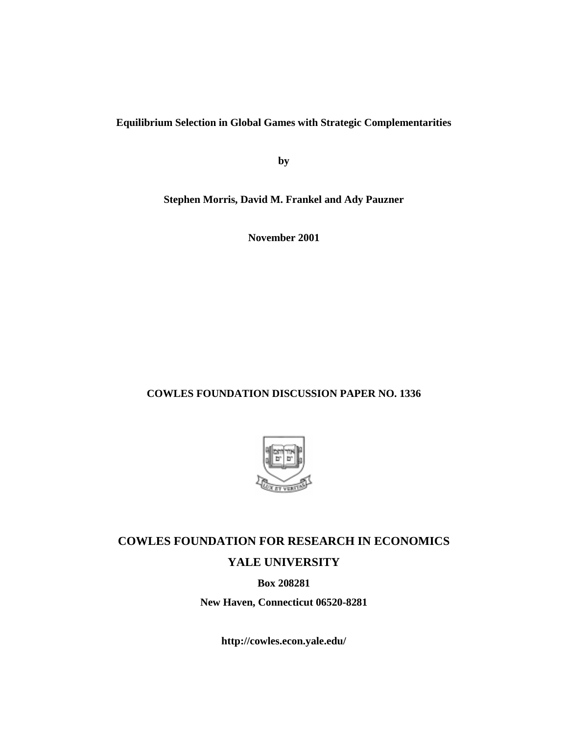**Equilibrium Selection in Global Games with Strategic Complementarities**

**by**

**Stephen Morris, David M. Frankel and Ady Pauzner**

**November 2001**

**COWLES FOUNDATION DISCUSSION PAPER NO. 1336**

**COWLES FOUNDATION FOR RESEARCH IN ECONOMICS**

**YALE UNIVERSITY**

**Box 208281**

**New Haven, Connecticut 06520-8281**

**http://cowles.econ.yale.edu/**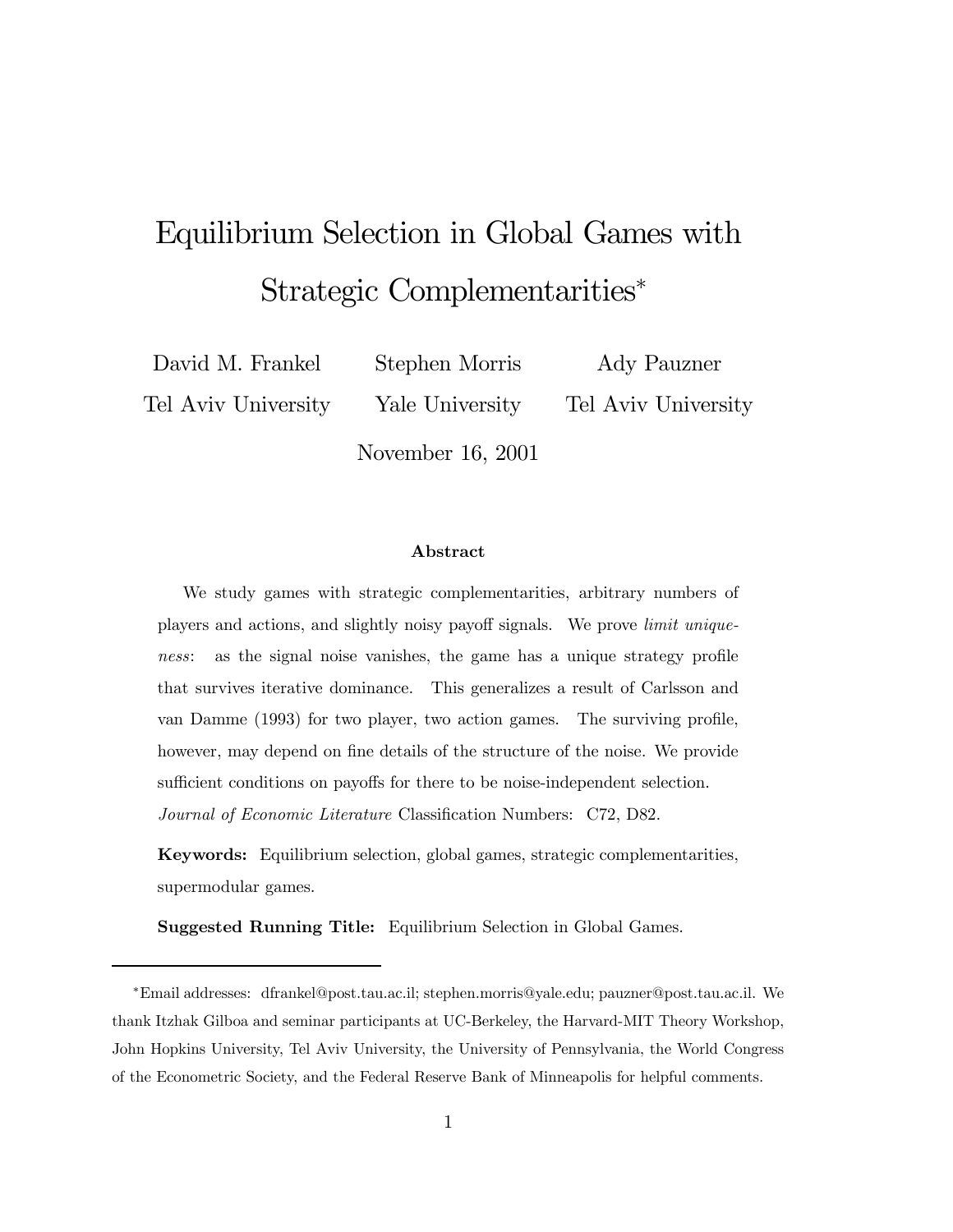# Equilibrium Selection in Global Games with Strategic Complementarities*

David M. Frankel — Tel Aviv University

Stephen Morris — Yale University

Ady Pauzner — Tel Aviv University

November 16, 2001

### Abstract

We study games with strategic complementarities, arbitrary numbers of players and actions, and slightly noisy payoff signals. We prove *limit uniqueness*: as the signal noise vanishes, the game has a unique strategy profile that survives iterative dominance. This generalizes a result of Carlsson and van Damme (1993) for two player, two action games. The surviving profile, however, may depend on fine details of the structure of the noise. We provide sufficient conditions on payoffs for there to be noise-independent selection.

*Journal of Economic Literature* Classification Numbers: C72, D82.

**Keywords:** Equilibrium selection, global games, strategic complementarities, supermodular games.

**Suggested Running Title:** Equilibrium Selection in Global Games.

---

*Email addresses: dfrankel@post.tau.ac.il; stephen.morris@yale.edu; pauzner@post.tau.ac.il. We thank Itzhak Gilboa and seminar participants at UC-Berkeley, the Harvard-MIT Theory Workshop, John Hopkins University, Tel Aviv University, the University of Pennsylvania, the World Congress of the Econometric Society, and the Federal Reserve Bank of Minneapolis for helpful comments.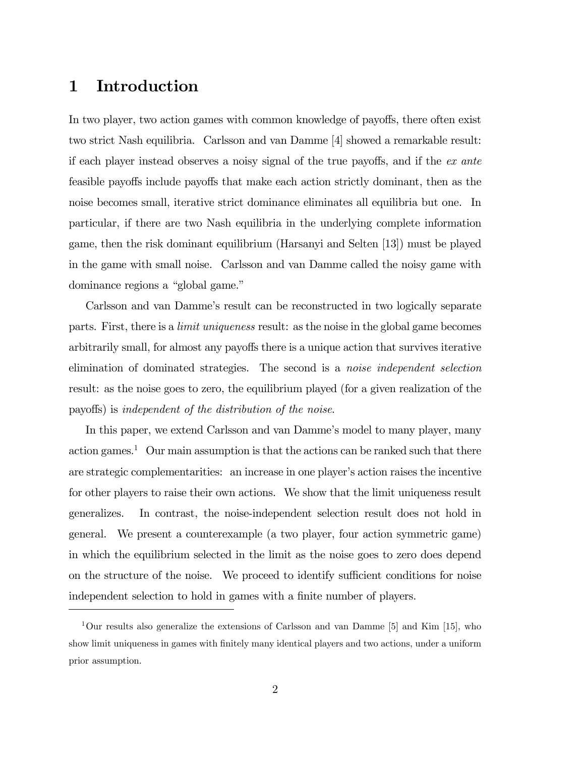# 1 Introduction

In two player, two action games with common knowledge of payoffs, there often exist two strict Nash equilibria. Carlsson and van Damme [4] showed a remarkable result: if each player instead observes a noisy signal of the true payoffs, and if the *ex ante* feasible payoffs include payoffs that make each action strictly dominant, then as the noise becomes small, iterative strict dominance eliminates all equilibria but one. In particular, if there are two Nash equilibria in the underlying complete information game, then the risk dominant equilibrium (Harsanyi and Selten [13]) must be played in the game with small noise. Carlsson and van Damme called the noisy game with dominance regions a "global game."

Carlsson and van Damme's result can be reconstructed in two logically separate parts. First, there is a *limit uniqueness* result: as the noise in the global game becomes arbitrarily small, for almost any payoffs there is a unique action that survives iterative elimination of dominated strategies. The second is a *noise independent selection* result: as the noise goes to zero, the equilibrium played (for a given realization of the payoffs) is *independent of the distribution of the noise*.

In this paper, we extend Carlsson and van Damme's model to many player, many action games.[1] Our main assumption is that the actions can be ranked such that there are strategic complementarities: an increase in one player's action raises the incentive for other players to raise their own actions. We show that the limit uniqueness result generalizes. In contrast, the noise-independent selection result does not hold in general. We present a counterexample (a two player, four action symmetric game) in which the equilibrium selected in the limit as the noise goes to zero does depend on the structure of the noise. We proceed to identify sufficient conditions for noise independent selection to hold in games with a finite number of players.

[1] Our results also generalize the extensions of Carlsson and van Damme [5] and Kim [15], who show limit uniqueness in games with finitely many identical players and two actions, under a uniform prior assumption.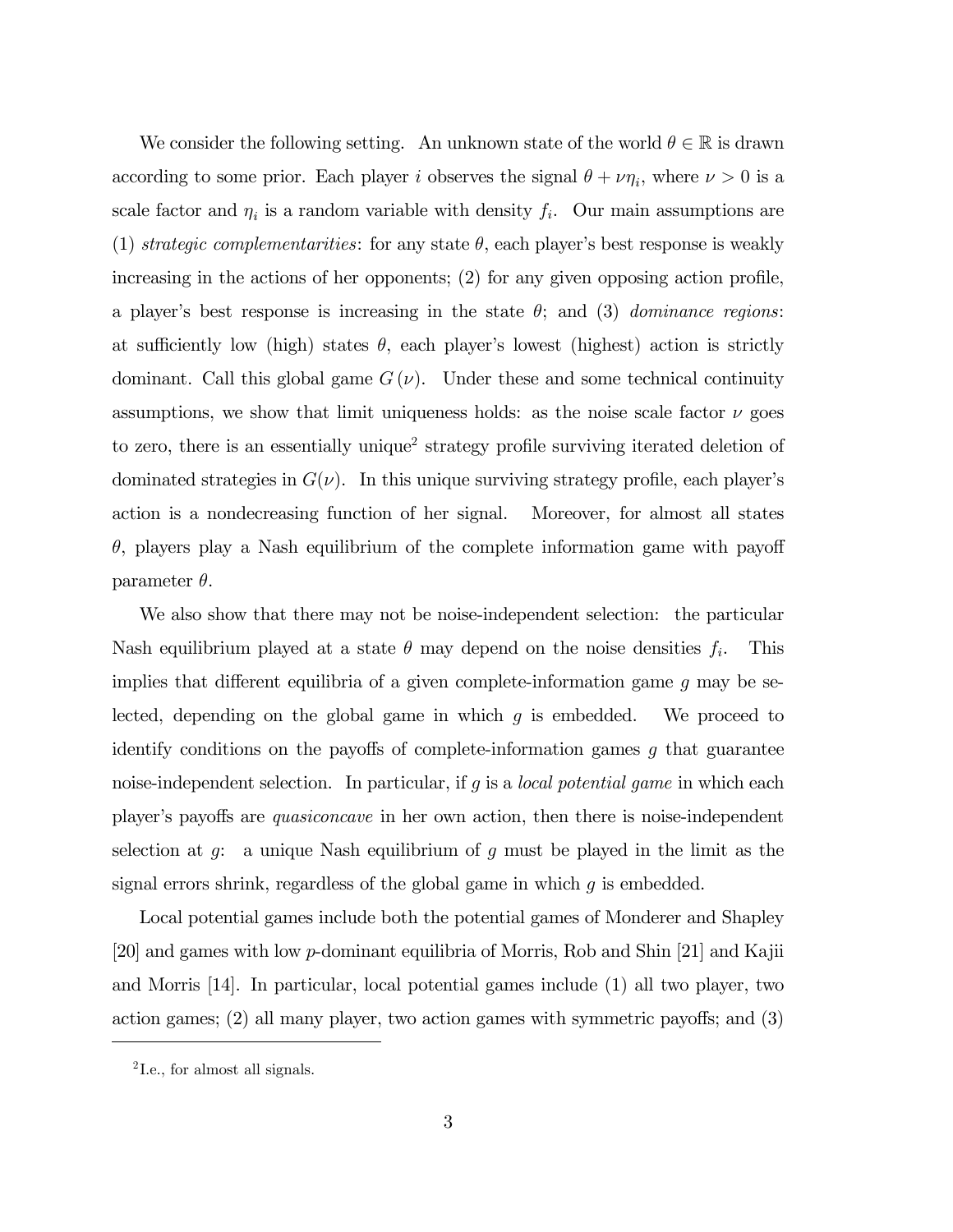We consider the following setting. An unknown state of the world $\theta \in \mathbb{R}$ is drawn according to some prior. Each player $i$ observes the signal $\theta + \nu\eta_i$, where $\nu > 0$ is a scale factor and $\eta_i$ is a random variable with density $f_i$. Our main assumptions are (1) *strategic complementarities*: for any state $\theta$, each player's best response is weakly increasing in the actions of her opponents; (2) for any given opposing action profile, a player's best response is increasing in the state $\theta$; and (3) *dominance regions*: at sufficiently low (high) states $\theta$, each player's lowest (highest) action is strictly dominant. Call this global game $G(\nu)$. Under these and some technical continuity assumptions, we show that limit uniqueness holds: as the noise scale factor $\nu$ goes to zero, there is an essentially unique[2] strategy profile surviving iterated deletion of dominated strategies in $G(\nu)$. In this unique surviving strategy profile, each player's action is a nondecreasing function of her signal. Moreover, for almost all states $\theta$, players play a Nash equilibrium of the complete information game with payoff parameter $\theta$.

We also show that there may not be noise-independent selection: the particular Nash equilibrium played at a state $\theta$ may depend on the noise densities $f_i$. This implies that different equilibria of a given complete-information game $g$ may be selected, depending on the global game in which $g$ is embedded. We proceed to identify conditions on the payoffs of complete-information games $g$ that guarantee noise-independent selection. In particular, if $g$ is a *local potential game* in which each player's payoffs are *quasiconcave* in her own action, then there is noise-independent selection at $g$: a unique Nash equilibrium of $g$ must be played in the limit as the signal errors shrink, regardless of the global game in which $g$ is embedded.

Local potential games include both the potential games of Monderer and Shapley [20] and games with low $p$-dominant equilibria of Morris, Rob and Shin [21] and Kajii and Morris [14]. In particular, local potential games include (1) all two player, two action games; (2) all many player, two action games with symmetric payoffs; and (3)

[2] I.e., for almost all signals.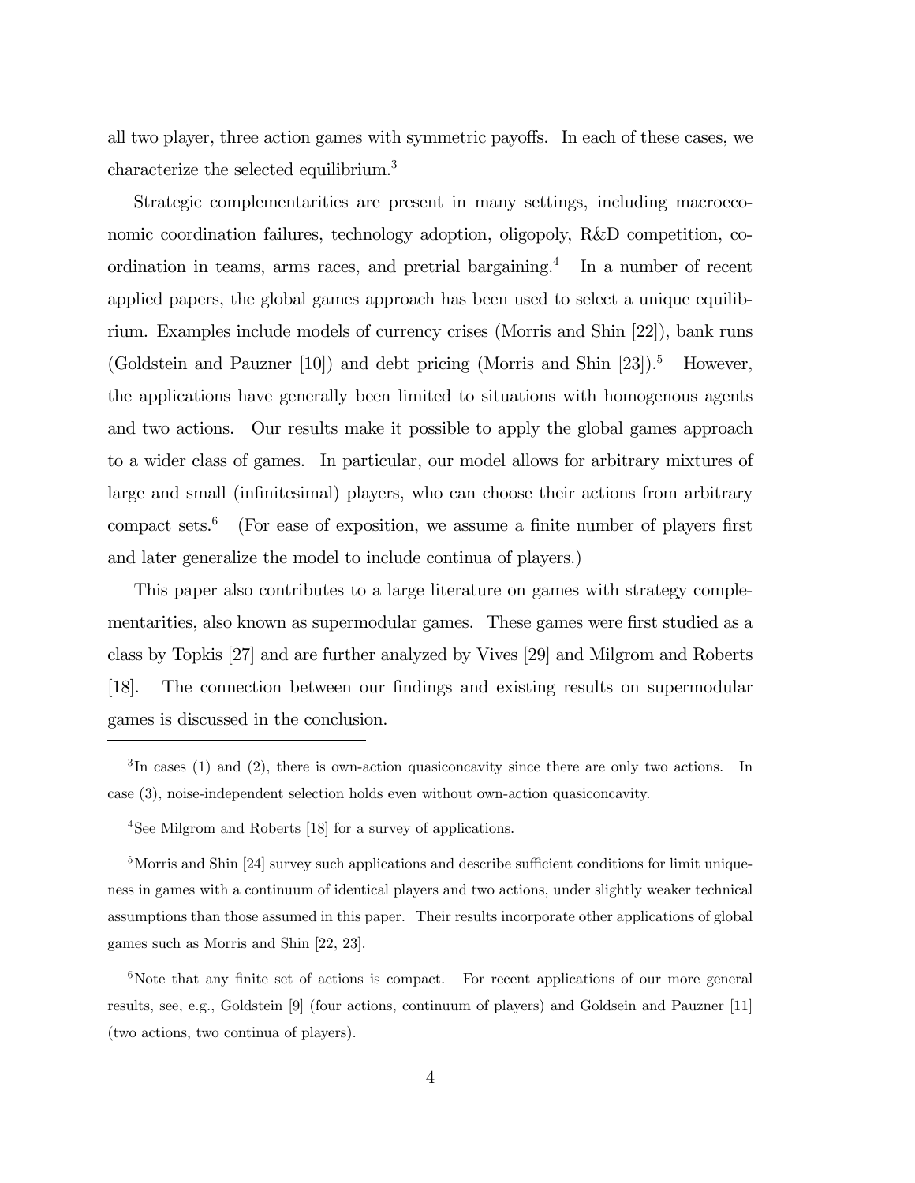all two player, three action games with symmetric payoffs. In each of these cases, we characterize the selected equilibrium.[3]

Strategic complementarities are present in many settings, including macroeconomic coordination failures, technology adoption, oligopoly, R&D competition, coordination in teams, arms races, and pretrial bargaining.[4] In a number of recent applied papers, the global games approach has been used to select a unique equilibrium. Examples include models of currency crises (Morris and Shin [22]), bank runs (Goldstein and Pauzner [10]) and debt pricing (Morris and Shin [23]).[5] However, the applications have generally been limited to situations with homogenous agents and two actions. Our results make it possible to apply the global games approach to a wider class of games. In particular, our model allows for arbitrary mixtures of large and small (infinitesimal) players, who can choose their actions from arbitrary compact sets.[6] (For ease of exposition, we assume a finite number of players first and later generalize the model to include continua of players.)

This paper also contributes to a large literature on games with strategy complementarities, also known as supermodular games. These games were first studied as a class by Topkis [27] and are further analyzed by Vives [29] and Milgrom and Roberts [18]. The connection between our findings and existing results on supermodular games is discussed in the conclusion.

---

[3] In cases (1) and (2), there is own-action quasiconcavity since there are only two actions. In case (3), noise-independent selection holds even without own-action quasiconcavity.

[4] See Milgrom and Roberts [18] for a survey of applications.

[5] Morris and Shin [24] survey such applications and describe sufficient conditions for limit uniqueness in games with a continuum of identical players and two actions, under slightly weaker technical assumptions than those assumed in this paper. Their results incorporate other applications of global games such as Morris and Shin [22, 23].

[6] Note that any finite set of actions is compact. For recent applications of our more general results, see, e.g., Goldstein [9] (four actions, continuum of players) and Goldsein and Pauzner [11] (two actions, two continua of players).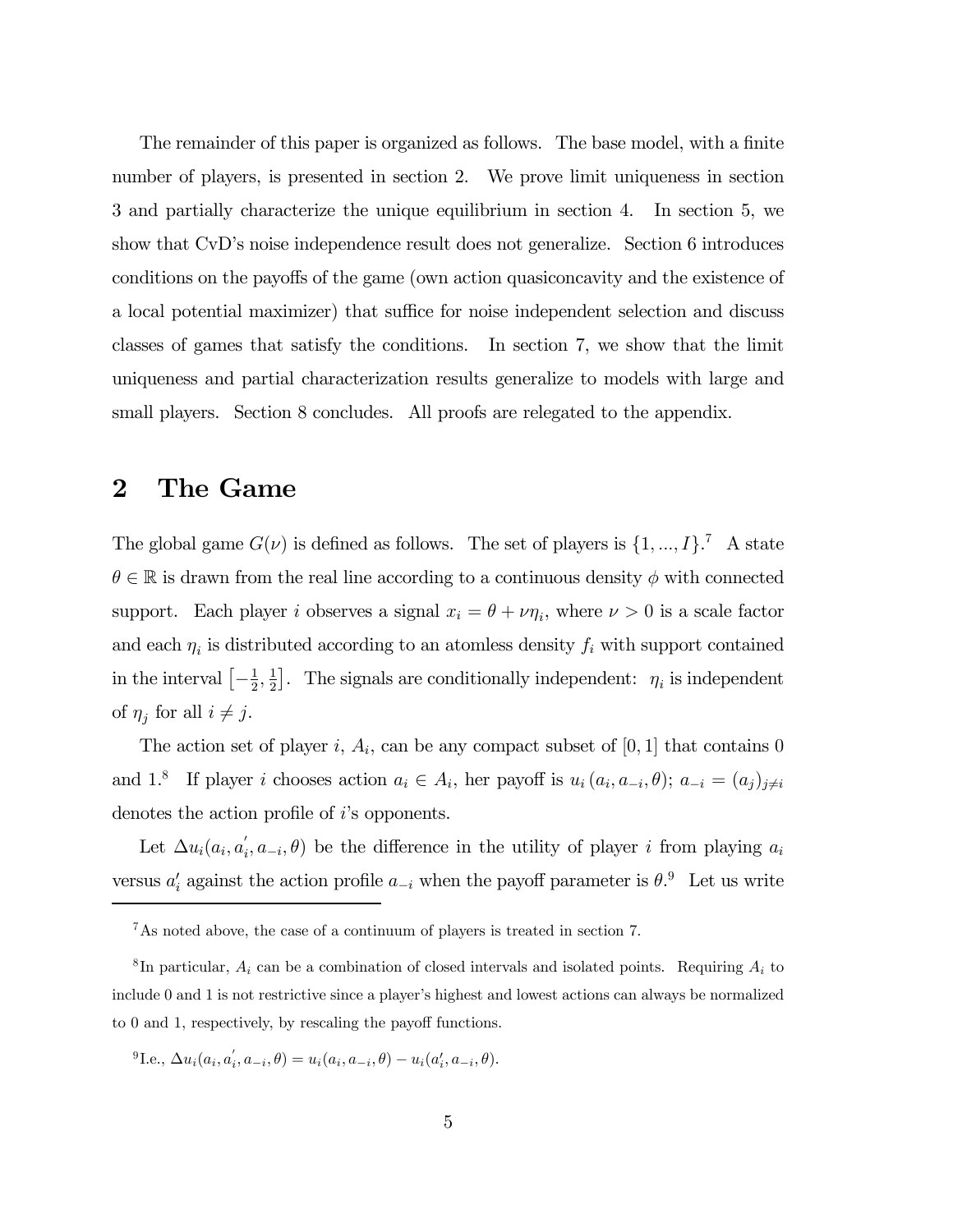The remainder of this paper is organized as follows. The base model, with a finite number of players, is presented in section 2. We prove limit uniqueness in section 3 and partially characterize the unique equilibrium in section 4. In section 5, we show that CvD's noise independence result does not generalize. Section 6 introduces conditions on the payoffs of the game (own action quasiconcavity and the existence of a local potential maximizer) that suffice for noise independent selection and discuss classes of games that satisfy the conditions. In section 7, we show that the limit uniqueness and partial characterization results generalize to models with large and small players. Section 8 concludes. All proofs are relegated to the appendix.

## 2 The Game

The global game $G(\nu)$ is defined as follows. The set of players is $\{1, ..., I\}$.[7] A state $\theta \in \mathbb{R}$ is drawn from the real line according to a continuous density $\phi$ with connected support. Each player $i$ observes a signal $x_i = \theta + \nu\eta_i$, where $\nu > 0$ is a scale factor and each $\eta_i$ is distributed according to an atomless density $f_i$ with support contained in the interval $\left[-\frac{1}{2}, \frac{1}{2}\right]$. The signals are conditionally independent: $\eta_i$ is independent of $\eta_j$ for all $i \neq j$.

The action set of player $i$, $A_i$, can be any compact subset of $[0, 1]$ that contains 0 and 1.[8] If player $i$ chooses action $a_i \in A_i$, her payoff is $u_i(a_i, a_{-i}, \theta)$; $a_{-i} = (a_j)_{j \neq i}$ denotes the action profile of $i$'s opponents.

Let $\Delta u_i(a_i, a_i', a_{-i}, \theta)$ be the difference in the utility of player $i$ from playing $a_i$ versus $a_i'$ against the action profile $a_{-i}$ when the payoff parameter is $\theta$.[9] Let us write

---

[7] As noted above, the case of a continuum of players is treated in section 7.

[8] In particular, $A_i$ can be a combination of closed intervals and isolated points. Requiring $A_i$ to include 0 and 1 is not restrictive since a player's highest and lowest actions can always be normalized to 0 and 1, respectively, by rescaling the payoff functions.

[9] I.e., $\Delta u_i(a_i, a_i', a_{-i}, \theta) = u_i(a_i, a_{-i}, \theta) - u_i(a_i', a_{-i}, \theta)$.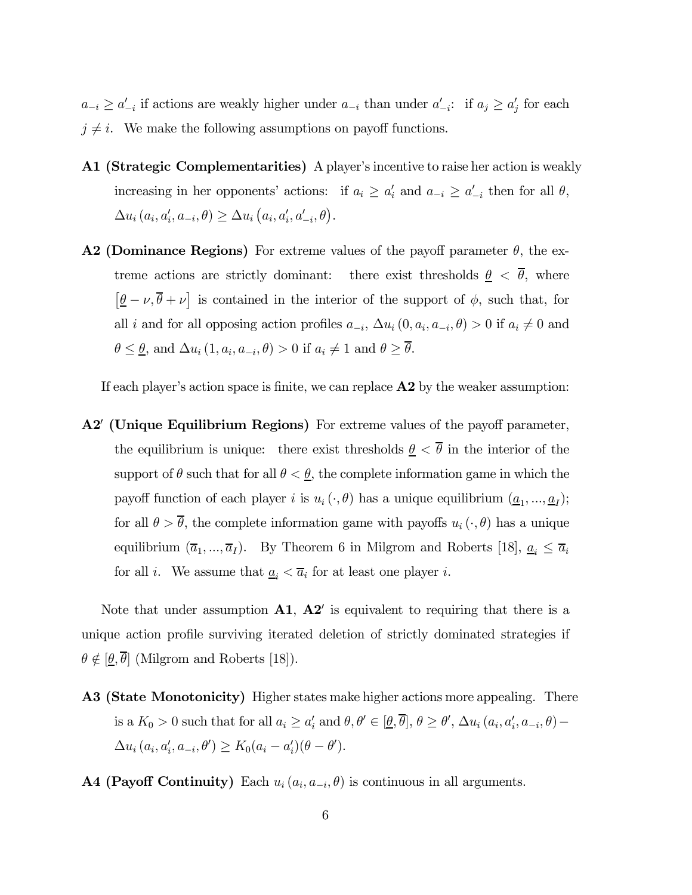$a_{-i} \geq a'_{-i}$ if actions are weakly higher under $a_{-i}$ than under $a'_{-i}$: if $a_j \geq a'_j$ for each $j \neq i$. We make the following assumptions on payoff functions.

**A1 (Strategic Complementarities)** A player's incentive to raise her action is weakly increasing in her opponents' actions: if $a_i \geq a'_i$ and $a_{-i} \geq a'_{-i}$ then for all $\theta$, $\Delta u_i(a_i, a'_i, a_{-i}, \theta) \geq \Delta u_i(a_i, a'_i, a'_{-i}, \theta)$.

**A2 (Dominance Regions)** For extreme values of the payoff parameter $\theta$, the extreme actions are strictly dominant: there exist thresholds $\underline{\theta} < \overline{\theta}$, where $[\underline{\theta} - \nu, \overline{\theta} + \nu]$ is contained in the interior of the support of $\phi$, such that, for all $i$ and for all opposing action profiles $a_{-i}$, $\Delta u_i(0, a_i, a_{-i}, \theta) > 0$ if $a_i \neq 0$ and $\theta \leq \underline{\theta}$, and $\Delta u_i(1, a_i, a_{-i}, \theta) > 0$ if $a_i \neq 1$ and $\theta \geq \overline{\theta}$.

If each player's action space is finite, we can replace **A2** by the weaker assumption:

**A2′ (Unique Equilibrium Regions)** For extreme values of the payoff parameter, the equilibrium is unique: there exist thresholds $\underline{\theta} < \overline{\theta}$ in the interior of the support of $\theta$ such that for all $\theta < \underline{\theta}$, the complete information game in which the payoff function of each player $i$ is $u_i(\cdot, \theta)$ has a unique equilibrium $(\underline{a}_1, ..., \underline{a}_I)$; for all $\theta > \overline{\theta}$, the complete information game with payoffs $u_i(\cdot, \theta)$ has a unique equilibrium $(\overline{a}_1, ..., \overline{a}_I)$. By Theorem 6 in Milgrom and Roberts [18], $\underline{a}_i \leq \overline{a}_i$ for all $i$. We assume that $\underline{a}_i < \overline{a}_i$ for at least one player $i$.

Note that under assumption **A1**, **A2′** is equivalent to requiring that there is a unique action profile surviving iterated deletion of strictly dominated strategies if $\theta \notin [\underline{\theta}, \overline{\theta}]$ (Milgrom and Roberts [18]).

**A3 (State Monotonicity)** Higher states make higher actions more appealing. There is a $K_0 > 0$ such that for all $a_i \geq a'_i$ and $\theta, \theta' \in [\underline{\theta}, \overline{\theta}]$, $\theta \geq \theta'$, $\Delta u_i(a_i, a'_i, a_{-i}, \theta) - \Delta u_i(a_i, a'_i, a_{-i}, \theta') \geq K_0(a_i - a'_i)(\theta - \theta')$.

**A4 (Payoff Continuity)** Each $u_i(a_i, a_{-i}, \theta)$ is continuous in all arguments.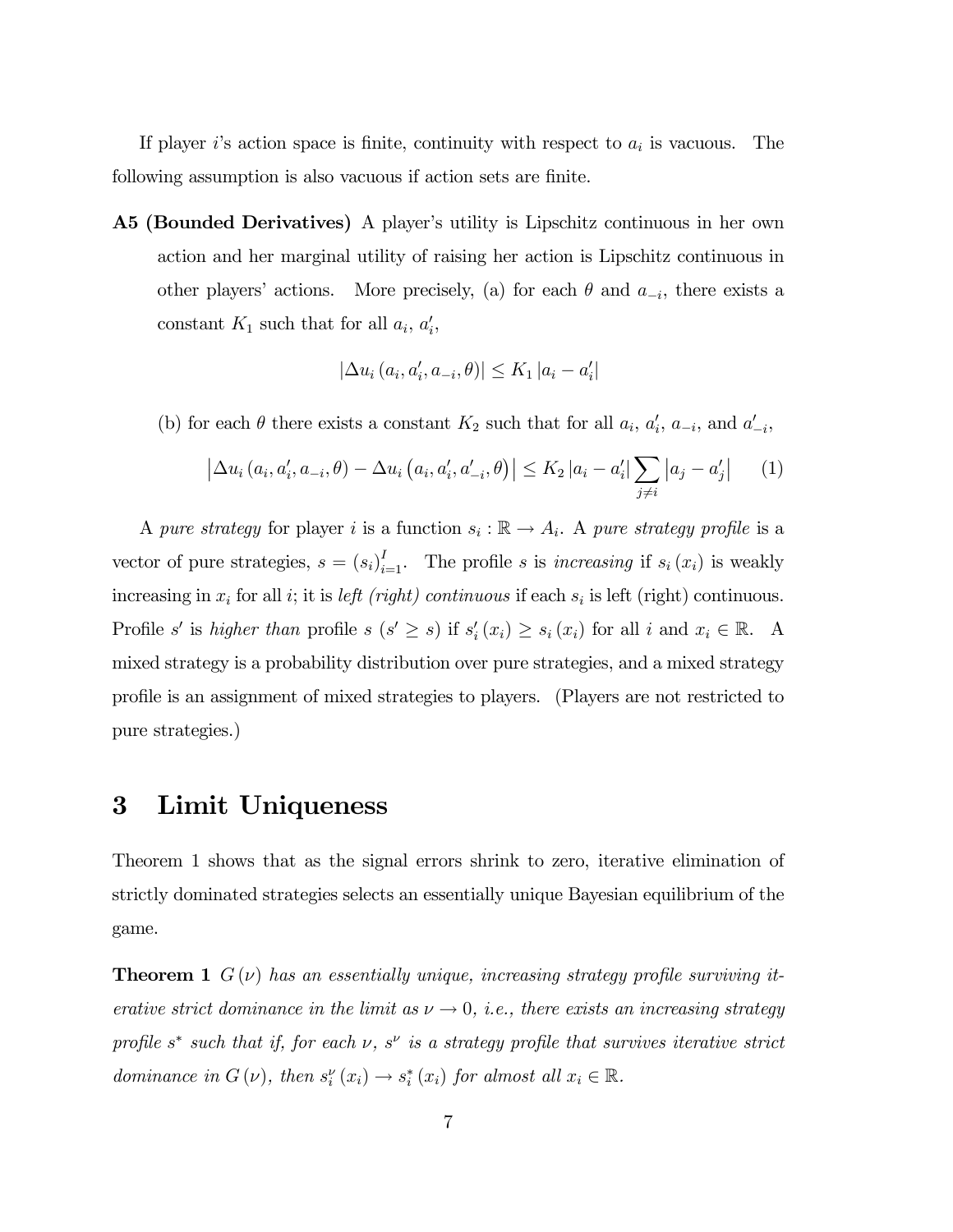If player $i$'s action space is finite, continuity with respect to $a_i$ is vacuous. The following assumption is also vacuous if action sets are finite.

**A5 (Bounded Derivatives)** A player's utility is Lipschitz continuous in her own action and her marginal utility of raising her action is Lipschitz continuous in other players' actions. More precisely, (a) for each $\theta$ and $a_{-i}$, there exists a constant $K_1$ such that for all $a_i$, $a_i'$,

$$|\Delta u_i(a_i, a_i', a_{-i}, \theta)| \leq K_1 |a_i - a_i'|$$

(b) for each $\theta$ there exists a constant $K_2$ such that for all $a_i$, $a_i'$, $a_{-i}$, and $a_{-i}'$,

$$\left|\Delta u_i(a_i, a_i', a_{-i}, \theta) - \Delta u_i\left(a_i, a_i', a_{-i}', \theta\right)\right| \leq K_2 |a_i - a_i'| \sum_{j \neq i} \left|a_j - a_j'\right| \tag{1}$$

A *pure strategy* for player $i$ is a function $s_i : \mathbb{R} \to A_i$. A *pure strategy profile* is a vector of pure strategies, $s = (s_i)_{i=1}^I$. The profile $s$ is *increasing* if $s_i(x_i)$ is weakly increasing in $x_i$ for all $i$; it is *left (right) continuous* if each $s_i$ is left (right) continuous. Profile $s'$ is *higher than* profile $s$ ($s' \geq s$) if $s_i'(x_i) \geq s_i(x_i)$ for all $i$ and $x_i \in \mathbb{R}$. A mixed strategy is a probability distribution over pure strategies, and a mixed strategy profile is an assignment of mixed strategies to players. (Players are not restricted to pure strategies.)

# 3 Limit Uniqueness

Theorem 1 shows that as the signal errors shrink to zero, iterative elimination of strictly dominated strategies selects an essentially unique Bayesian equilibrium of the game.

**Theorem 1** *$G(\nu)$ has an essentially unique, increasing strategy profile surviving iterative strict dominance in the limit as $\nu \to 0$, i.e., there exists an increasing strategy profile $s^*$ such that if, for each $\nu$, $s^\nu$ is a strategy profile that survives iterative strict dominance in $G(\nu)$, then $s_i^\nu(x_i) \to s_i^*(x_i)$ for almost all $x_i \in \mathbb{R}$.*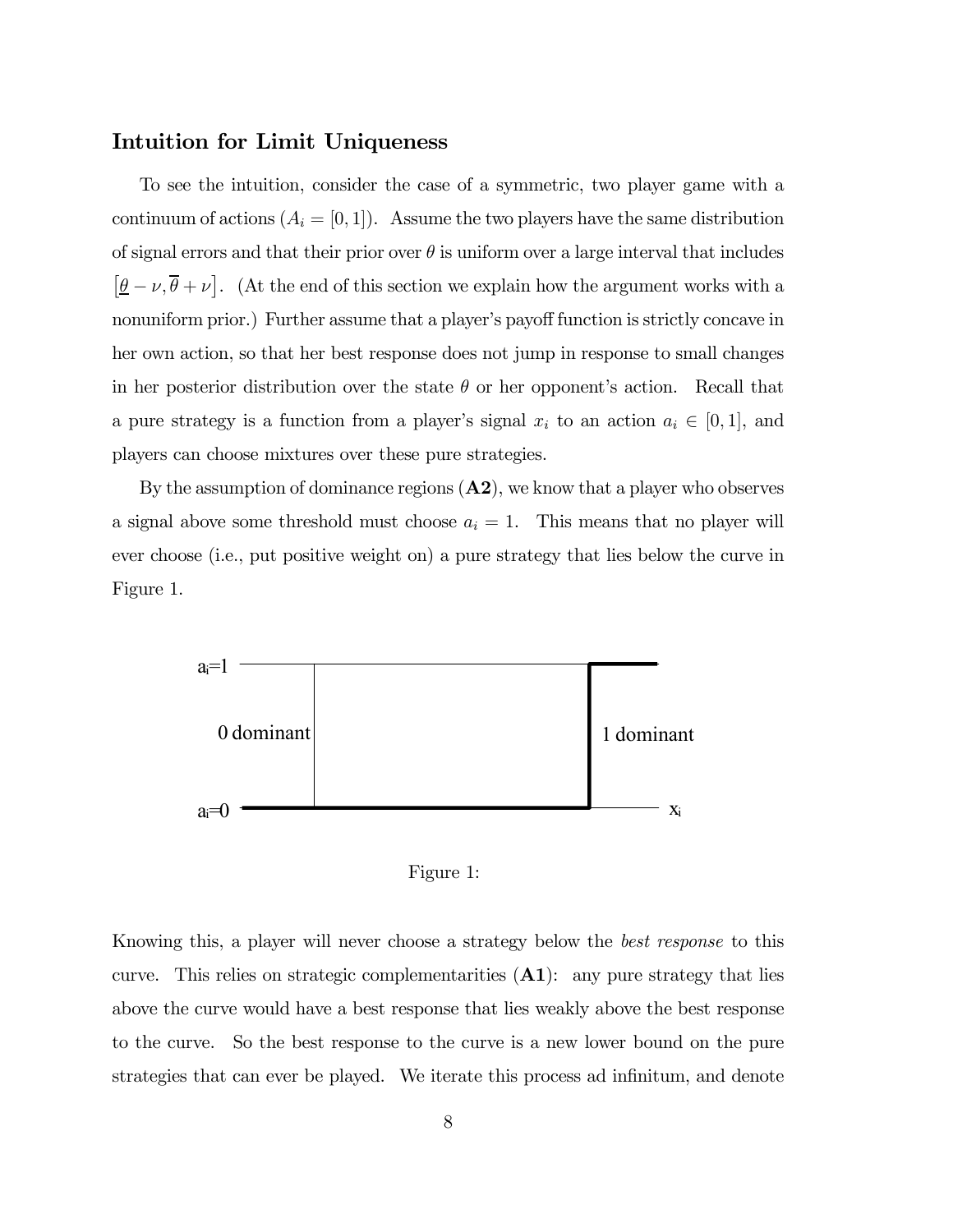## Intuition for Limit Uniqueness

To see the intuition, consider the case of a symmetric, two player game with a continuum of actions ($A_i = [0, 1]$). Assume the two players have the same distribution of signal errors and that their prior over $\theta$ is uniform over a large interval that includes $\left[\underline{\theta} - \nu, \overline{\theta} + \nu\right]$. (At the end of this section we explain how the argument works with a nonuniform prior.) Further assume that a player's payoff function is strictly concave in her own action, so that her best response does not jump in response to small changes in her posterior distribution over the state $\theta$ or her opponent's action. Recall that a pure strategy is a function from a player's signal $x_i$ to an action $a_i \in [0, 1]$, and players can choose mixtures over these pure strategies.

By the assumption of dominance regions (**A2**), we know that a player who observes a signal above some threshold must choose $a_i = 1$. This means that no player will ever choose (i.e., put positive weight on) a pure strategy that lies below the curve in Figure 1.

Figure 1:

Knowing this, a player will never choose a strategy below the *best response* to this curve. This relies on strategic complementarities (**A1**): any pure strategy that lies above the curve would have a best response that lies weakly above the best response to the curve. So the best response to the curve is a new lower bound on the pure strategies that can ever be played. We iterate this process ad infinitum, and denote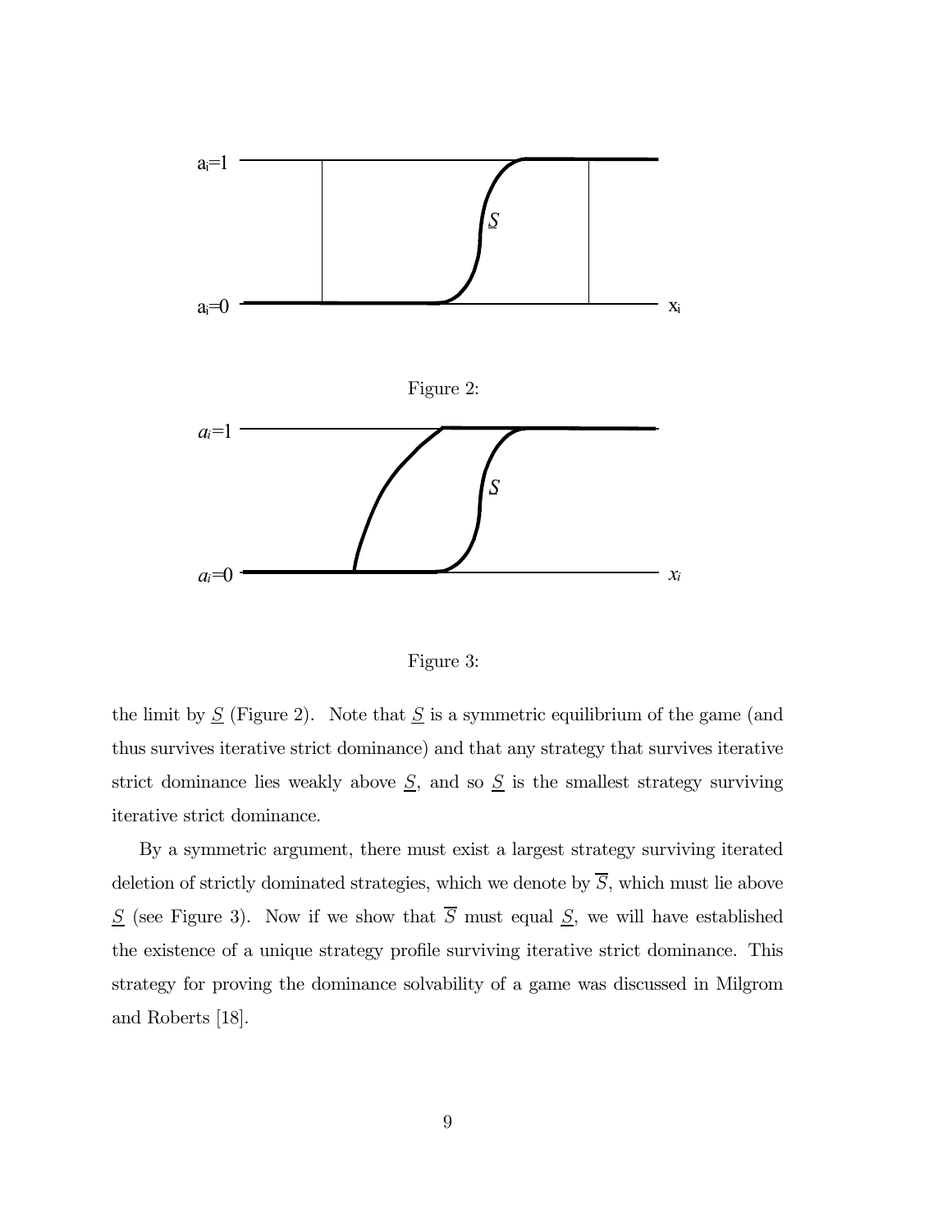Figure 2:

Figure 3:

the limit by $\underline{S}$ (Figure 2). Note that $\underline{S}$ is a symmetric equilibrium of the game (and thus survives iterative strict dominance) and that any strategy that survives iterative strict dominance lies weakly above $\underline{S}$, and so $\underline{S}$ is the smallest strategy surviving iterative strict dominance.

By a symmetric argument, there must exist a largest strategy surviving iterated deletion of strictly dominated strategies, which we denote by $\overline{S}$, which must lie above $\underline{S}$ (see Figure 3). Now if we show that $\overline{S}$ must equal $\underline{S}$, we will have established the existence of a unique strategy profile surviving iterative strict dominance. This strategy for proving the dominance solvability of a game was discussed in Milgrom and Roberts [18].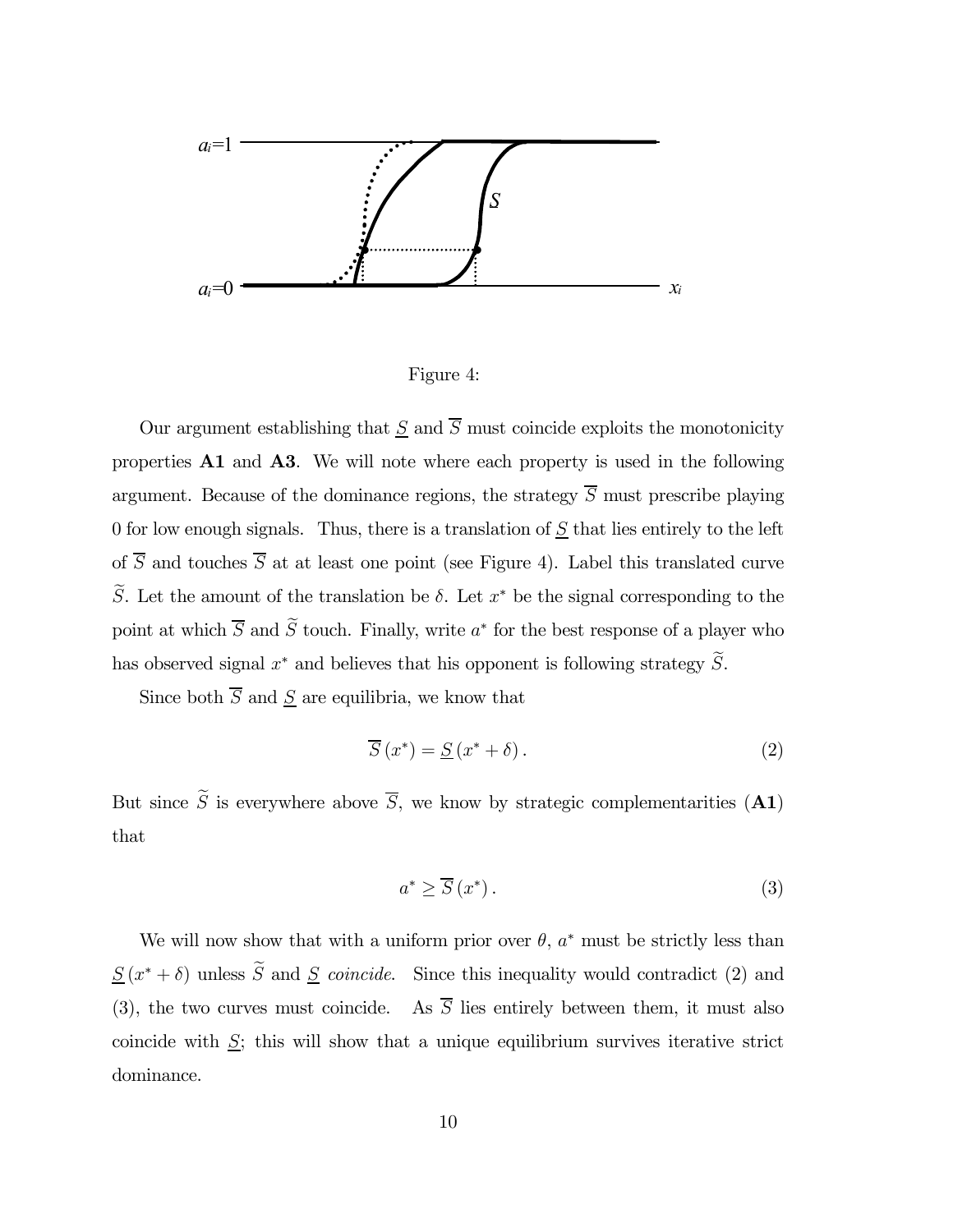Figure 4:

Our argument establishing that $\underline{S}$ and $\overline{S}$ must coincide exploits the monotonicity properties **A1** and **A3**. We will note where each property is used in the following argument. Because of the dominance regions, the strategy $\overline{S}$ must prescribe playing 0 for low enough signals. Thus, there is a translation of $\underline{S}$ that lies entirely to the left of $\overline{S}$ and touches $\overline{S}$ at at least one point (see Figure 4). Label this translated curve $\widetilde{S}$. Let the amount of the translation be $\delta$. Let $x^*$ be the signal corresponding to the point at which $\overline{S}$ and $\widetilde{S}$ touch. Finally, write $a^*$ for the best response of a player who has observed signal $x^*$ and believes that his opponent is following strategy $\widetilde{S}$.

Since both $\overline{S}$ and $\underline{S}$ are equilibria, we know that

$$\overline{S}(x^*) = \underline{S}(x^* + \delta). \tag{2}$$

But since $\widetilde{S}$ is everywhere above $\overline{S}$, we know by strategic complementarities (**A1**) that

$$a^* \geq \overline{S}(x^*). \tag{3}$$

We will now show that with a uniform prior over $\theta$, $a^*$ must be strictly less than $\underline{S}(x^* + \delta)$ unless $\widetilde{S}$ and $\underline{S}$ *coincide*. Since this inequality would contradict (2) and (3), the two curves must coincide. As $\overline{S}$ lies entirely between them, it must also coincide with $\underline{S}$; this will show that a unique equilibrium survives iterative strict dominance.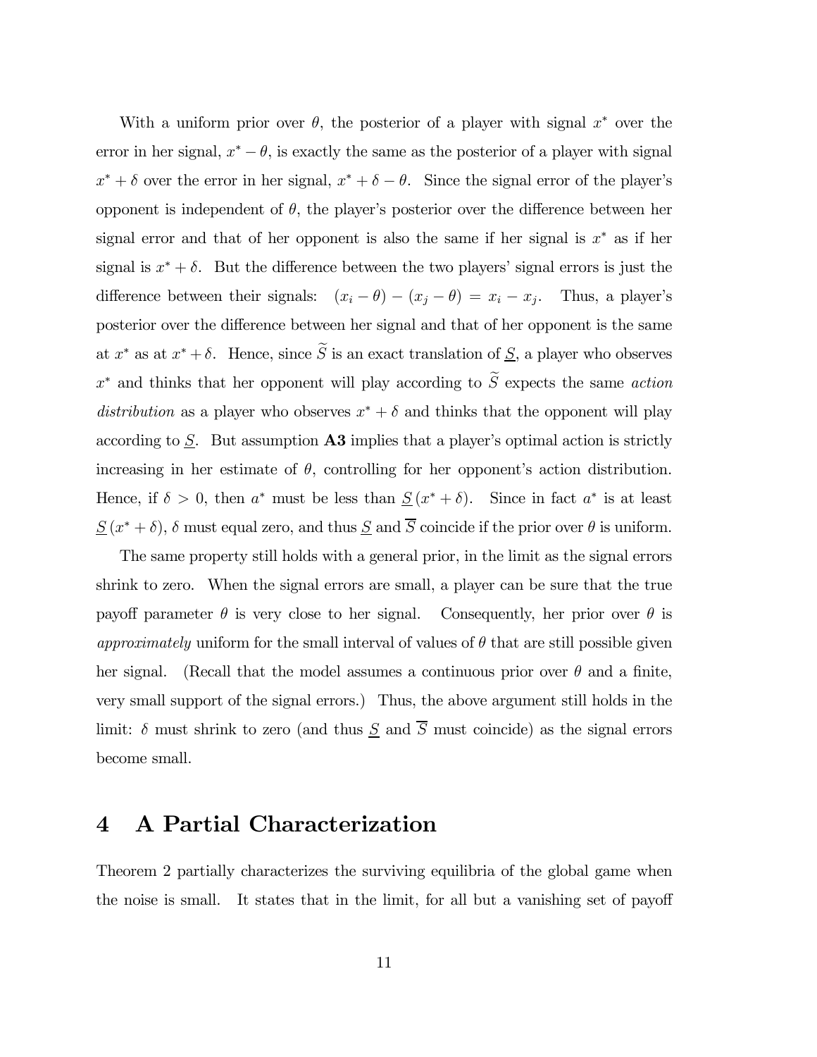With a uniform prior over $\theta$, the posterior of a player with signal $x^*$ over the error in her signal, $x^* - \theta$, is exactly the same as the posterior of a player with signal $x^* + \delta$ over the error in her signal, $x^* + \delta - \theta$. Since the signal error of the player's opponent is independent of $\theta$, the player's posterior over the difference between her signal error and that of her opponent is also the same if her signal is $x^*$ as if her signal is $x^* + \delta$. But the difference between the two players' signal errors is just the difference between their signals: $(x_i - \theta) - (x_j - \theta) = x_i - x_j$. Thus, a player's posterior over the difference between her signal and that of her opponent is the same at $x^*$ as at $x^* + \delta$. Hence, since $\widetilde{S}$ is an exact translation of $\underline{S}$, a player who observes $x^*$ and thinks that her opponent will play according to $\widetilde{S}$ expects the same *action distribution* as a player who observes $x^* + \delta$ and thinks that the opponent will play according to $\underline{S}$. But assumption **A3** implies that a player's optimal action is strictly increasing in her estimate of $\theta$, controlling for her opponent's action distribution. Hence, if $\delta > 0$, then $a^*$ must be less than $\underline{S}(x^* + \delta)$. Since in fact $a^*$ is at least $\underline{S}(x^* + \delta)$, $\delta$ must equal zero, and thus $\underline{S}$ and $\overline{S}$ coincide if the prior over $\theta$ is uniform.

The same property still holds with a general prior, in the limit as the signal errors shrink to zero. When the signal errors are small, a player can be sure that the true payoff parameter $\theta$ is very close to her signal. Consequently, her prior over $\theta$ is *approximately* uniform for the small interval of values of $\theta$ that are still possible given her signal. (Recall that the model assumes a continuous prior over $\theta$ and a finite, very small support of the signal errors.) Thus, the above argument still holds in the limit: $\delta$ must shrink to zero (and thus $\underline{S}$ and $\overline{S}$ must coincide) as the signal errors become small.

# 4 A Partial Characterization

Theorem 2 partially characterizes the surviving equilibria of the global game when the noise is small. It states that in the limit, for all but a vanishing set of payoff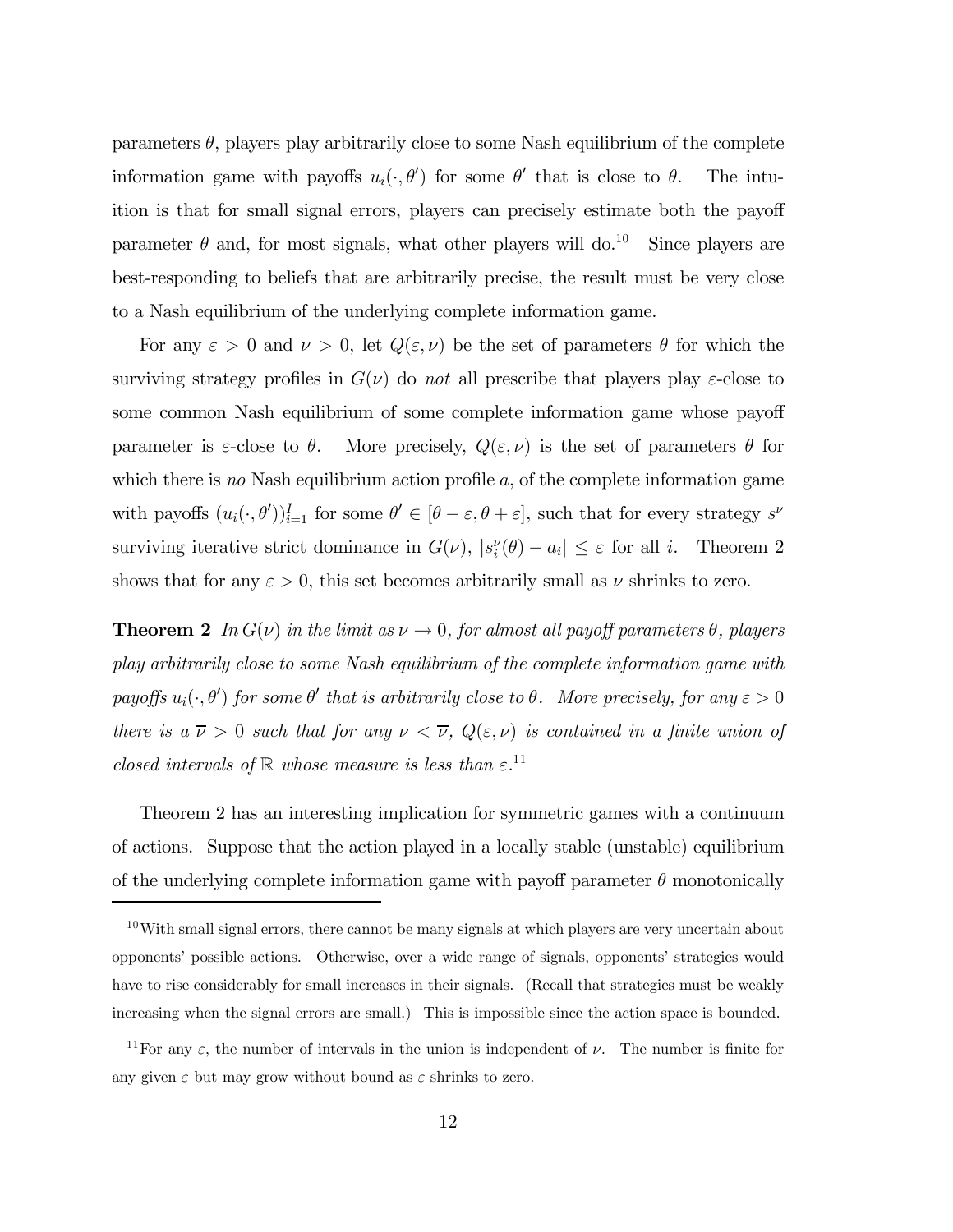parameters $\theta$, players play arbitrarily close to some Nash equilibrium of the complete information game with payoffs $u_i(\cdot, \theta')$ for some $\theta'$ that is close to $\theta$. The intuition is that for small signal errors, players can precisely estimate both the payoff parameter $\theta$ and, for most signals, what other players will do.[10] Since players are best-responding to beliefs that are arbitrarily precise, the result must be very close to a Nash equilibrium of the underlying complete information game.

For any $\varepsilon > 0$ and $\nu > 0$, let $Q(\varepsilon, \nu)$ be the set of parameters $\theta$ for which the surviving strategy profiles in $G(\nu)$ do *not* all prescribe that players play $\varepsilon$-close to some common Nash equilibrium of some complete information game whose payoff parameter is $\varepsilon$-close to $\theta$. More precisely, $Q(\varepsilon, \nu)$ is the set of parameters $\theta$ for which there is *no* Nash equilibrium action profile $a$, of the complete information game with payoffs $(u_i(\cdot, \theta'))_{i=1}^I$ for some $\theta' \in [\theta - \varepsilon, \theta + \varepsilon]$, such that for every strategy $s^\nu$ surviving iterative strict dominance in $G(\nu)$, $|s_i^\nu(\theta) - a_i| \leq \varepsilon$ for all $i$. Theorem 2 shows that for any $\varepsilon > 0$, this set becomes arbitrarily small as $\nu$ shrinks to zero.

**Theorem 2** *In $G(\nu)$ in the limit as $\nu \to 0$, for almost all payoff parameters $\theta$, players play arbitrarily close to some Nash equilibrium of the complete information game with payoffs $u_i(\cdot, \theta')$ for some $\theta'$ that is arbitrarily close to $\theta$. More precisely, for any $\varepsilon > 0$ there is a $\overline{\nu} > 0$ such that for any $\nu < \overline{\nu}$, $Q(\varepsilon, \nu)$ is contained in a finite union of closed intervals of $\mathbb{R}$ whose measure is less than $\varepsilon$.*[11]

Theorem 2 has an interesting implication for symmetric games with a continuum of actions. Suppose that the action played in a locally stable (unstable) equilibrium of the underlying complete information game with payoff parameter $\theta$ monotonically

---

[10] With small signal errors, there cannot be many signals at which players are very uncertain about opponents' possible actions. Otherwise, over a wide range of signals, opponents' strategies would have to rise considerably for small increases in their signals. (Recall that strategies must be weakly increasing when the signal errors are small.) This is impossible since the action space is bounded.

[11] For any $\varepsilon$, the number of intervals in the union is independent of $\nu$. The number is finite for any given $\varepsilon$ but may grow without bound as $\varepsilon$ shrinks to zero.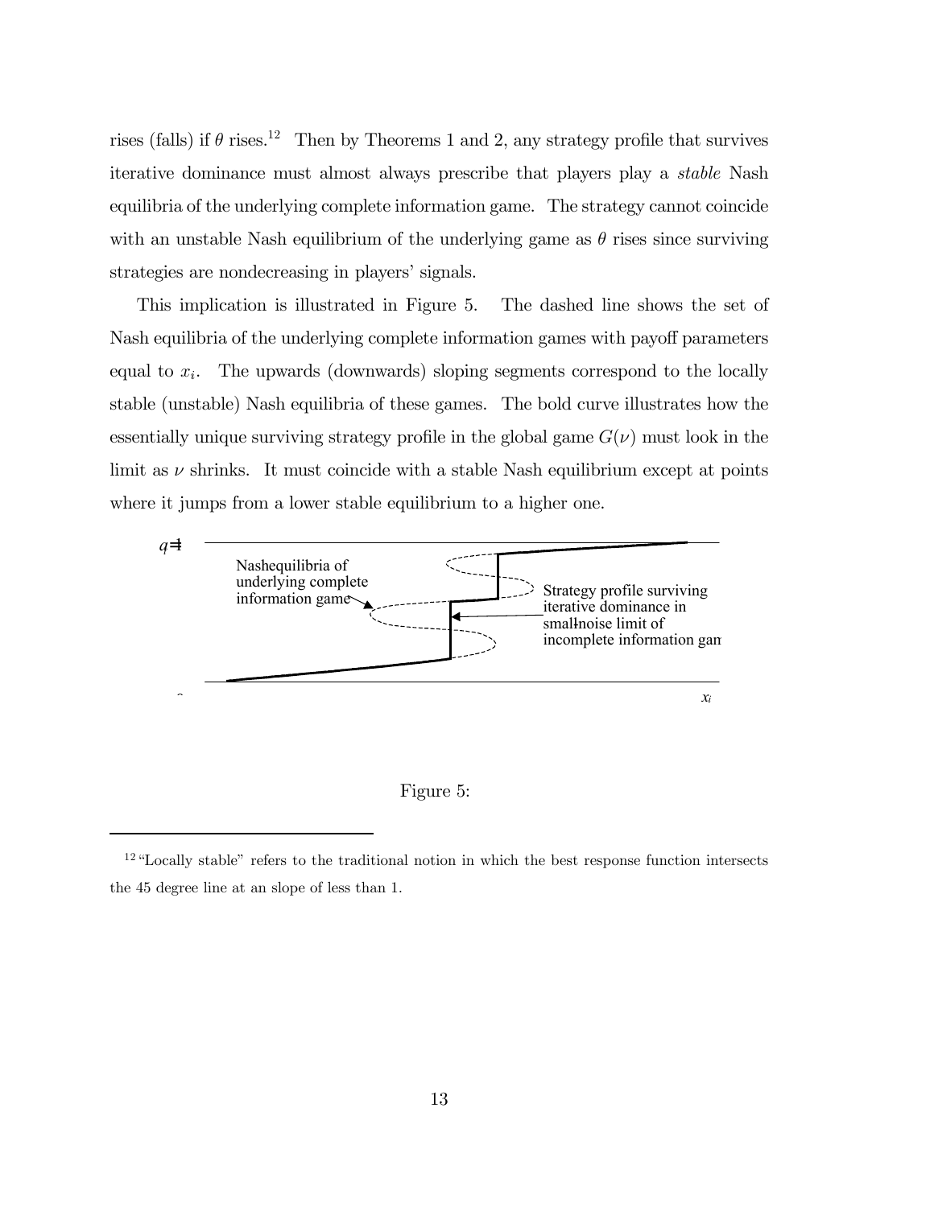rises (falls) if $\theta$ rises.[12] Then by Theorems 1 and 2, any strategy profile that survives iterative dominance must almost always prescribe that players play a *stable* Nash equilibria of the underlying complete information game. The strategy cannot coincide with an unstable Nash equilibrium of the underlying game as $\theta$ rises since surviving strategies are nondecreasing in players' signals.

This implication is illustrated in Figure 5. The dashed line shows the set of Nash equilibria of the underlying complete information games with payoff parameters equal to $x_i$. The upwards (downwards) sloping segments correspond to the locally stable (unstable) Nash equilibria of these games. The bold curve illustrates how the essentially unique surviving strategy profile in the global game $G(\nu)$ must look in the limit as $\nu$ shrinks. It must coincide with a stable Nash equilibrium except at points where it jumps from a lower stable equilibrium to a higher one.

Figure 5:

[12] "Locally stable" refers to the traditional notion in which the best response function intersects the 45 degree line at an slope of less than 1.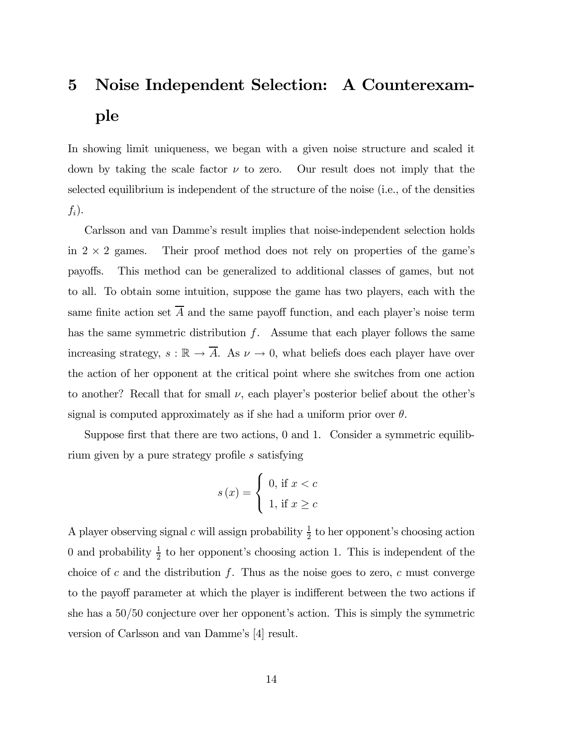# 5 Noise Independent Selection: A Counterexample

In showing limit uniqueness, we began with a given noise structure and scaled it down by taking the scale factor $\nu$ to zero. Our result does not imply that the selected equilibrium is independent of the structure of the noise (i.e., of the densities $f_i$).

Carlsson and van Damme's result implies that noise-independent selection holds in $2 \times 2$ games. Their proof method does not rely on properties of the game's payoffs. This method can be generalized to additional classes of games, but not to all. To obtain some intuition, suppose the game has two players, each with the same finite action set $\overline{A}$ and the same payoff function, and each player's noise term has the same symmetric distribution $f$. Assume that each player follows the same increasing strategy, $s : \mathbb{R} \rightarrow \overline{A}$. As $\nu \rightarrow 0$, what beliefs does each player have over the action of her opponent at the critical point where she switches from one action to another? Recall that for small $\nu$, each player's posterior belief about the other's signal is computed approximately as if she had a uniform prior over $\theta$.

Suppose first that there are two actions, 0 and 1. Consider a symmetric equilibrium given by a pure strategy profile $s$ satisfying

$$s(x) = \begin{cases} 0, \text{ if } x < c \\ 1, \text{ if } x \geq c \end{cases}$$

A player observing signal $c$ will assign probability $\frac{1}{2}$ to her opponent's choosing action 0 and probability $\frac{1}{2}$ to her opponent's choosing action 1. This is independent of the choice of $c$ and the distribution $f$. Thus as the noise goes to zero, $c$ must converge to the payoff parameter at which the player is indifferent between the two actions if she has a 50/50 conjecture over her opponent's action. This is simply the symmetric version of Carlsson and van Damme's [4] result.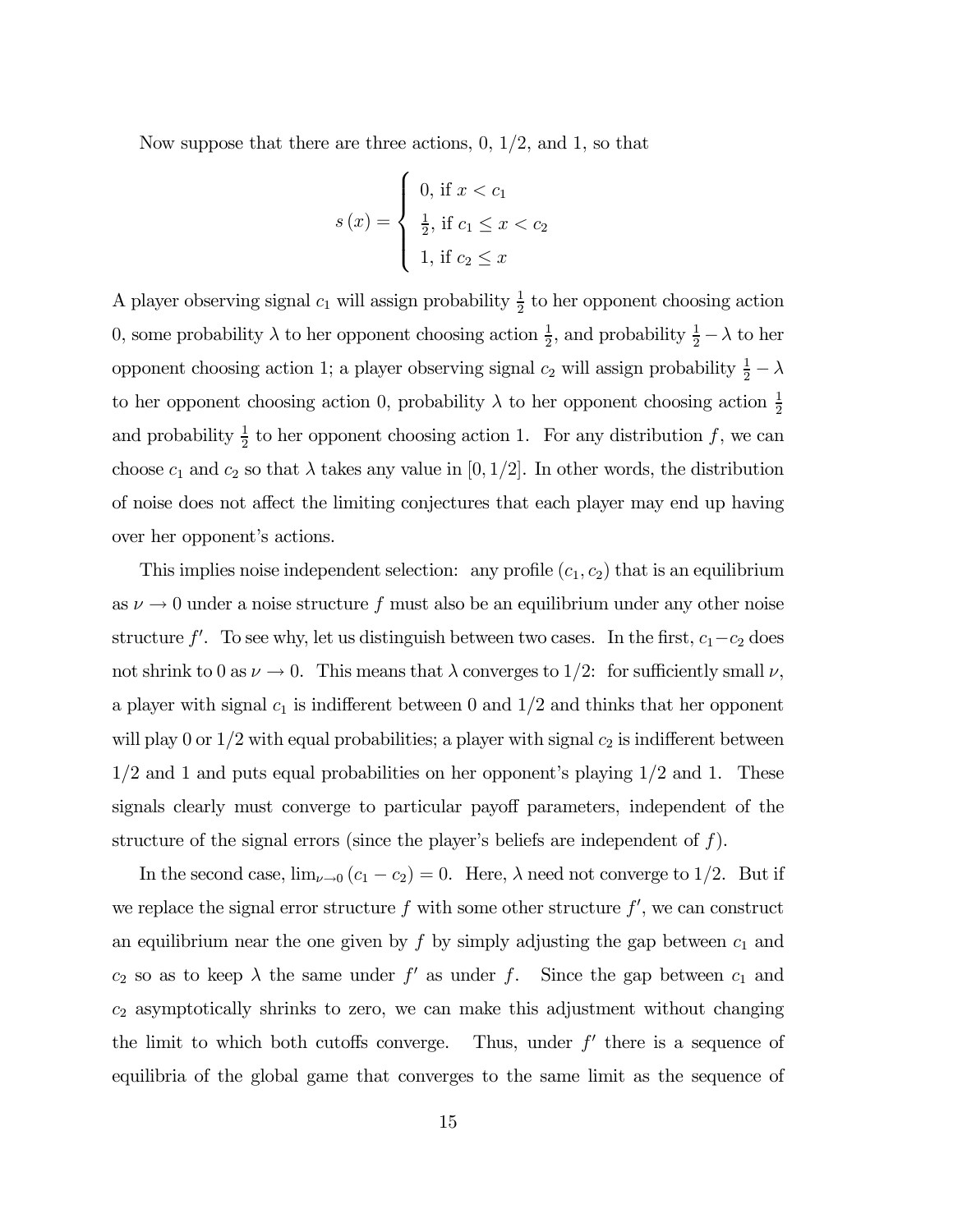Now suppose that there are three actions, 0, 1/2, and 1, so that

$$s(x) = \begin{cases} 0, \text{ if } x < c_1 \\ \frac{1}{2}, \text{ if } c_1 \leq x < c_2 \\ 1, \text{ if } c_2 \leq x \end{cases}$$

A player observing signal $c_1$ will assign probability $\frac{1}{2}$ to her opponent choosing action 0, some probability $\lambda$ to her opponent choosing action $\frac{1}{2}$, and probability $\frac{1}{2} - \lambda$ to her opponent choosing action 1; a player observing signal $c_2$ will assign probability $\frac{1}{2} - \lambda$ to her opponent choosing action 0, probability $\lambda$ to her opponent choosing action $\frac{1}{2}$ and probability $\frac{1}{2}$ to her opponent choosing action 1. For any distribution $f$, we can choose $c_1$ and $c_2$ so that $\lambda$ takes any value in $[0, 1/2]$. In other words, the distribution of noise does not affect the limiting conjectures that each player may end up having over her opponent's actions.

This implies noise independent selection: any profile $(c_1, c_2)$ that is an equilibrium as $\nu \to 0$ under a noise structure $f$ must also be an equilibrium under any other noise structure $f'$. To see why, let us distinguish between two cases. In the first, $c_1 - c_2$ does not shrink to 0 as $\nu \to 0$. This means that $\lambda$ converges to 1/2: for sufficiently small $\nu$, a player with signal $c_1$ is indifferent between 0 and 1/2 and thinks that her opponent will play 0 or 1/2 with equal probabilities; a player with signal $c_2$ is indifferent between 1/2 and 1 and puts equal probabilities on her opponent's playing 1/2 and 1. These signals clearly must converge to particular payoff parameters, independent of the structure of the signal errors (since the player's beliefs are independent of $f$).

In the second case, $\lim_{\nu \to 0} (c_1 - c_2) = 0$. Here, $\lambda$ need not converge to 1/2. But if we replace the signal error structure $f$ with some other structure $f'$, we can construct an equilibrium near the one given by $f$ by simply adjusting the gap between $c_1$ and $c_2$ so as to keep $\lambda$ the same under $f'$ as under $f$. Since the gap between $c_1$ and $c_2$ asymptotically shrinks to zero, we can make this adjustment without changing the limit to which both cutoffs converge. Thus, under $f'$ there is a sequence of equilibria of the global game that converges to the same limit as the sequence of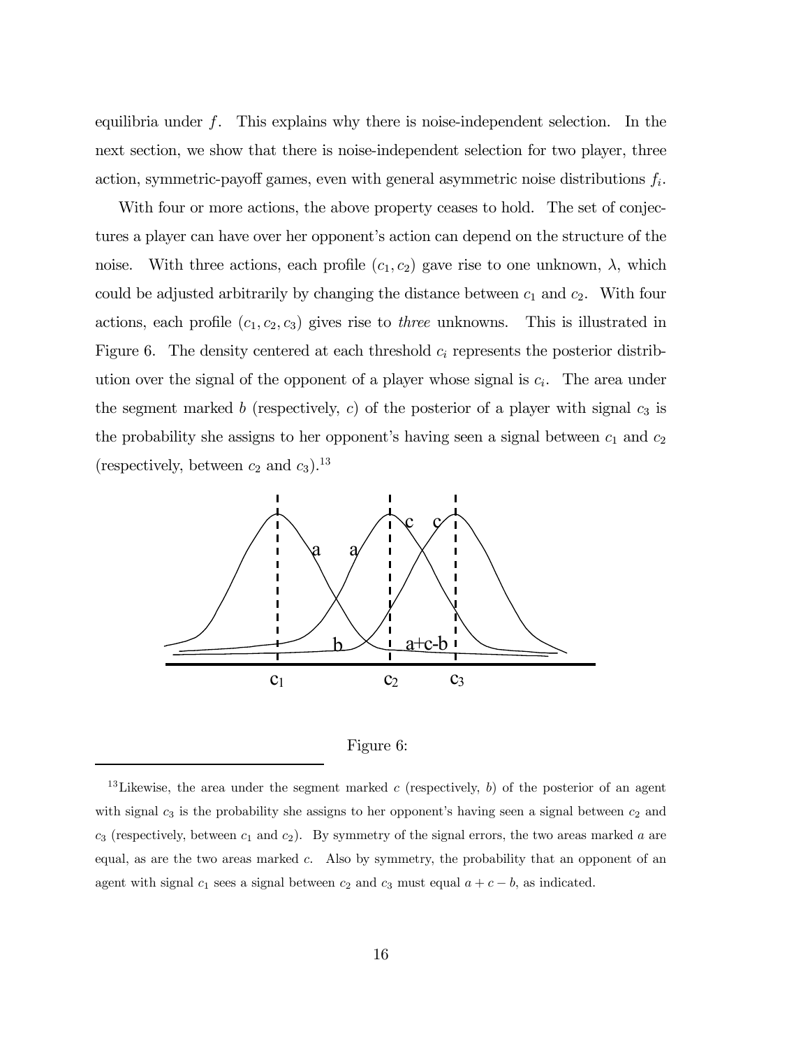equilibria under $f$. This explains why there is noise-independent selection. In the next section, we show that there is noise-independent selection for two player, three action, symmetric-payoff games, even with general asymmetric noise distributions $f_i$.

With four or more actions, the above property ceases to hold. The set of conjectures a player can have over her opponent's action can depend on the structure of the noise. With three actions, each profile $(c_1, c_2)$ gave rise to one unknown, $\lambda$, which could be adjusted arbitrarily by changing the distance between $c_1$ and $c_2$. With four actions, each profile $(c_1, c_2, c_3)$ gives rise to *three* unknowns. This is illustrated in Figure 6. The density centered at each threshold $c_i$ represents the posterior distribution over the signal of the opponent of a player whose signal is $c_i$. The area under the segment marked $b$ (respectively, $c$) of the posterior of a player with signal $c_3$ is the probability she assigns to her opponent's having seen a signal between $c_1$ and $c_2$ (respectively, between $c_2$ and $c_3$).[13]

Figure 6:

[13] Likewise, the area under the segment marked $c$ (respectively, $b$) of the posterior of an agent with signal $c_3$ is the probability she assigns to her opponent's having seen a signal between $c_2$ and $c_3$ (respectively, between $c_1$ and $c_2$). By symmetry of the signal errors, the two areas marked $a$ are equal, as are the two areas marked $c$. Also by symmetry, the probability that an opponent of an agent with signal $c_1$ sees a signal between $c_2$ and $c_3$ must equal $a + c - b$, as indicated.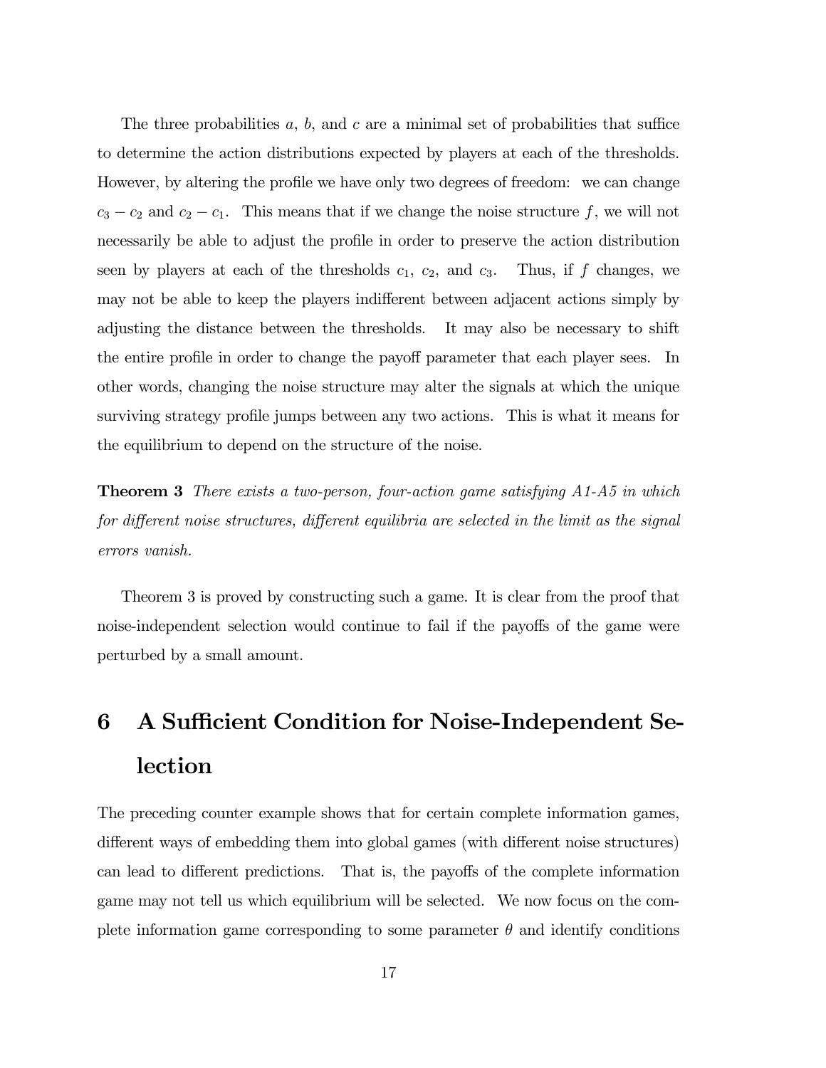The three probabilities $a$, $b$, and $c$ are a minimal set of probabilities that suffice to determine the action distributions expected by players at each of the thresholds. However, by altering the profile we have only two degrees of freedom: we can change $c_3 - c_2$ and $c_2 - c_1$. This means that if we change the noise structure $f$, we will not necessarily be able to adjust the profile in order to preserve the action distribution seen by players at each of the thresholds $c_1$, $c_2$, and $c_3$. Thus, if $f$ changes, we may not be able to keep the players indifferent between adjacent actions simply by adjusting the distance between the thresholds. It may also be necessary to shift the entire profile in order to change the payoff parameter that each player sees. In other words, changing the noise structure may alter the signals at which the unique surviving strategy profile jumps between any two actions. This is what it means for the equilibrium to depend on the structure of the noise.

**Theorem 3** *There exists a two-person, four-action game satisfying A1-A5 in which for different noise structures, different equilibria are selected in the limit as the signal errors vanish.*

Theorem 3 is proved by constructing such a game. It is clear from the proof that noise-independent selection would continue to fail if the payoffs of the game were perturbed by a small amount.

# 6 A Sufficient Condition for Noise-Independent Selection

The preceding counter example shows that for certain complete information games, different ways of embedding them into global games (with different noise structures) can lead to different predictions. That is, the payoffs of the complete information game may not tell us which equilibrium will be selected. We now focus on the complete information game corresponding to some parameter $\theta$ and identify conditions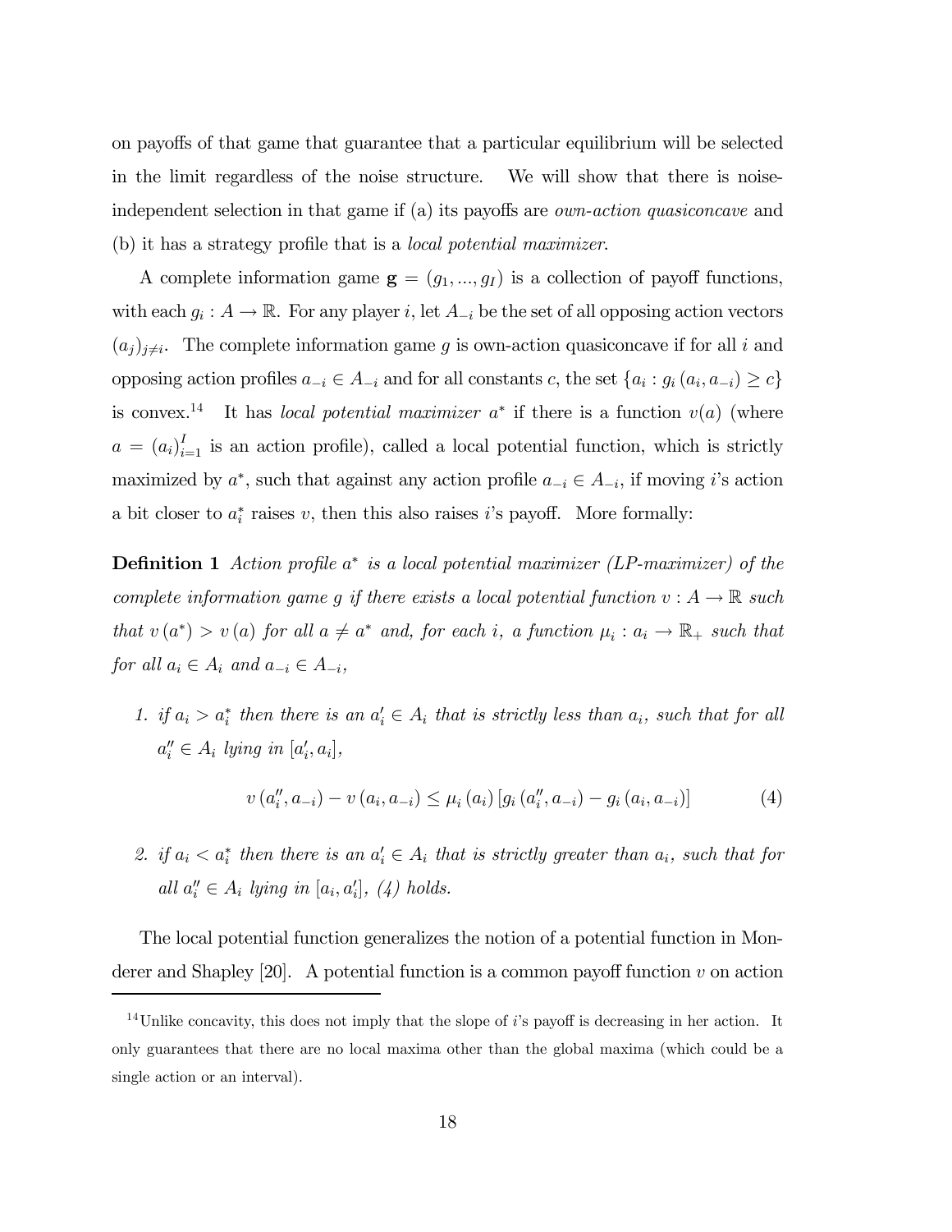on payoffs of that game that guarantee that a particular equilibrium will be selected in the limit regardless of the noise structure. We will show that there is noise-independent selection in that game if (a) its payoffs are *own-action quasiconcave* and (b) it has a strategy profile that is a *local potential maximizer*.

A complete information game $\mathbf{g} = (g_1, ..., g_I)$ is a collection of payoff functions, with each $g_i : A \to \mathbb{R}$. For any player $i$, let $A_{-i}$ be the set of all opposing action vectors $(a_j)_{j \neq i}$. The complete information game $g$ is own-action quasiconcave if for all $i$ and opposing action profiles $a_{-i} \in A_{-i}$ and for all constants $c$, the set $\{a_i : g_i(a_i, a_{-i}) \geq c\}$ is convex.[14] It has *local potential maximizer* $a^*$ if there is a function $v(a)$ (where $a = (a_i)_{i=1}^I$ is an action profile), called a local potential function, which is strictly maximized by $a^*$, such that against any action profile $a_{-i} \in A_{-i}$, if moving $i$'s action a bit closer to $a_i^*$ raises $v$, then this also raises $i$'s payoff. More formally:

**Definition 1** *Action profile $a^*$ is a local potential maximizer (LP-maximizer) of the complete information game $g$ if there exists a local potential function $v : A \to \mathbb{R}$ such that $v(a^*) > v(a)$ for all $a \neq a^*$ and, for each $i$, a function $\mu_i : a_i \to \mathbb{R}_+$ such that for all $a_i \in A_i$ and $a_{-i} \in A_{-i}$,*

1. *if $a_i > a_i^*$ then there is an $a_i' \in A_i$ that is strictly less than $a_i$, such that for all $a_i'' \in A_i$ lying in $[a_i', a_i]$,*

$$v(a_i'', a_{-i}) - v(a_i, a_{-i}) \leq \mu_i(a_i) [g_i(a_i'', a_{-i}) - g_i(a_i, a_{-i})] \tag{4}$$

2. *if $a_i < a_i^*$ then there is an $a_i' \in A_i$ that is strictly greater than $a_i$, such that for all $a_i'' \in A_i$ lying in $[a_i, a_i']$, (4) holds.*

The local potential function generalizes the notion of a potential function in Monderer and Shapley [20]. A potential function is a common payoff function $v$ on action

[14] Unlike concavity, this does not imply that the slope of $i$'s payoff is decreasing in her action. It only guarantees that there are no local maxima other than the global maxima (which could be a single action or an interval).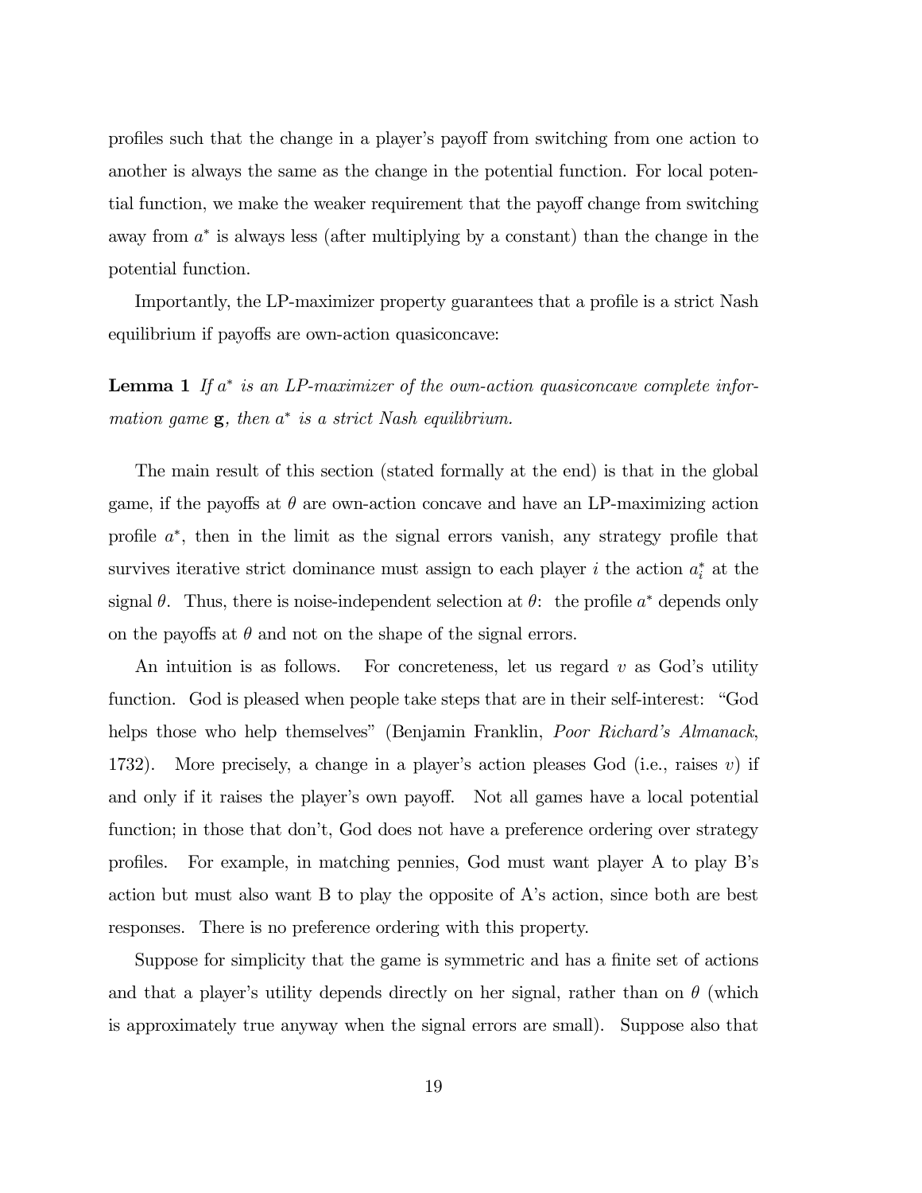profiles such that the change in a player's payoff from switching from one action to another is always the same as the change in the potential function. For local potential function, we make the weaker requirement that the payoff change from switching away from $a^*$ is always less (after multiplying by a constant) than the change in the potential function.

Importantly, the LP-maximizer property guarantees that a profile is a strict Nash equilibrium if payoffs are own-action quasiconcave:

**Lemma 1** *If $a^*$ is an LP-maximizer of the own-action quasiconcave complete information game $\mathbf{g}$, then $a^*$ is a strict Nash equilibrium.*

The main result of this section (stated formally at the end) is that in the global game, if the payoffs at $\theta$ are own-action concave and have an LP-maximizing action profile $a^*$, then in the limit as the signal errors vanish, any strategy profile that survives iterative strict dominance must assign to each player $i$ the action $a_i^*$ at the signal $\theta$. Thus, there is noise-independent selection at $\theta$: the profile $a^*$ depends only on the payoffs at $\theta$ and not on the shape of the signal errors.

An intuition is as follows. For concreteness, let us regard $v$ as God's utility function. God is pleased when people take steps that are in their self-interest: "God helps those who help themselves" (Benjamin Franklin, *Poor Richard's Almanack*, 1732). More precisely, a change in a player's action pleases God (i.e., raises $v$) if and only if it raises the player's own payoff. Not all games have a local potential function; in those that don't, God does not have a preference ordering over strategy profiles. For example, in matching pennies, God must want player A to play B's action but must also want B to play the opposite of A's action, since both are best responses. There is no preference ordering with this property.

Suppose for simplicity that the game is symmetric and has a finite set of actions and that a player's utility depends directly on her signal, rather than on $\theta$ (which is approximately true anyway when the signal errors are small). Suppose also that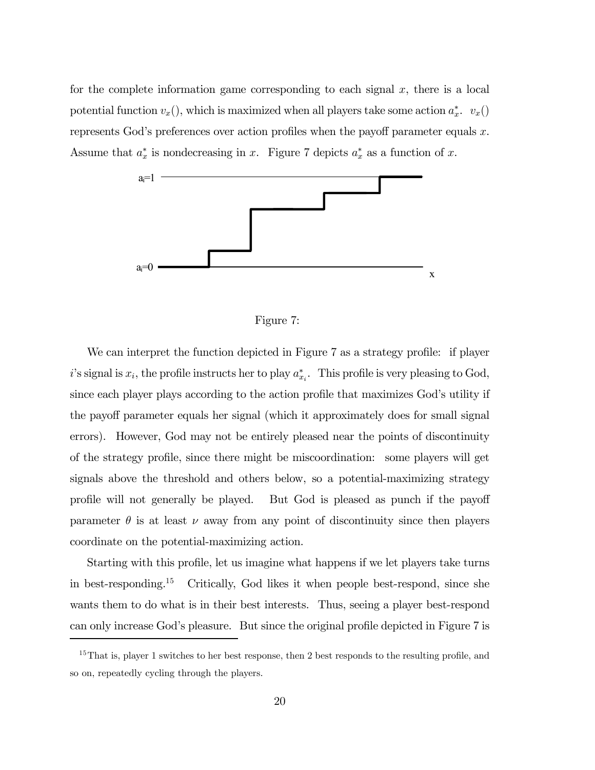for the complete information game corresponding to each signal $x$, there is a local potential function $v_x()$, which is maximized when all players take some action $a_x^*$. $v_x()$ represents God's preferences over action profiles when the payoff parameter equals $x$. Assume that $a_x^*$ is nondecreasing in $x$. Figure 7 depicts $a_x^*$ as a function of $x$.

Figure 7:

We can interpret the function depicted in Figure 7 as a strategy profile: if player $i$'s signal is $x_i$, the profile instructs her to play $a_{x_i}^*$. This profile is very pleasing to God, since each player plays according to the action profile that maximizes God's utility if the payoff parameter equals her signal (which it approximately does for small signal errors). However, God may not be entirely pleased near the points of discontinuity of the strategy profile, since there might be miscoordination: some players will get signals above the threshold and others below, so a potential-maximizing strategy profile will not generally be played. But God is pleased as punch if the payoff parameter $\theta$ is at least $\nu$ away from any point of discontinuity since then players coordinate on the potential-maximizing action.

Starting with this profile, let us imagine what happens if we let players take turns in best-responding.[15] Critically, God likes it when people best-respond, since she wants them to do what is in their best interests. Thus, seeing a player best-respond can only increase God's pleasure. But since the original profile depicted in Figure 7 is

[15] That is, player 1 switches to her best response, then 2 best responds to the resulting profile, and so on, repeatedly cycling through the players.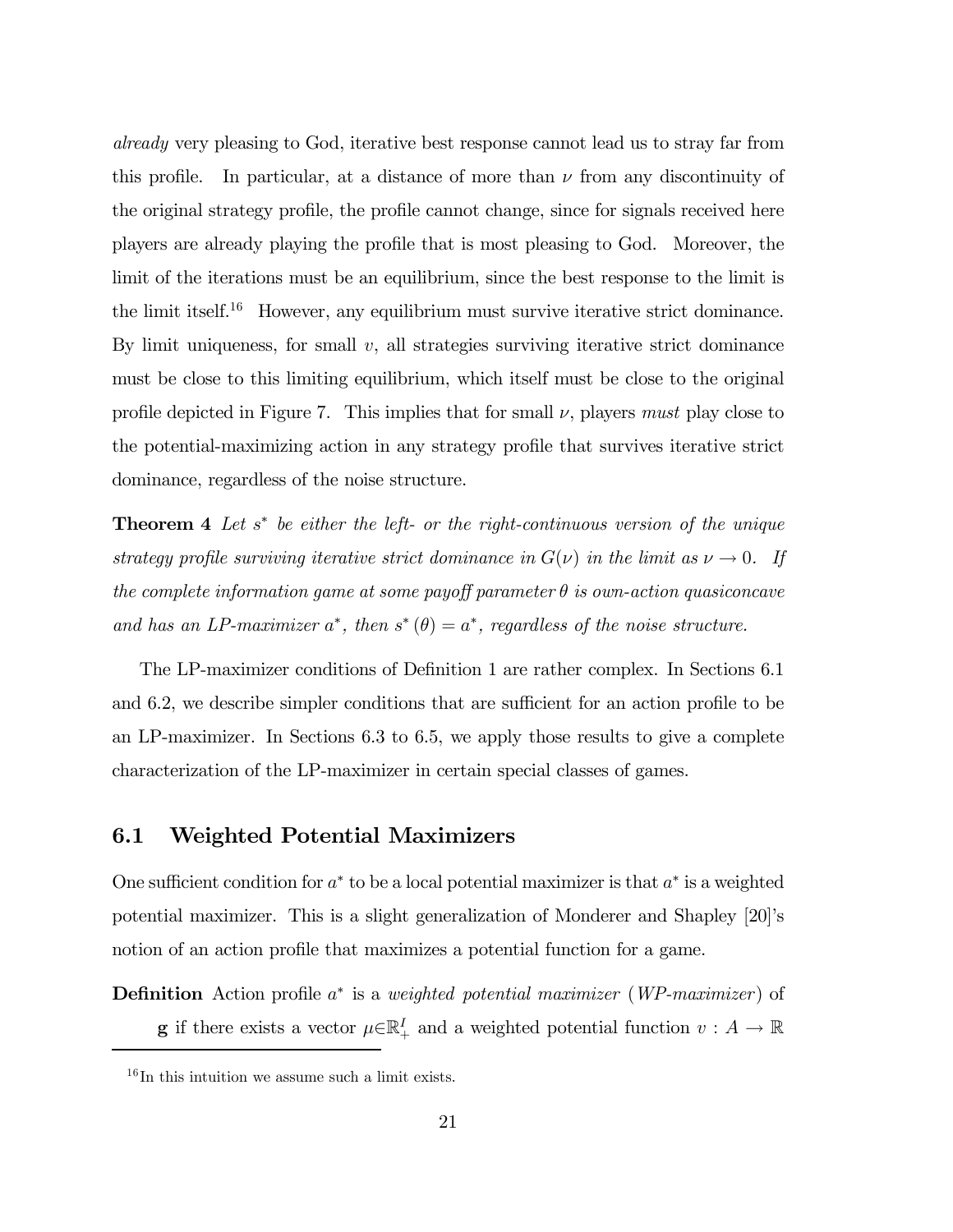*already* very pleasing to God, iterative best response cannot lead us to stray far from this profile. In particular, at a distance of more than $\nu$ from any discontinuity of the original strategy profile, the profile cannot change, since for signals received here players are already playing the profile that is most pleasing to God. Moreover, the limit of the iterations must be an equilibrium, since the best response to the limit is the limit itself.[16] However, any equilibrium must survive iterative strict dominance. By limit uniqueness, for small $v$, all strategies surviving iterative strict dominance must be close to this limiting equilibrium, which itself must be close to the original profile depicted in Figure 7. This implies that for small $\nu$, players *must* play close to the potential-maximizing action in any strategy profile that survives iterative strict dominance, regardless of the noise structure.

**Theorem 4** *Let $s^*$ be either the left- or the right-continuous version of the unique strategy profile surviving iterative strict dominance in $G(\nu)$ in the limit as $\nu \to 0$. If the complete information game at some payoff parameter $\theta$ is own-action quasiconcave and has an LP-maximizer $a^*$, then $s^*(\theta) = a^*$, regardless of the noise structure.*

The LP-maximizer conditions of Definition 1 are rather complex. In Sections 6.1 and 6.2, we describe simpler conditions that are sufficient for an action profile to be an LP-maximizer. In Sections 6.3 to 6.5, we apply those results to give a complete characterization of the LP-maximizer in certain special classes of games.

## 6.1 Weighted Potential Maximizers

One sufficient condition for $a^*$ to be a local potential maximizer is that $a^*$ is a weighted potential maximizer. This is a slight generalization of Monderer and Shapley [20]'s notion of an action profile that maximizes a potential function for a game.

**Definition** Action profile $a^*$ is a *weighted potential maximizer* (*WP-maximizer*) of $\mathbf{g}$ if there exists a vector $\mu \in \mathbb{R}_+^I$ and a weighted potential function $v : A \to \mathbb{R}$

[16] In this intuition we assume such a limit exists.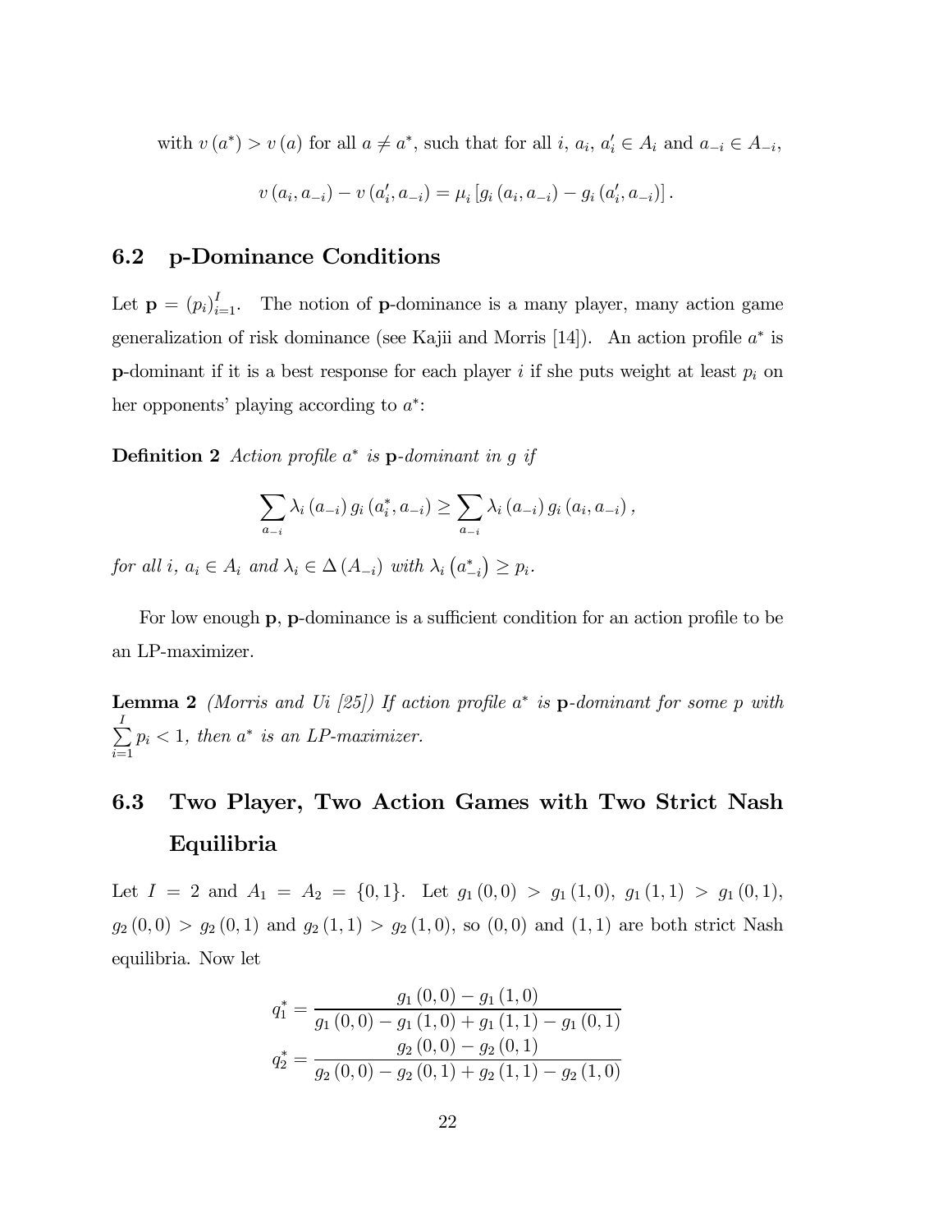with $v(a^*) > v(a)$ for all $a \neq a^*$, such that for all $i$, $a_i$, $a_i' \in A_i$ and $a_{-i} \in A_{-i}$,

$$v(a_i, a_{-i}) - v(a_i', a_{-i}) = \mu_i \left[ g_i(a_i, a_{-i}) - g_i(a_i', a_{-i}) \right].$$

## 6.2 p-Dominance Conditions

Let $\mathbf{p} = (p_i)_{i=1}^{I}$. The notion of **p**-dominance is a many player, many action game generalization of risk dominance (see Kajii and Morris [14]). An action profile $a^*$ is **p**-dominant if it is a best response for each player $i$ if she puts weight at least $p_i$ on her opponents' playing according to $a^*$:

**Definition 2** *Action profile $a^*$ is **p**-dominant in $g$ if*

$$\sum_{a_{-i}} \lambda_i(a_{-i}) g_i(a_i^*, a_{-i}) \geq \sum_{a_{-i}} \lambda_i(a_{-i}) g_i(a_i, a_{-i}),$$

*for all $i$, $a_i \in A_i$ and $\lambda_i \in \Delta(A_{-i})$ with $\lambda_i(a_{-i}^*) \geq p_i$.*

For low enough **p**, **p**-dominance is a sufficient condition for an action profile to be an LP-maximizer.

**Lemma 2** *(Morris and Ui [25]) If action profile $a^*$ is **p**-dominant for some $p$ with $\sum_{i=1}^{I} p_i < 1$, then $a^*$ is an LP-maximizer.*

## 6.3 Two Player, Two Action Games with Two Strict Nash Equilibria

Let $I = 2$ and $A_1 = A_2 = \{0, 1\}$. Let $g_1(0,0) > g_1(1,0)$, $g_1(1,1) > g_1(0,1)$, $g_2(0,0) > g_2(0,1)$ and $g_2(1,1) > g_2(1,0)$, so $(0,0)$ and $(1,1)$ are both strict Nash equilibria. Now let

$$q_1^* = \frac{g_1(0,0) - g_1(1,0)}{g_1(0,0) - g_1(1,0) + g_1(1,1) - g_1(0,1)}$$
$$q_2^* = \frac{g_2(0,0) - g_2(0,1)}{g_2(0,0) - g_2(0,1) + g_2(1,1) - g_2(1,0)}$$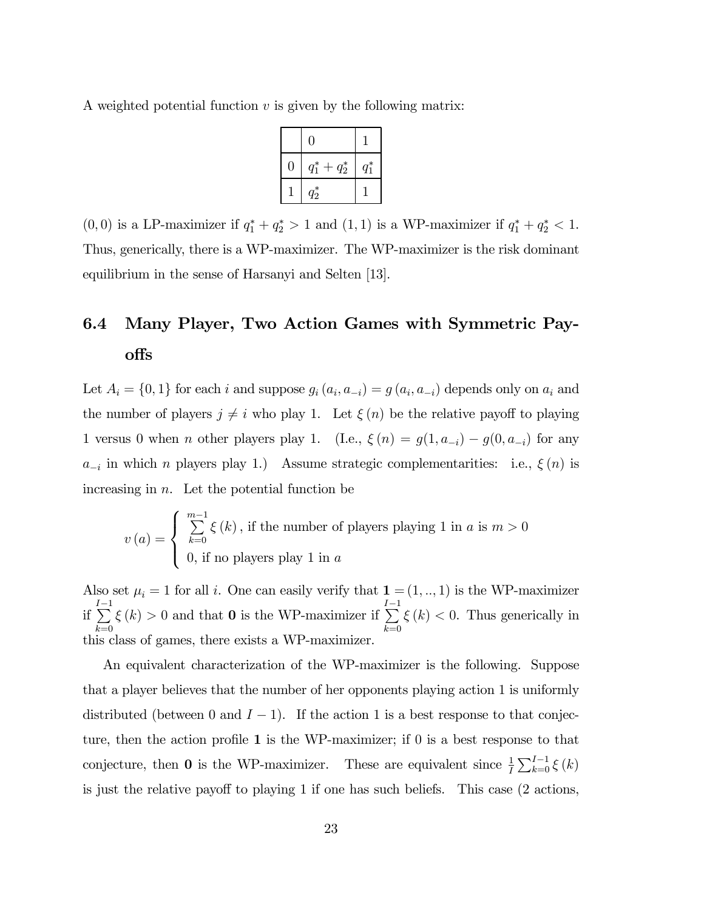A weighted potential function $v$ is given by the following matrix:

| | 0 | 1 |
|---|---|---|
| 0 | $q_1^* + q_2^*$ | $q_1^*$ |
| 1 | $q_2^*$ | 1 |

$(0, 0)$ is a LP-maximizer if $q_1^* + q_2^* > 1$ and $(1, 1)$ is a WP-maximizer if $q_1^* + q_2^* < 1$. Thus, generically, there is a WP-maximizer. The WP-maximizer is the risk dominant equilibrium in the sense of Harsanyi and Selten [13].

## 6.4 Many Player, Two Action Games with Symmetric Payoffs

Let $A_i = \{0, 1\}$ for each $i$ and suppose $g_i(a_i, a_{-i}) = g(a_i, a_{-i})$ depends only on $a_i$ and the number of players $j \neq i$ who play 1. Let $\xi(n)$ be the relative payoff to playing 1 versus 0 when $n$ other players play 1. (I.e., $\xi(n) = g(1, a_{-i}) - g(0, a_{-i})$ for any $a_{-i}$ in which $n$ players play 1.) Assume strategic complementarities: i.e., $\xi(n)$ is increasing in $n$. Let the potential function be

$$v(a) = \begin{cases} \sum_{k=0}^{m-1} \xi(k), & \text{if the number of players playing 1 in } a \text{ is } m > 0 \\ 0, & \text{if no players play 1 in } a \end{cases}$$

Also set $\mu_i = 1$ for all $i$. One can easily verify that $\mathbf{1} = (1, .., 1)$ is the WP-maximizer if $\sum_{k=0}^{I-1} \xi(k) > 0$ and that $\mathbf{0}$ is the WP-maximizer if $\sum_{k=0}^{I-1} \xi(k) < 0$. Thus generically in this class of games, there exists a WP-maximizer.

An equivalent characterization of the WP-maximizer is the following. Suppose that a player believes that the number of her opponents playing action 1 is uniformly distributed (between 0 and $I - 1$). If the action 1 is a best response to that conjecture, then the action profile $\mathbf{1}$ is the WP-maximizer; if 0 is a best response to that conjecture, then $\mathbf{0}$ is the WP-maximizer. These are equivalent since $\frac{1}{I} \sum_{k=0}^{I-1} \xi(k)$ is just the relative payoff to playing 1 if one has such beliefs. This case (2 actions,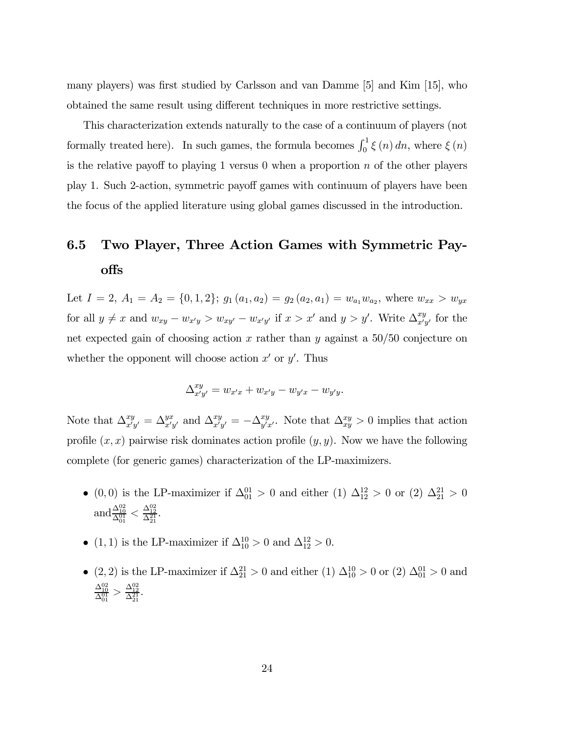many players) was first studied by Carlsson and van Damme [5] and Kim [15], who obtained the same result using different techniques in more restrictive settings.

This characterization extends naturally to the case of a continuum of players (not formally treated here). In such games, the formula becomes $\int_0^1 \xi(n)\,dn$, where $\xi(n)$ is the relative payoff to playing 1 versus 0 when a proportion $n$ of the other players play 1. Such 2-action, symmetric payoff games with continuum of players have been the focus of the applied literature using global games discussed in the introduction.

## 6.5 Two Player, Three Action Games with Symmetric Payoffs

Let $I = 2$, $A_1 = A_2 = \{0, 1, 2\}$; $g_1(a_1, a_2) = g_2(a_2, a_1) = w_{a_1} w_{a_2}$, where $w_{xx} > w_{yx}$ for all $y \neq x$ and $w_{xy} - w_{x'y} > w_{xy'} - w_{x'y'}$ if $x > x'$ and $y > y'$. Write $\Delta^{xy}_{x'y'}$ for the net expected gain of choosing action $x$ rather than $y$ against a 50/50 conjecture on whether the opponent will choose action $x'$ or $y'$. Thus

$$\Delta^{xy}_{x'y'} = w_{x'x} + w_{x'y} - w_{y'x} - w_{y'y}.$$

Note that $\Delta^{xy}_{x'y'} = \Delta^{yx}_{x'y'}$ and $\Delta^{xy}_{x'y'} = -\Delta^{xy}_{y'x'}$. Note that $\Delta^{xy}_{xy} > 0$ implies that action profile $(x, x)$ pairwise risk dominates action profile $(y, y)$. Now we have the following complete (for generic games) characterization of the LP-maximizers.

- $(0, 0)$ is the LP-maximizer if $\Delta^{01}_{01} > 0$ and either (1) $\Delta^{12}_{12} > 0$ or (2) $\Delta^{21}_{21} > 0$ and $\frac{\Delta^{02}_{10}}{\Delta^{01}_{01}} < \frac{\Delta^{02}_{12}}{\Delta^{21}_{21}}$.
- $(1, 1)$ is the LP-maximizer if $\Delta^{10}_{10} > 0$ and $\Delta^{12}_{12} > 0$.
- $(2, 2)$ is the LP-maximizer if $\Delta^{21}_{21} > 0$ and either (1) $\Delta^{10}_{10} > 0$ or (2) $\Delta^{01}_{01} > 0$ and $\frac{\Delta^{02}_{10}}{\Delta^{01}_{01}} > \frac{\Delta^{02}_{12}}{\Delta^{21}_{21}}$.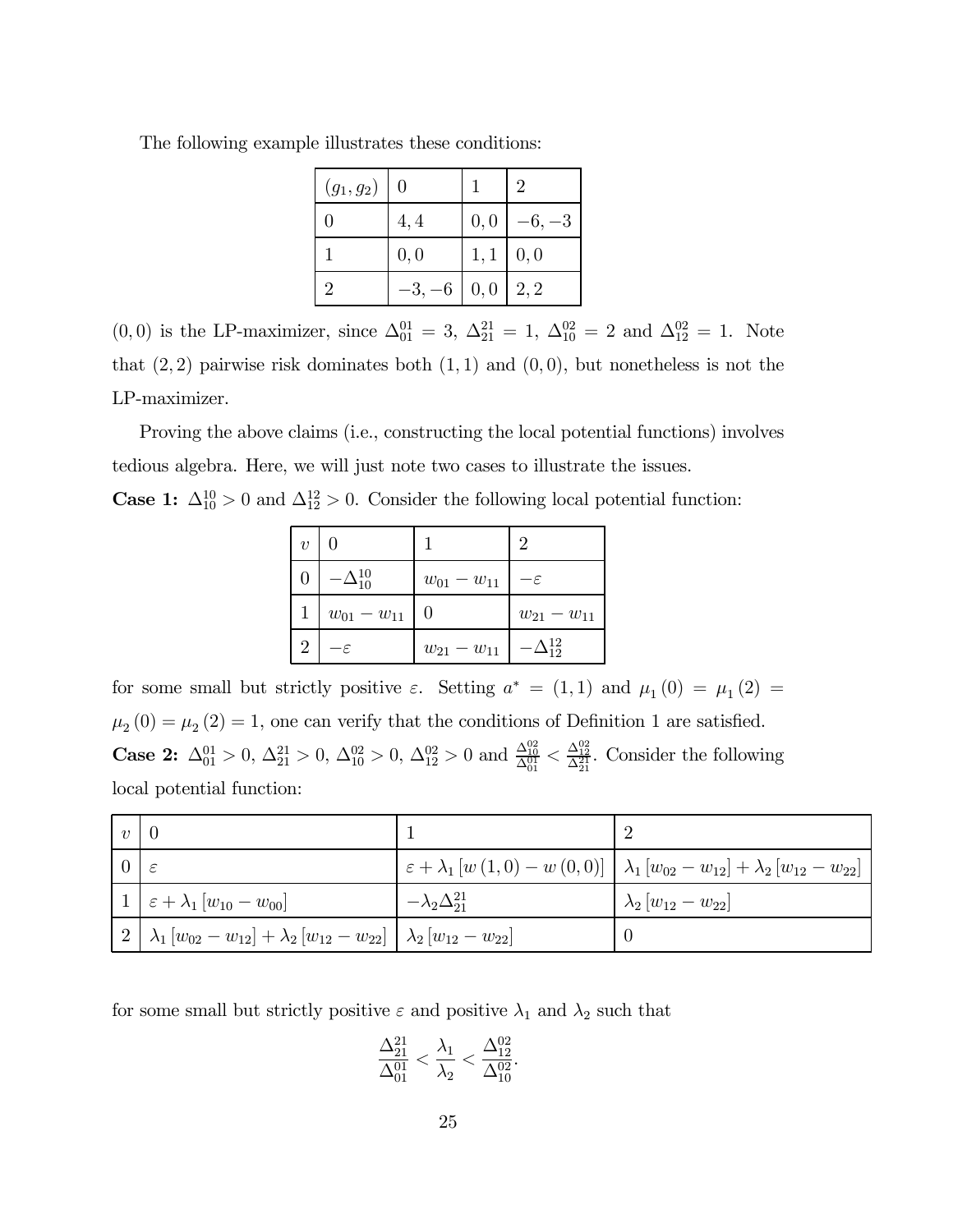The following example illustrates these conditions:

| $(g_1, g_2)$ | 0 | 1 | 2 |
|---|---|---|---|
| 0 | $4, 4$ | $0, 0$ | $-6, -3$ |
| 1 | $0, 0$ | $1, 1$ | $0, 0$ |
| 2 | $-3, -6$ | $0, 0$ | $2, 2$ |

$(0, 0)$ is the LP-maximizer, since $\Delta_{01}^{01} = 3$, $\Delta_{21}^{21} = 1$, $\Delta_{10}^{02} = 2$ and $\Delta_{12}^{02} = 1$. Note that $(2, 2)$ pairwise risk dominates both $(1, 1)$ and $(0, 0)$, but nonetheless is not the LP-maximizer.

Proving the above claims (i.e., constructing the local potential functions) involves tedious algebra. Here, we will just note two cases to illustrate the issues.

**Case 1:** $\Delta_{10}^{10} > 0$ and $\Delta_{12}^{12} > 0$. Consider the following local potential function:

| $v$ | 0 | 1 | 2 |
|---|---|---|---|
| 0 | $-\Delta_{10}^{10}$ | $w_{01} - w_{11}$ | $-\varepsilon$ |
| 1 | $w_{01} - w_{11}$ | $0$ | $w_{21} - w_{11}$ |
| 2 | $-\varepsilon$ | $w_{21} - w_{11}$ | $-\Delta_{12}^{12}$ |

for some small but strictly positive $\varepsilon$. Setting $a^* = (1, 1)$ and $\mu_1(0) = \mu_1(2) = \mu_2(0) = \mu_2(2) = 1$, one can verify that the conditions of Definition 1 are satisfied.

**Case 2:** $\Delta_{01}^{01} > 0$, $\Delta_{21}^{21} > 0$, $\Delta_{10}^{02} > 0$, $\Delta_{12}^{02} > 0$ and $\frac{\Delta_{10}^{02}}{\Delta_{01}^{01}} < \frac{\Delta_{12}^{02}}{\Delta_{21}^{21}}$. Consider the following local potential function:

| $v$ | 0 | 1 | 2 |
|---|---|---|---|
| 0 | $\varepsilon$ | $\varepsilon + \lambda_1 [w(1, 0) - w(0, 0)]$ | $\lambda_1 [w_{02} - w_{12}] + \lambda_2 [w_{12} - w_{22}]$ |
| 1 | $\varepsilon + \lambda_1 [w_{10} - w_{00}]$ | $-\lambda_2 \Delta_{21}^{21}$ | $\lambda_2 [w_{12} - w_{22}]$ |
| 2 | $\lambda_1 [w_{02} - w_{12}] + \lambda_2 [w_{12} - w_{22}]$ | $\lambda_2 [w_{12} - w_{22}]$ | $0$ |

for some small but strictly positive $\varepsilon$ and positive $\lambda_1$ and $\lambda_2$ such that

$$\frac{\Delta_{21}^{21}}{\Delta_{01}^{01}} < \frac{\lambda_1}{\lambda_2} < \frac{\Delta_{12}^{02}}{\Delta_{10}^{02}}.$$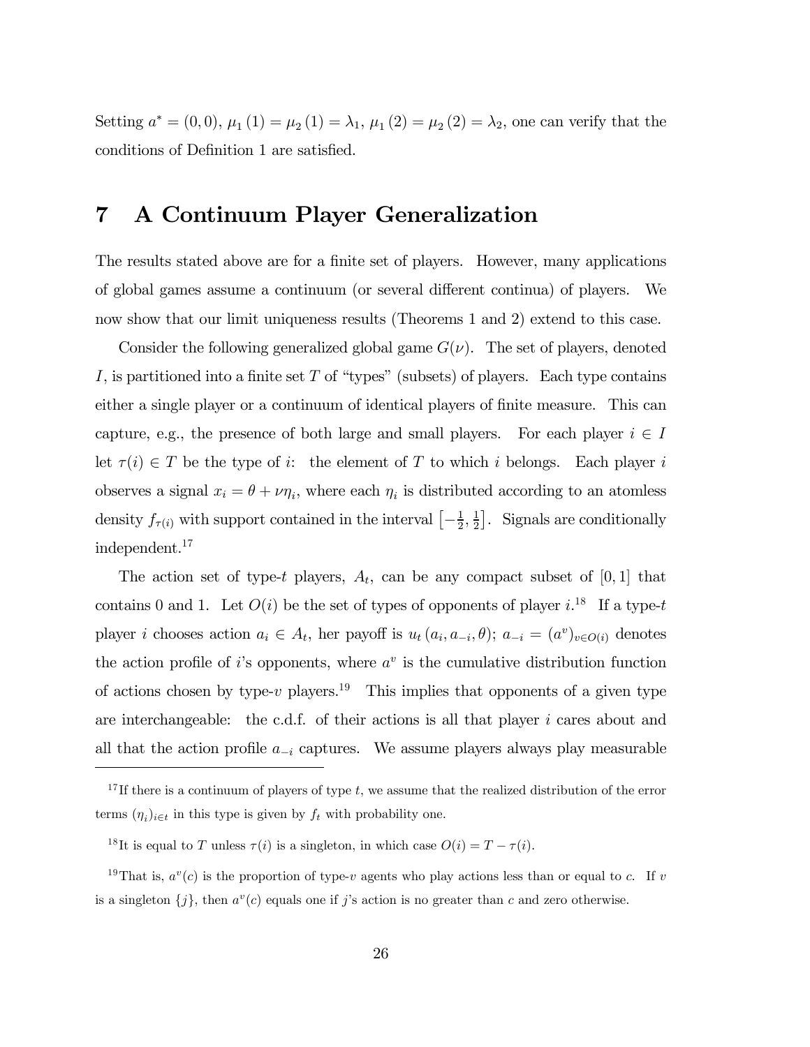Setting $a^* = (0,0)$, $\mu_1(1) = \mu_2(1) = \lambda_1$, $\mu_1(2) = \mu_2(2) = \lambda_2$, one can verify that the conditions of Definition 1 are satisfied.

# 7 A Continuum Player Generalization

The results stated above are for a finite set of players. However, many applications of global games assume a continuum (or several different continua) of players. We now show that our limit uniqueness results (Theorems 1 and 2) extend to this case.

Consider the following generalized global game $G(\nu)$. The set of players, denoted $I$, is partitioned into a finite set $T$ of "types" (subsets) of players. Each type contains either a single player or a continuum of identical players of finite measure. This can capture, e.g., the presence of both large and small players. For each player $i \in I$ let $\tau(i) \in T$ be the type of $i$: the element of $T$ to which $i$ belongs. Each player $i$ observes a signal $x_i = \theta + \nu\eta_i$, where each $\eta_i$ is distributed according to an atomless density $f_{\tau(i)}$ with support contained in the interval $\left[-\frac{1}{2}, \frac{1}{2}\right]$. Signals are conditionally independent.[17]

The action set of type-$t$ players, $A_t$, can be any compact subset of $[0,1]$ that contains 0 and 1. Let $O(i)$ be the set of types of opponents of player $i$.[18] If a type-$t$ player $i$ chooses action $a_i \in A_t$, her payoff is $u_t(a_i, a_{-i}, \theta)$; $a_{-i} = (a^v)_{v \in O(i)}$ denotes the action profile of $i$'s opponents, where $a^v$ is the cumulative distribution function of actions chosen by type-$v$ players.[19] This implies that opponents of a given type are interchangeable: the c.d.f. of their actions is all that player $i$ cares about and all that the action profile $a_{-i}$ captures. We assume players always play measurable

---

[17] If there is a continuum of players of type $t$, we assume that the realized distribution of the error terms $(\eta_i)_{i \in t}$ in this type is given by $f_t$ with probability one.

[18] It is equal to $T$ unless $\tau(i)$ is a singleton, in which case $O(i) = T - \tau(i)$.

[19] That is, $a^v(c)$ is the proportion of type-$v$ agents who play actions less than or equal to $c$. If $v$ is a singleton $\{j\}$, then $a^v(c)$ equals one if $j$'s action is no greater than $c$ and zero otherwise.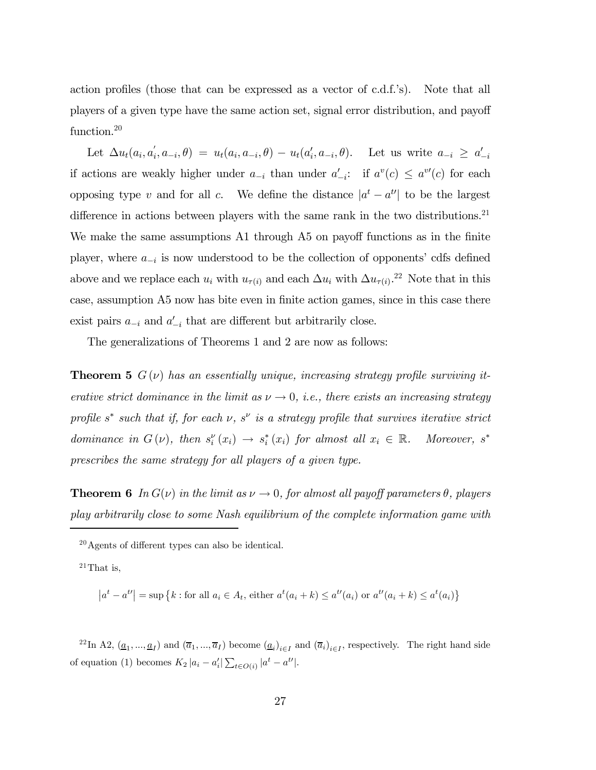action profiles (those that can be expressed as a vector of c.d.f.'s). Note that all players of a given type have the same action set, signal error distribution, and payoff function.[20]

Let $\Delta u_t(a_i, a_i^{'}, a_{-i}, \theta) = u_t(a_i, a_{-i}, \theta) - u_t(a_i', a_{-i}, \theta)$. Let us write $a_{-i} \geq a_{-i}'$ if actions are weakly higher under $a_{-i}$ than under $a_{-i}'$: if $a^v(c) \leq a^{v\prime}(c)$ for each opposing type $v$ and for all $c$. We define the distance $|a^t - a^{t\prime}|$ to be the largest difference in actions between players with the same rank in the two distributions.[21] We make the same assumptions A1 through A5 on payoff functions as in the finite player, where $a_{-i}$ is now understood to be the collection of opponents' cdfs defined above and we replace each $u_i$ with $u_{\tau(i)}$ and each $\Delta u_i$ with $\Delta u_{\tau(i)}$.[22] Note that in this case, assumption A5 now has bite even in finite action games, since in this case there exist pairs $a_{-i}$ and $a_{-i}'$ that are different but arbitrarily close.

The generalizations of Theorems 1 and 2 are now as follows:

**Theorem 5** *$G(\nu)$ has an essentially unique, increasing strategy profile surviving iterative strict dominance in the limit as $\nu \to 0$, i.e., there exists an increasing strategy profile $s^*$ such that if, for each $\nu$, $s^\nu$ is a strategy profile that survives iterative strict dominance in $G(\nu)$, then $s_i^\nu(x_i) \to s_i^*(x_i)$ for almost all $x_i \in \mathbb{R}$. Moreover, $s^*$ prescribes the same strategy for all players of a given type.*

**Theorem 6** *In $G(\nu)$ in the limit as $\nu \to 0$, for almost all payoff parameters $\theta$, players play arbitrarily close to some Nash equilibrium of the complete information game with*

---

[20] Agents of different types can also be identical.

[21] That is,

$$\left|a^t - a^{t\prime}\right| = \sup\left\{k : \text{for all } a_i \in A_t, \text{ either } a^t(a_i + k) \leq a^{t\prime}(a_i) \text{ or } a^{t\prime}(a_i + k) \leq a^t(a_i)\right\}$$

[22] In A2, $(\underline{a}_1, ..., \underline{a}_I)$ and $(\overline{a}_1, ..., \overline{a}_I)$ become $(\underline{a}_i)_{i \in I}$ and $(\overline{a}_i)_{i \in I}$, respectively. The right hand side of equation (1) becomes $K_2 |a_i - a_i'| \sum_{t \in O(i)} |a^t - a^{t\prime}|$.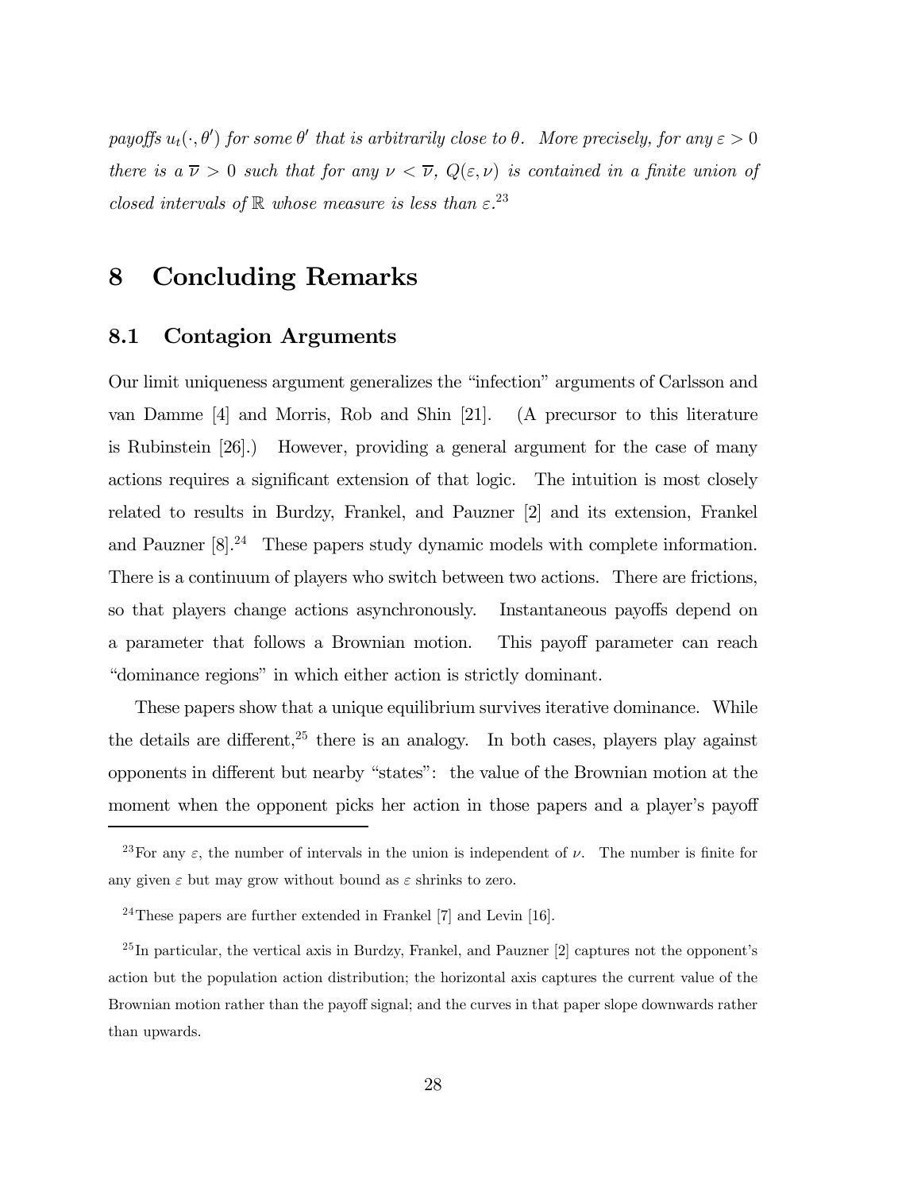*payoffs $u_t(\cdot, \theta')$ for some $\theta'$ that is arbitrarily close to $\theta$. More precisely, for any $\varepsilon > 0$ there is a $\overline{\nu} > 0$ such that for any $\nu < \overline{\nu}$, $Q(\varepsilon, \nu)$ is contained in a finite union of closed intervals of $\mathbb{R}$ whose measure is less than $\varepsilon$.*[23]

# 8 Concluding Remarks

## 8.1 Contagion Arguments

Our limit uniqueness argument generalizes the "infection" arguments of Carlsson and van Damme [4] and Morris, Rob and Shin [21]. (A precursor to this literature is Rubinstein [26].) However, providing a general argument for the case of many actions requires a significant extension of that logic. The intuition is most closely related to results in Burdzy, Frankel, and Pauzner [2] and its extension, Frankel and Pauzner [8].[24] These papers study dynamic models with complete information. There is a continuum of players who switch between two actions. There are frictions, so that players change actions asynchronously. Instantaneous payoffs depend on a parameter that follows a Brownian motion. This payoff parameter can reach "dominance regions" in which either action is strictly dominant.

These papers show that a unique equilibrium survives iterative dominance. While the details are different,[25] there is an analogy. In both cases, players play against opponents in different but nearby "states": the value of the Brownian motion at the moment when the opponent picks her action in those papers and a player's payoff

[23] For any $\varepsilon$, the number of intervals in the union is independent of $\nu$. The number is finite for any given $\varepsilon$ but may grow without bound as $\varepsilon$ shrinks to zero.

[24] These papers are further extended in Frankel [7] and Levin [16].

[25] In particular, the vertical axis in Burdzy, Frankel, and Pauzner [2] captures not the opponent's action but the population action distribution; the horizontal axis captures the current value of the Brownian motion rather than the payoff signal; and the curves in that paper slope downwards rather than upwards.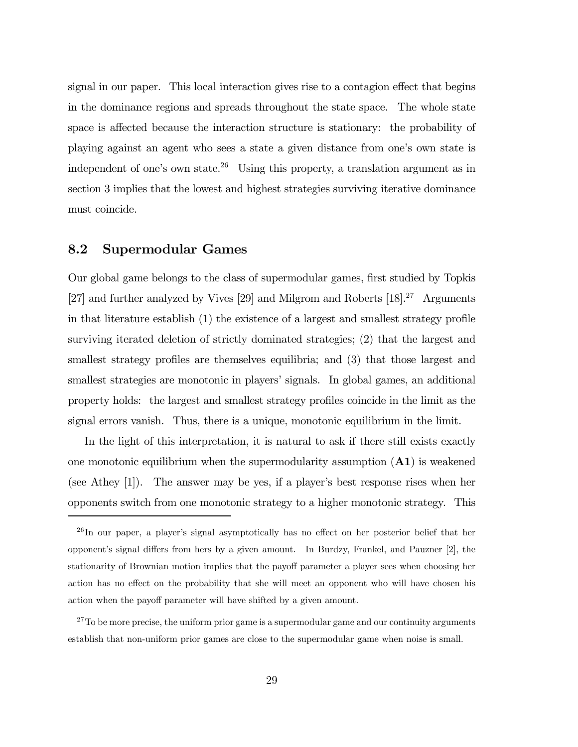signal in our paper. This local interaction gives rise to a contagion effect that begins in the dominance regions and spreads throughout the state space. The whole state space is affected because the interaction structure is stationary: the probability of playing against an agent who sees a state a given distance from one's own state is independent of one's own state.[26] Using this property, a translation argument as in section 3 implies that the lowest and highest strategies surviving iterative dominance must coincide.

## 8.2 Supermodular Games

Our global game belongs to the class of supermodular games, first studied by Topkis [27] and further analyzed by Vives [29] and Milgrom and Roberts [18].[27] Arguments in that literature establish (1) the existence of a largest and smallest strategy profile surviving iterated deletion of strictly dominated strategies; (2) that the largest and smallest strategy profiles are themselves equilibria; and (3) that those largest and smallest strategies are monotonic in players' signals. In global games, an additional property holds: the largest and smallest strategy profiles coincide in the limit as the signal errors vanish. Thus, there is a unique, monotonic equilibrium in the limit.

In the light of this interpretation, it is natural to ask if there still exists exactly one monotonic equilibrium when the supermodularity assumption (**A1**) is weakened (see Athey [1]). The answer may be yes, if a player's best response rises when her opponents switch from one monotonic strategy to a higher monotonic strategy. This

[26] In our paper, a player's signal asymptotically has no effect on her posterior belief that her opponent's signal differs from hers by a given amount. In Burdzy, Frankel, and Pauzner [2], the stationarity of Brownian motion implies that the payoff parameter a player sees when choosing her action has no effect on the probability that she will meet an opponent who will have chosen his action when the payoff parameter will have shifted by a given amount.

[27] To be more precise, the uniform prior game is a supermodular game and our continuity arguments establish that non-uniform prior games are close to the supermodular game when noise is small.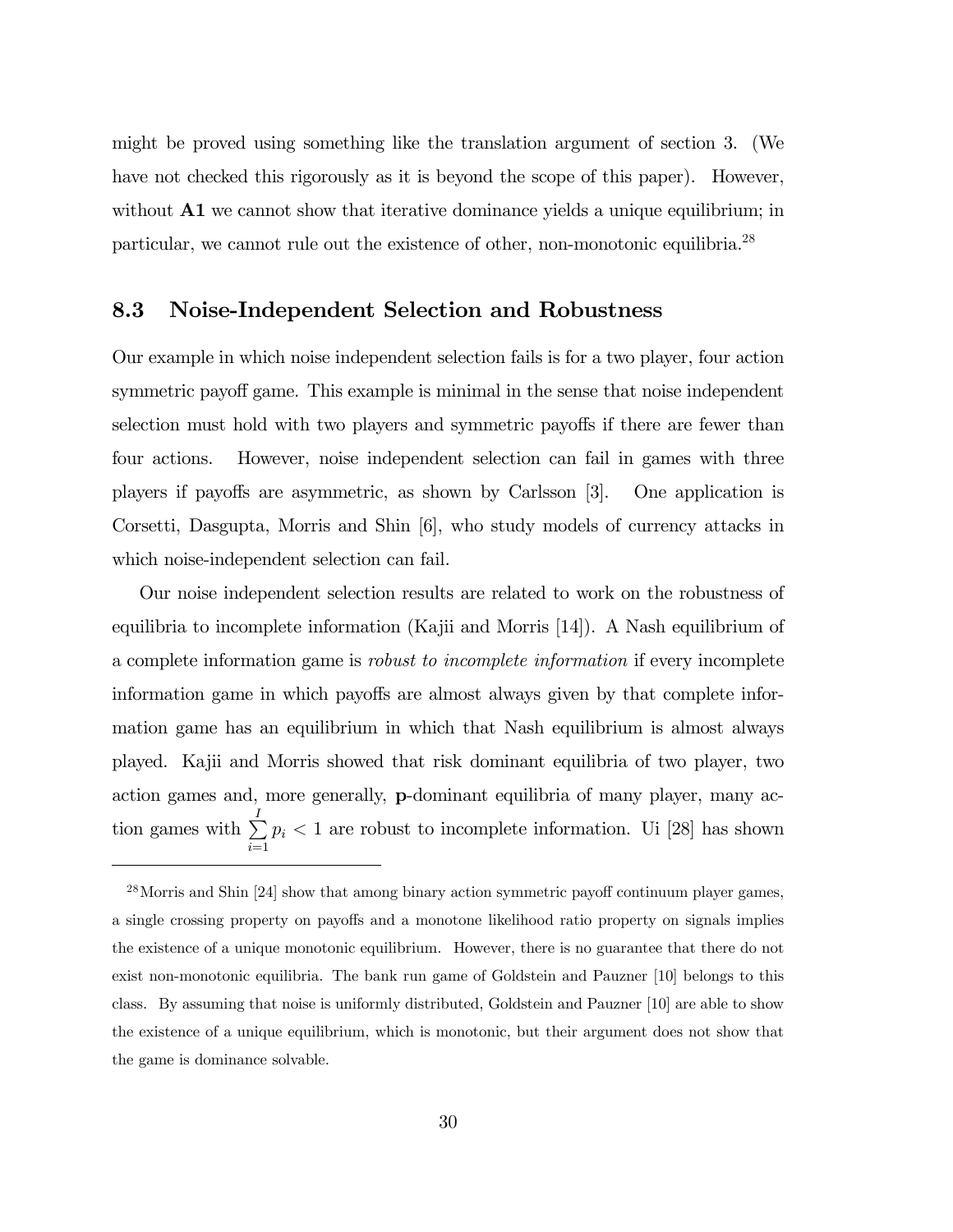might be proved using something like the translation argument of section 3. (We have not checked this rigorously as it is beyond the scope of this paper). However, without **A1** we cannot show that iterative dominance yields a unique equilibrium; in particular, we cannot rule out the existence of other, non-monotonic equilibria.[28]

### 8.3 Noise-Independent Selection and Robustness

Our example in which noise independent selection fails is for a two player, four action symmetric payoff game. This example is minimal in the sense that noise independent selection must hold with two players and symmetric payoffs if there are fewer than four actions. However, noise independent selection can fail in games with three players if payoffs are asymmetric, as shown by Carlsson [3]. One application is Corsetti, Dasgupta, Morris and Shin [6], who study models of currency attacks in which noise-independent selection can fail.

Our noise independent selection results are related to work on the robustness of equilibria to incomplete information (Kajii and Morris [14]). A Nash equilibrium of a complete information game is *robust to incomplete information* if every incomplete information game in which payoffs are almost always given by that complete information game has an equilibrium in which that Nash equilibrium is almost always played. Kajii and Morris showed that risk dominant equilibria of two player, two action games and, more generally, **p**-dominant equilibria of many player, many action games with $\sum_{i=1}^{I} p_i < 1$ are robust to incomplete information. Ui [28] has shown

[28] Morris and Shin [24] show that among binary action symmetric payoff continuum player games, a single crossing property on payoffs and a monotone likelihood ratio property on signals implies the existence of a unique monotonic equilibrium. However, there is no guarantee that there do not exist non-monotonic equilibria. The bank run game of Goldstein and Pauzner [10] belongs to this class. By assuming that noise is uniformly distributed, Goldstein and Pauzner [10] are able to show the existence of a unique equilibrium, which is monotonic, but their argument does not show that the game is dominance solvable.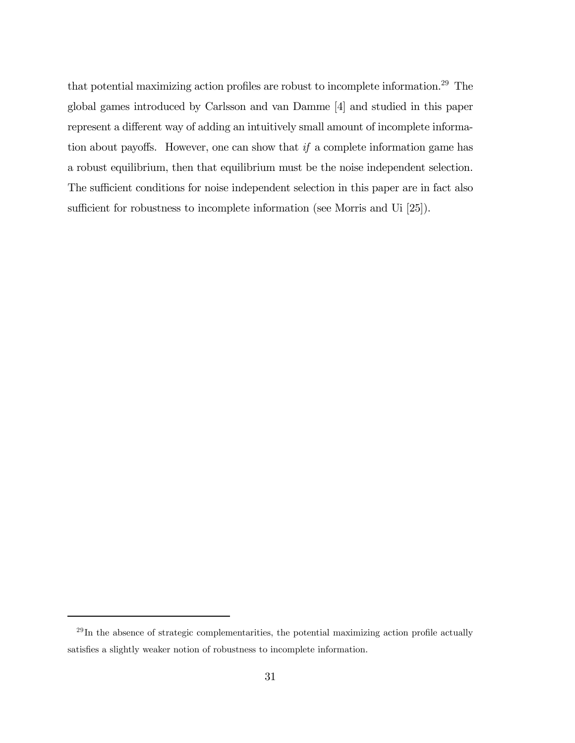that potential maximizing action profiles are robust to incomplete information.[29] The global games introduced by Carlsson and van Damme [4] and studied in this paper represent a different way of adding an intuitively small amount of incomplete information about payoffs. However, one can show that *if* a complete information game has a robust equilibrium, then that equilibrium must be the noise independent selection. The sufficient conditions for noise independent selection in this paper are in fact also sufficient for robustness to incomplete information (see Morris and Ui [25]).

[29] In the absence of strategic complementarities, the potential maximizing action profile actually satisfies a slightly weaker notion of robustness to incomplete information.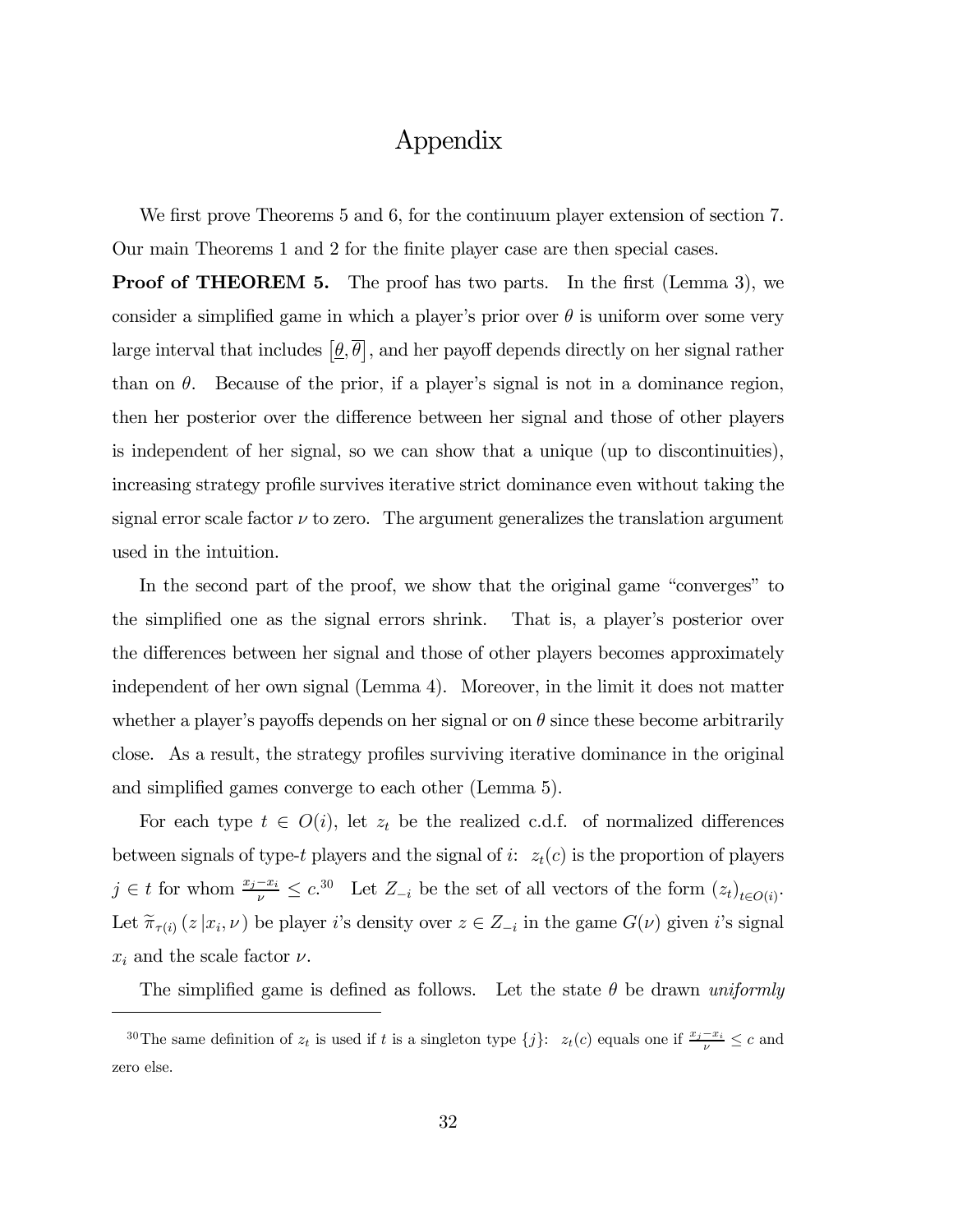# Appendix

We first prove Theorems 5 and 6, for the continuum player extension of section 7. Our main Theorems 1 and 2 for the finite player case are then special cases.

**Proof of THEOREM 5.** The proof has two parts. In the first (Lemma 3), we consider a simplified game in which a player's prior over $\theta$ is uniform over some very large interval that includes $\left[\underline{\theta}, \overline{\theta}\right]$, and her payoff depends directly on her signal rather than on $\theta$. Because of the prior, if a player's signal is not in a dominance region, then her posterior over the difference between her signal and those of other players is independent of her signal, so we can show that a unique (up to discontinuities), increasing strategy profile survives iterative strict dominance even without taking the signal error scale factor $\nu$ to zero. The argument generalizes the translation argument used in the intuition.

In the second part of the proof, we show that the original game "converges" to the simplified one as the signal errors shrink. That is, a player's posterior over the differences between her signal and those of other players becomes approximately independent of her own signal (Lemma 4). Moreover, in the limit it does not matter whether a player's payoffs depends on her signal or on $\theta$ since these become arbitrarily close. As a result, the strategy profiles surviving iterative dominance in the original and simplified games converge to each other (Lemma 5).

For each type $t \in O(i)$, let $z_t$ be the realized c.d.f. of normalized differences between signals of type-$t$ players and the signal of $i$: $z_t(c)$ is the proportion of players $j \in t$ for whom $\frac{x_j - x_i}{\nu} \leq c$.[30] Let $Z_{-i}$ be the set of all vectors of the form $(z_t)_{t \in O(i)}$. Let $\widetilde{\pi}_{\tau(i)}\left(z \,|x_i, \nu\right)$ be player $i$'s density over $z \in Z_{-i}$ in the game $G(\nu)$ given $i$'s signal $x_i$ and the scale factor $\nu$.

The simplified game is defined as follows. Let the state $\theta$ be drawn *uniformly*

[30] The same definition of $z_t$ is used if $t$ is a singleton type $\{j\}$: $z_t(c)$ equals one if $\frac{x_j - x_i}{\nu} \leq c$ and zero else.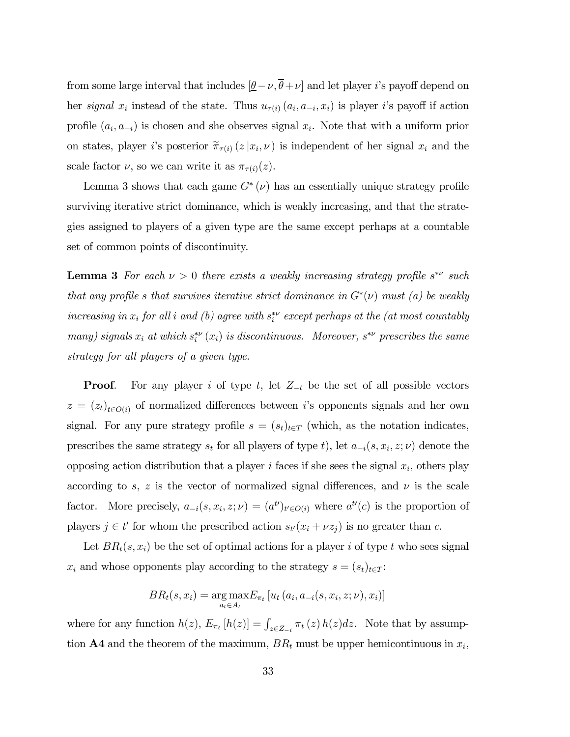from some large interval that includes $[\underline{\theta}-\nu, \overline{\theta}+\nu]$ and let player $i$'s payoff depend on her *signal* $x_i$ instead of the state. Thus $u_{\tau(i)}(a_i, a_{-i}, x_i)$ is player $i$'s payoff if action profile $(a_i, a_{-i})$ is chosen and she observes signal $x_i$. Note that with a uniform prior on states, player $i$'s posterior $\widetilde{\pi}_{\tau(i)}(z\,|x_i, \nu)$ is independent of her signal $x_i$ and the scale factor $\nu$, so we can write it as $\pi_{\tau(i)}(z)$.

Lemma 3 shows that each game $G^*(\nu)$ has an essentially unique strategy profile surviving iterative strict dominance, which is weakly increasing, and that the strategies assigned to players of a given type are the same except perhaps at a countable set of common points of discontinuity.

**Lemma 3** *For each $\nu > 0$ there exists a weakly increasing strategy profile $s^{*\nu}$ such that any profile $s$ that survives iterative strict dominance in $G^*(\nu)$ must (a) be weakly increasing in $x_i$ for all $i$ and (b) agree with $s_i^{*\nu}$ except perhaps at the (at most countably many) signals $x_i$ at which $s_i^{*\nu}(x_i)$ is discontinuous. Moreover, $s^{*\nu}$ prescribes the same strategy for all players of a given type.*

**Proof**. For any player $i$ of type $t$, let $Z_{-t}$ be the set of all possible vectors $z = (z_t)_{t \in O(i)}$ of normalized differences between $i$'s opponents signals and her own signal. For any pure strategy profile $s = (s_t)_{t \in T}$ (which, as the notation indicates, prescribes the same strategy $s_t$ for all players of type $t$), let $a_{-i}(s, x_i, z; \nu)$ denote the opposing action distribution that a player $i$ faces if she sees the signal $x_i$, others play according to $s$, $z$ is the vector of normalized signal differences, and $\nu$ is the scale factor. More precisely, $a_{-i}(s, x_i, z; \nu) = (a^{t'})_{t' \in O(i)}$ where $a^{t'}(c)$ is the proportion of players $j \in t'$ for whom the prescribed action $s_{t'}(x_i + \nu z_j)$ is no greater than $c$.

Let $BR_t(s, x_i)$ be the set of optimal actions for a player $i$ of type $t$ who sees signal $x_i$ and whose opponents play according to the strategy $s = (s_t)_{t \in T}$:

$$BR_t(s, x_i) = \underset{a_t \in A_t}{\arg\max} E_{\pi_t}\left[u_t\left(a_i, a_{-i}(s, x_i, z; \nu), x_i\right)\right]$$

where for any function $h(z)$, $E_{\pi_t}[h(z)] = \int_{z \in Z_{-i}} \pi_t(z)\, h(z) dz$. Note that by assumption **A4** and the theorem of the maximum, $BR_t$ must be upper hemicontinuous in $x_i$,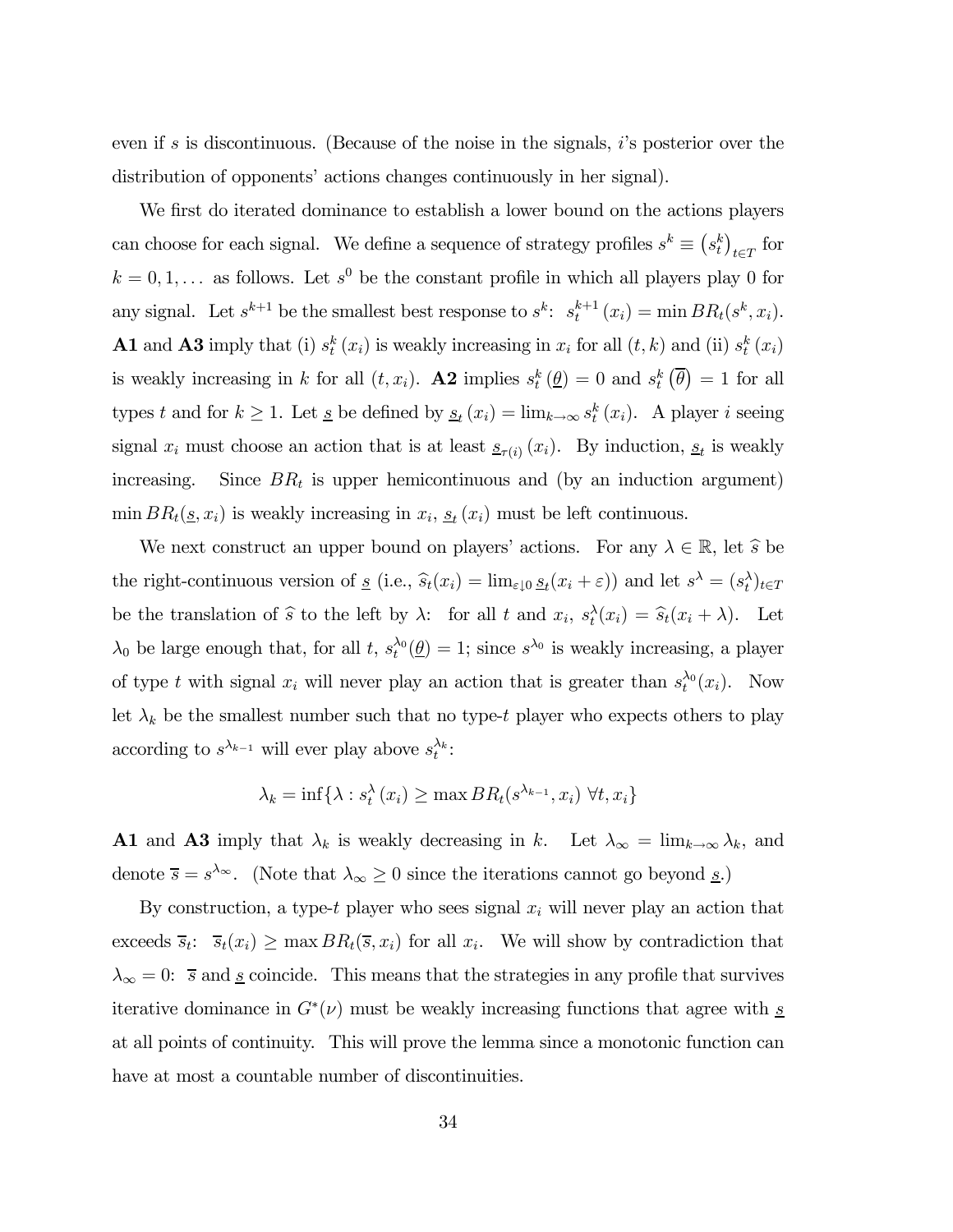even if $s$ is discontinuous. (Because of the noise in the signals, $i$'s posterior over the distribution of opponents' actions changes continuously in her signal).

We first do iterated dominance to establish a lower bound on the actions players can choose for each signal. We define a sequence of strategy profiles $s^k \equiv \left(s_t^k\right)_{t \in T}$ for $k = 0, 1, \ldots$ as follows. Let $s^0$ be the constant profile in which all players play 0 for any signal. Let $s^{k+1}$ be the smallest best response to $s^k$: $s_t^{k+1}(x_i) = \min BR_t(s^k, x_i)$. **A1** and **A3** imply that (i) $s_t^k(x_i)$ is weakly increasing in $x_i$ for all $(t, k)$ and (ii) $s_t^k(x_i)$ is weakly increasing in $k$ for all $(t, x_i)$. **A2** implies $s_t^k(\underline{\theta}) = 0$ and $s_t^k(\overline{\theta}) = 1$ for all types $t$ and for $k \geq 1$. Let $\underline{s}$ be defined by $\underline{s}_t(x_i) = \lim_{k \to \infty} s_t^k(x_i)$. A player $i$ seeing signal $x_i$ must choose an action that is at least $\underline{s}_{\tau(i)}(x_i)$. By induction, $\underline{s}_t$ is weakly increasing. Since $BR_t$ is upper hemicontinuous and (by an induction argument) $\min BR_t(\underline{s}, x_i)$ is weakly increasing in $x_i$, $\underline{s}_t(x_i)$ must be left continuous.

We next construct an upper bound on players' actions. For any $\lambda \in \mathbb{R}$, let $\widehat{s}$ be the right-continuous version of $\underline{s}$ (i.e., $\widehat{s}_t(x_i) = \lim_{\varepsilon \downarrow 0} \underline{s}_t(x_i + \varepsilon)$) and let $s^\lambda = (s_t^\lambda)_{t \in T}$ be the translation of $\widehat{s}$ to the left by $\lambda$: for all $t$ and $x_i$, $s_t^\lambda(x_i) = \widehat{s}_t(x_i + \lambda)$. Let $\lambda_0$ be large enough that, for all $t$, $s_t^{\lambda_0}(\underline{\theta}) = 1$; since $s^{\lambda_0}$ is weakly increasing, a player of type $t$ with signal $x_i$ will never play an action that is greater than $s_t^{\lambda_0}(x_i)$. Now let $\lambda_k$ be the smallest number such that no type-$t$ player who expects others to play according to $s^{\lambda_{k-1}}$ will ever play above $s_t^{\lambda_k}$:

$$\lambda_k = \inf\{\lambda : s_t^\lambda(x_i) \geq \max BR_t(s^{\lambda_{k-1}}, x_i) \ \forall t, x_i\}$$

**A1** and **A3** imply that $\lambda_k$ is weakly decreasing in $k$. Let $\lambda_\infty = \lim_{k \to \infty} \lambda_k$, and denote $\overline{s} = s^{\lambda_\infty}$. (Note that $\lambda_\infty \geq 0$ since the iterations cannot go beyond $\underline{s}$.)

By construction, a type-$t$ player who sees signal $x_i$ will never play an action that exceeds $\overline{s}_t$: $\overline{s}_t(x_i) \geq \max BR_t(\overline{s}, x_i)$ for all $x_i$. We will show by contradiction that $\lambda_\infty = 0$: $\overline{s}$ and $\underline{s}$ coincide. This means that the strategies in any profile that survives iterative dominance in $G^*(\nu)$ must be weakly increasing functions that agree with $\underline{s}$ at all points of continuity. This will prove the lemma since a monotonic function can have at most a countable number of discontinuities.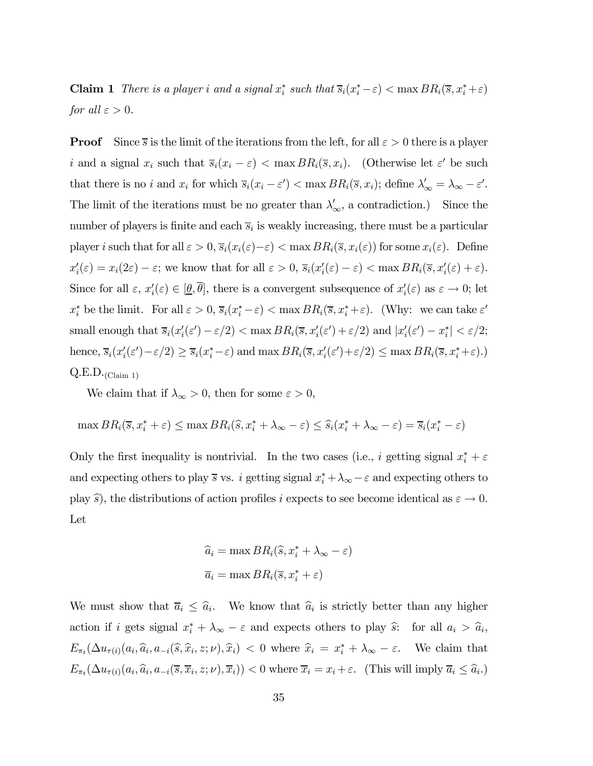**Claim 1** *There is a player $i$ and a signal $x_i^*$ such that $\overline{s}_i(x_i^* - \varepsilon) < \max BR_i(\overline{s}, x_i^* + \varepsilon)$ for all $\varepsilon > 0$.*

**Proof** Since $\overline{s}$ is the limit of the iterations from the left, for all $\varepsilon > 0$ there is a player $i$ and a signal $x_i$ such that $\overline{s}_i(x_i - \varepsilon) < \max BR_i(\overline{s}, x_i)$. (Otherwise let $\varepsilon'$ be such that there is no $i$ and $x_i$ for which $\overline{s}_i(x_i - \varepsilon') < \max BR_i(\overline{s}, x_i)$; define $\lambda'_\infty = \lambda_\infty - \varepsilon'$. The limit of the iterations must be no greater than $\lambda'_\infty$, a contradiction.) Since the number of players is finite and each $\overline{s}_i$ is weakly increasing, there must be a particular player $i$ such that for all $\varepsilon > 0$, $\overline{s}_i(x_i(\varepsilon) - \varepsilon) < \max BR_i(\overline{s}, x_i(\varepsilon))$ for some $x_i(\varepsilon)$. Define $x'_i(\varepsilon) = x_i(2\varepsilon) - \varepsilon$; we know that for all $\varepsilon > 0$, $\overline{s}_i(x'_i(\varepsilon) - \varepsilon) < \max BR_i(\overline{s}, x'_i(\varepsilon) + \varepsilon)$. Since for all $\varepsilon$, $x'_i(\varepsilon) \in [\underline{\theta}, \overline{\theta}]$, there is a convergent subsequence of $x'_i(\varepsilon)$ as $\varepsilon \to 0$; let $x_i^*$ be the limit. For all $\varepsilon > 0$, $\overline{s}_i(x_i^* - \varepsilon) < \max BR_i(\overline{s}, x_i^* + \varepsilon)$. (Why: we can take $\varepsilon'$ small enough that $\overline{s}_i(x'_i(\varepsilon') - \varepsilon/2) < \max BR_i(\overline{s}, x'_i(\varepsilon') + \varepsilon/2)$ and $|x'_i(\varepsilon') - x_i^*| < \varepsilon/2$; hence, $\overline{s}_i(x'_i(\varepsilon') - \varepsilon/2) \geq \overline{s}_i(x_i^* - \varepsilon)$ and $\max BR_i(\overline{s}, x'_i(\varepsilon') + \varepsilon/2) \leq \max BR_i(\overline{s}, x_i^* + \varepsilon)$.) Q.E.D.$_{\text{(Claim 1)}}$

We claim that if $\lambda_\infty > 0$, then for some $\varepsilon > 0$,

$$\max BR_i(\overline{s}, x_i^* + \varepsilon) \leq \max BR_i(\widehat{s}, x_i^* + \lambda_\infty - \varepsilon) \leq \widehat{s}_i(x_i^* + \lambda_\infty - \varepsilon) = \overline{s}_i(x_i^* - \varepsilon)$$

Only the first inequality is nontrivial. In the two cases (i.e., $i$ getting signal $x_i^* + \varepsilon$ and expecting others to play $\overline{s}$ vs. $i$ getting signal $x_i^* + \lambda_\infty - \varepsilon$ and expecting others to play $\widehat{s}$), the distributions of action profiles $i$ expects to see become identical as $\varepsilon \to 0$. Let

$$\widehat{a}_i = \max BR_i(\widehat{s}, x_i^* + \lambda_\infty - \varepsilon)$$
$$\overline{a}_i = \max BR_i(\overline{s}, x_i^* + \varepsilon)$$

We must show that $\overline{a}_i \leq \widehat{a}_i$. We know that $\widehat{a}_i$ is strictly better than any higher action if $i$ gets signal $x_i^* + \lambda_\infty - \varepsilon$ and expects others to play $\widehat{s}$: for all $a_i > \widehat{a}_i$, $E_{\pi_t}(\Delta u_{\tau(i)}(a_i, \widehat{a}_i, a_{-i}(\widehat{s}, \widehat{x}_i, z; \nu), \widehat{x}_i) < 0$ where $\widehat{x}_i = x_i^* + \lambda_\infty - \varepsilon$. We claim that $E_{\pi_t}(\Delta u_{\tau(i)}(a_i, \widehat{a}_i, a_{-i}(\overline{s}, \overline{x}_i, z; \nu), \overline{x}_i)) < 0$ where $\overline{x}_i = x_i + \varepsilon$. (This will imply $\overline{a}_i \leq \widehat{a}_i$.)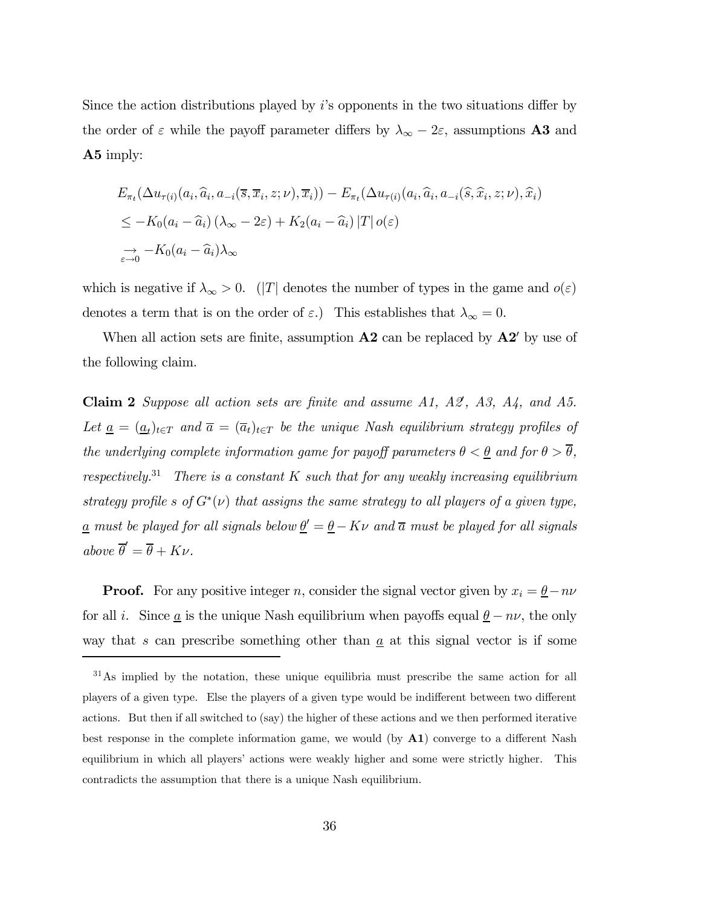Since the action distributions played by $i$'s opponents in the two situations differ by the order of $\varepsilon$ while the payoff parameter differs by $\lambda_\infty - 2\varepsilon$, assumptions **A3** and **A5** imply:

$$
\begin{aligned}
&E_{\pi_t}(\Delta u_{\tau(i)}(a_i, \widehat{a}_i, a_{-i}(\overline{s}, \overline{x}_i, z; \nu), \overline{x}_i)) - E_{\pi_t}(\Delta u_{\tau(i)}(a_i, \widehat{a}_i, a_{-i}(\widehat{s}, \widehat{x}_i, z; \nu), \widehat{x}_i) \\
&\leq -K_0(a_i - \widehat{a}_i)\,(\lambda_\infty - 2\varepsilon) + K_2(a_i - \widehat{a}_i)\,|T|\,o(\varepsilon) \\
&\underset{\varepsilon \to 0}{\to} -K_0(a_i - \widehat{a}_i)\lambda_\infty
\end{aligned}
$$

which is negative if $\lambda_\infty > 0$. ($|T|$ denotes the number of types in the game and $o(\varepsilon)$ denotes a term that is on the order of $\varepsilon$.) This establishes that $\lambda_\infty = 0$.

When all action sets are finite, assumption **A2** can be replaced by **A2′** by use of the following claim.

**Claim 2** *Suppose all action sets are finite and assume A1, A2′, A3, A4, and A5. Let $\underline{a} = (\underline{a}_t)_{t \in T}$ and $\overline{a} = (\overline{a}_t)_{t \in T}$ be the unique Nash equilibrium strategy profiles of the underlying complete information game for payoff parameters $\theta < \underline{\theta}$ and for $\theta > \overline{\theta}$, respectively.*[31] *There is a constant $K$ such that for any weakly increasing equilibrium strategy profile $s$ of $G^*(\nu)$ that assigns the same strategy to all players of a given type, $\underline{a}$ must be played for all signals below $\underline{\theta}' = \underline{\theta} - K\nu$ and $\overline{a}$ must be played for all signals above $\overline{\theta}' = \overline{\theta} + K\nu$.*

**Proof.** For any positive integer $n$, consider the signal vector given by $x_i = \underline{\theta} - n\nu$ for all $i$. Since $\underline{a}$ is the unique Nash equilibrium when payoffs equal $\underline{\theta} - n\nu$, the only way that $s$ can prescribe something other than $\underline{a}$ at this signal vector is if some

[31] As implied by the notation, these unique equilibria must prescribe the same action for all players of a given type. Else the players of a given type would be indifferent between two different actions. But then if all switched to (say) the higher of these actions and we then performed iterative best response in the complete information game, we would (by **A1**) converge to a different Nash equilibrium in which all players' actions were weakly higher and some were strictly higher. This contradicts the assumption that there is a unique Nash equilibrium.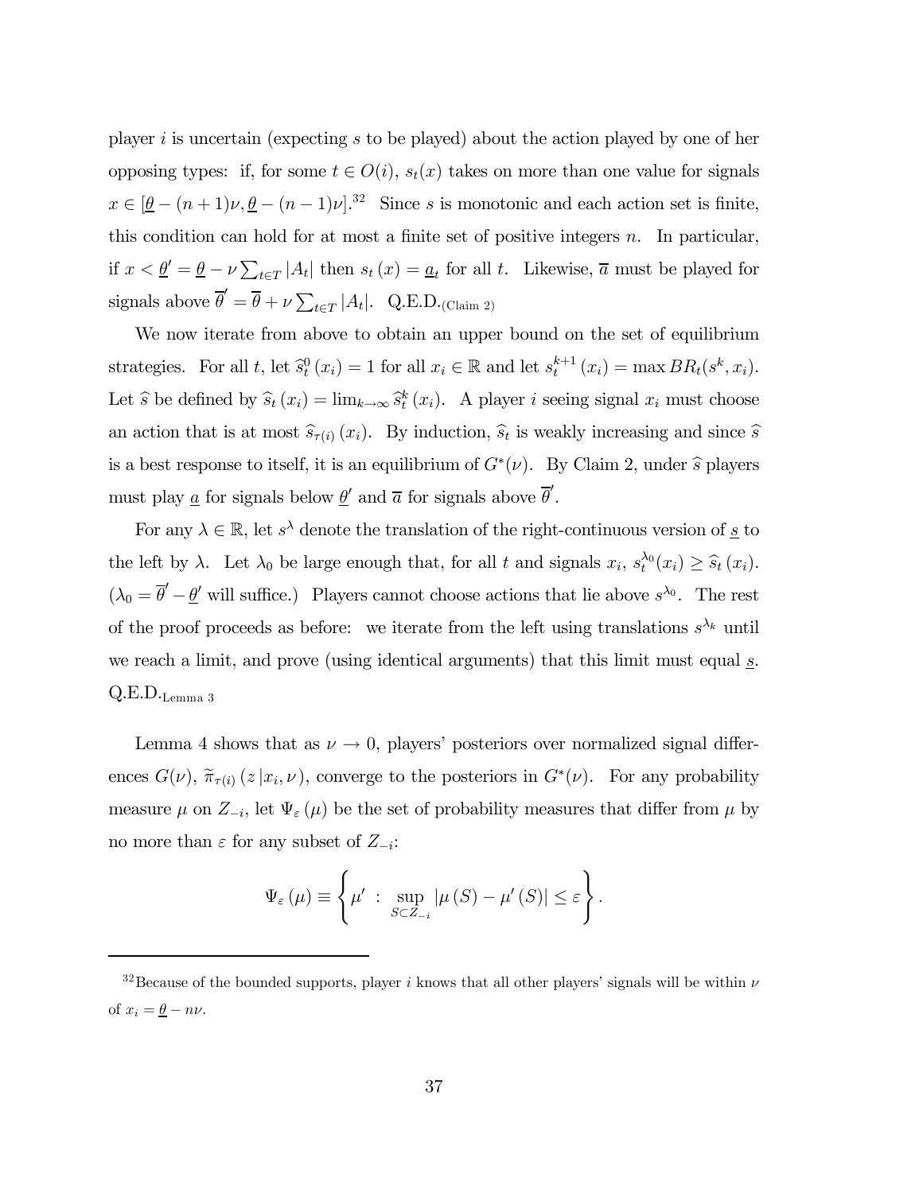player $i$ is uncertain (expecting $s$ to be played) about the action played by one of her opposing types: if, for some $t \in O(i)$, $s_t(x)$ takes on more than one value for signals $x \in [\underline{\theta} - (n+1)\nu, \underline{\theta} - (n-1)\nu]$.[32] Since $s$ is monotonic and each action set is finite, this condition can hold for at most a finite set of positive integers $n$. In particular, if $x < \underline{\theta}' = \underline{\theta} - \nu \sum_{t \in T} |A_t|$ then $s_t(x) = \underline{a}_t$ for all $t$. Likewise, $\overline{a}$ must be played for signals above $\overline{\theta}' = \overline{\theta} + \nu \sum_{t \in T} |A_t|$. Q.E.D.$_{\text{(Claim 2)}}$

We now iterate from above to obtain an upper bound on the set of equilibrium strategies. For all $t$, let $\widehat{s}_t^0(x_i) = 1$ for all $x_i \in \mathbb{R}$ and let $s_t^{k+1}(x_i) = \max BR_t(s^k, x_i)$. Let $\widehat{s}$ be defined by $\widehat{s}_t(x_i) = \lim_{k \to \infty} \widehat{s}_t^k(x_i)$. A player $i$ seeing signal $x_i$ must choose an action that is at most $\widehat{s}_{\tau(i)}(x_i)$. By induction, $\widehat{s}_t$ is weakly increasing and since $\widehat{s}$ is a best response to itself, it is an equilibrium of $G^*(\nu)$. By Claim 2, under $\widehat{s}$ players must play $\underline{a}$ for signals below $\underline{\theta}'$ and $\overline{a}$ for signals above $\overline{\theta}'$.

For any $\lambda \in \mathbb{R}$, let $s^\lambda$ denote the translation of the right-continuous version of $\underline{s}$ to the left by $\lambda$. Let $\lambda_0$ be large enough that, for all $t$ and signals $x_i$, $s_t^{\lambda_0}(x_i) \geq \widehat{s}_t(x_i)$. ($\lambda_0 = \overline{\theta}' - \underline{\theta}'$ will suffice.) Players cannot choose actions that lie above $s^{\lambda_0}$. The rest of the proof proceeds as before: we iterate from the left using translations $s^{\lambda_k}$ until we reach a limit, and prove (using identical arguments) that this limit must equal $\underline{s}$. Q.E.D.$_{\text{Lemma 3}}$

Lemma 4 shows that as $\nu \to 0$, players' posteriors over normalized signal differences $G(\nu)$, $\widetilde{\pi}_{\tau(i)}(z \,|x_i, \nu)$, converge to the posteriors in $G^*(\nu)$. For any probability measure $\mu$ on $Z_{-i}$, let $\Psi_\varepsilon(\mu)$ be the set of probability measures that differ from $\mu$ by no more than $\varepsilon$ for any subset of $Z_{-i}$:

$$\Psi_\varepsilon(\mu) \equiv \left\{ \mu' \ : \ \sup_{S \subset Z_{-i}} |\mu(S) - \mu'(S)| \leq \varepsilon \right\}.$$

[32] Because of the bounded supports, player $i$ knows that all other players' signals will be within $\nu$ of $x_i = \underline{\theta} - n\nu$.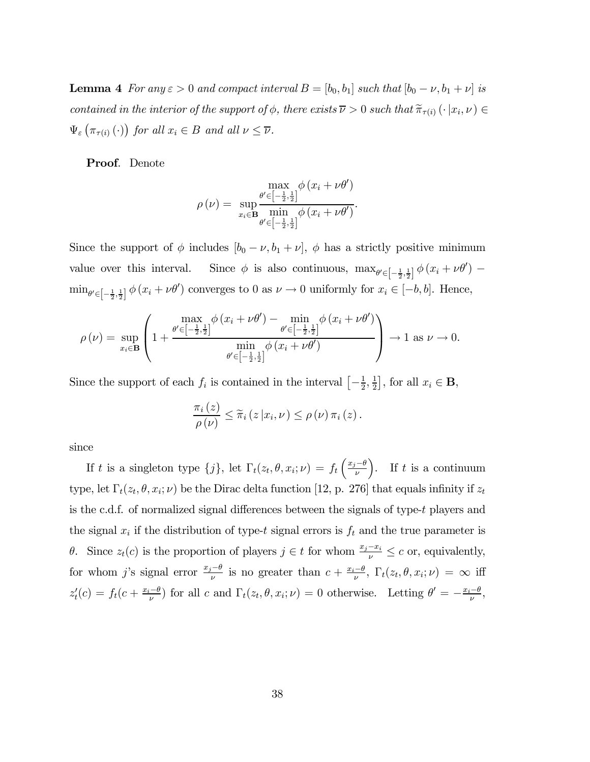**Lemma 4** *For any $\varepsilon > 0$ and compact interval $B = [b_0, b_1]$ such that $[b_0 - \nu, b_1 + \nu]$ is contained in the interior of the support of $\phi$, there exists $\overline{\nu} > 0$ such that $\widetilde{\pi}_{\tau(i)}(\cdot\,|x_i, \nu) \in \Psi_\varepsilon\left(\pi_{\tau(i)}(\cdot)\right)$ for all $x_i \in B$ and all $\nu \leq \overline{\nu}$.*

**Proof**. Denote

$$\rho(\nu) = \sup_{x_i \in \mathbf{B}} \frac{\max_{\theta' \in \left[-\frac{1}{2}, \frac{1}{2}\right]} \phi(x_i + \nu\theta')}{\min_{\theta' \in \left[-\frac{1}{2}, \frac{1}{2}\right]} \phi(x_i + \nu\theta')}.$$

Since the support of $\phi$ includes $[b_0 - \nu, b_1 + \nu]$, $\phi$ has a strictly positive minimum value over this interval. Since $\phi$ is also continuous, $\max_{\theta' \in \left[-\frac{1}{2}, \frac{1}{2}\right]} \phi(x_i + \nu\theta') - \min_{\theta' \in \left[-\frac{1}{2}, \frac{1}{2}\right]} \phi(x_i + \nu\theta')$ converges to 0 as $\nu \to 0$ uniformly for $x_i \in [-b, b]$. Hence,

$$\rho(\nu) = \sup_{x_i \in \mathbf{B}} \left( 1 + \frac{\max_{\theta' \in \left[-\frac{1}{2}, \frac{1}{2}\right]} \phi(x_i + \nu\theta') - \min_{\theta' \in \left[-\frac{1}{2}, \frac{1}{2}\right]} \phi(x_i + \nu\theta')}{\min_{\theta' \in \left[-\frac{1}{2}, \frac{1}{2}\right]} \phi(x_i + \nu\theta')} \right) \to 1 \text{ as } \nu \to 0.$$

Since the support of each $f_i$ is contained in the interval $\left[-\frac{1}{2}, \frac{1}{2}\right]$, for all $x_i \in \mathbf{B}$,

$$\frac{\pi_i(z)}{\rho(\nu)} \leq \widetilde{\pi}_i(z\,|x_i, \nu) \leq \rho(\nu)\,\pi_i(z).$$

since

If $t$ is a singleton type $\{j\}$, let $\Gamma_t(z_t, \theta, x_i; \nu) = f_t\left(\frac{x_j - \theta}{\nu}\right)$. If $t$ is a continuum type, let $\Gamma_t(z_t, \theta, x_i; \nu)$ be the Dirac delta function [12, p. 276] that equals infinity if $z_t$ is the c.d.f. of normalized signal differences between the signals of type-$t$ players and the signal $x_i$ if the distribution of type-$t$ signal errors is $f_t$ and the true parameter is $\theta$. Since $z_t(c)$ is the proportion of players $j \in t$ for whom $\frac{x_j - x_i}{\nu} \leq c$ or, equivalently, for whom $j$'s signal error $\frac{x_j - \theta}{\nu}$ is no greater than $c + \frac{x_i - \theta}{\nu}$, $\Gamma_t(z_t, \theta, x_i; \nu) = \infty$ iff $z_t'(c) = f_t(c + \frac{x_i - \theta}{\nu})$ for all $c$ and $\Gamma_t(z_t, \theta, x_i; \nu) = 0$ otherwise. Letting $\theta' = -\frac{x_i - \theta}{\nu}$,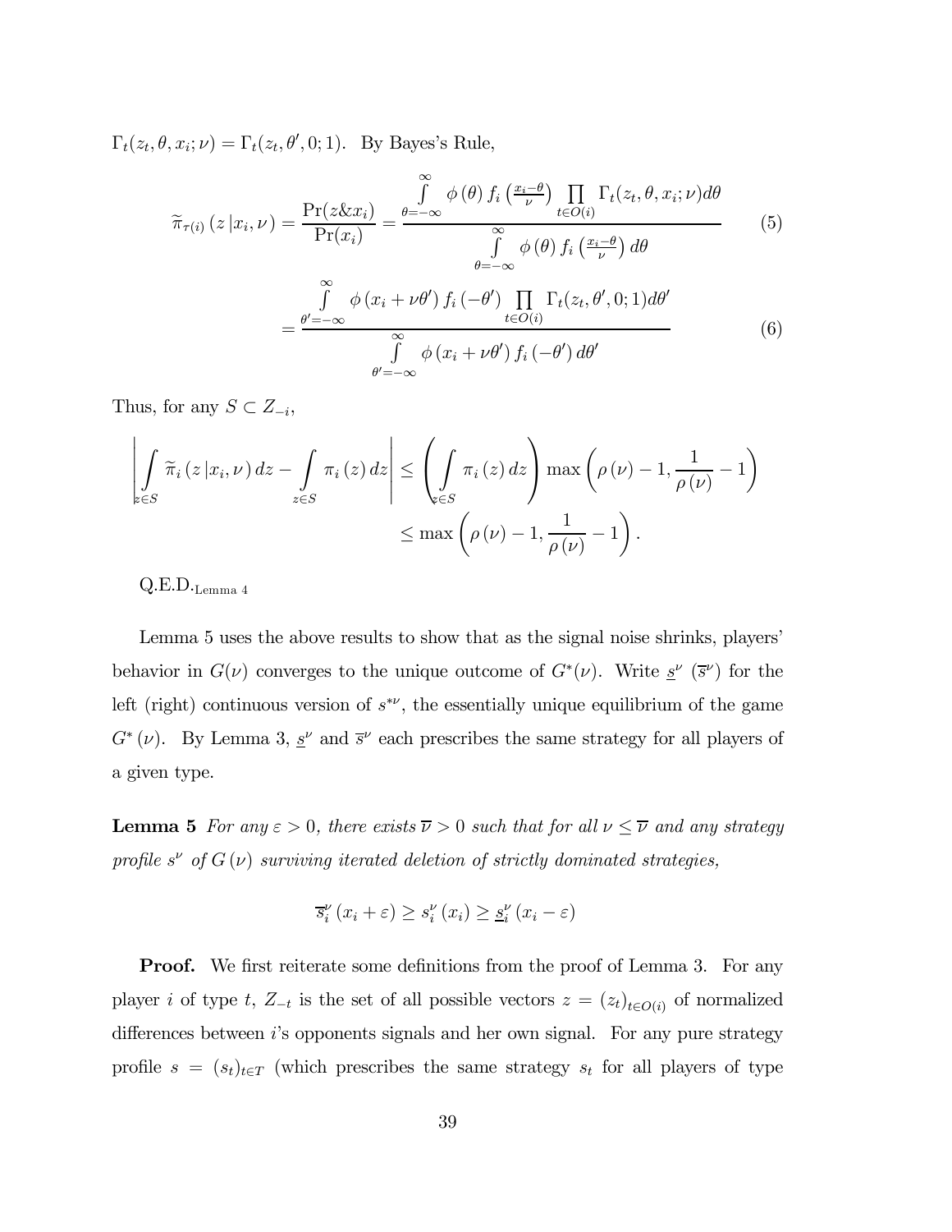$\Gamma_t(z_t, \theta, x_i; \nu) = \Gamma_t(z_t, \theta', 0; 1)$. By Bayes's Rule,

$$\widetilde{\pi}_{\tau(i)}(z\,|x_i, \nu) = \frac{\Pr(z\&x_i)}{\Pr(x_i)} = \frac{\int\limits_{\theta=-\infty}^{\infty} \phi(\theta)\, f_i\left(\frac{x_i-\theta}{\nu}\right) \prod\limits_{t\in O(i)} \Gamma_t(z_t, \theta, x_i; \nu) d\theta}{\int\limits_{\theta=-\infty}^{\infty} \phi(\theta)\, f_i\left(\frac{x_i-\theta}{\nu}\right) d\theta} \tag{5}$$

$$= \frac{\int\limits_{\theta'=-\infty}^{\infty} \phi(x_i + \nu\theta')\, f_i(-\theta') \prod\limits_{t\in O(i)} \Gamma_t(z_t, \theta', 0; 1) d\theta'}{\int\limits_{\theta'=-\infty}^{\infty} \phi(x_i + \nu\theta')\, f_i(-\theta')\, d\theta'} \tag{6}$$

Thus, for any $S \subset Z_{-i}$,

$$\left| \int\limits_{z\in S} \widetilde{\pi}_i(z\,|x_i, \nu)\, dz - \int\limits_{z\in S} \pi_i(z)\, dz \right| \leq \left( \int\limits_{z\in S} \pi_i(z)\, dz \right) \max\left(\rho(\nu) - 1, \frac{1}{\rho(\nu)} - 1\right)$$

$$\leq \max\left(\rho(\nu) - 1, \frac{1}{\rho(\nu)} - 1\right).$$

Q.E.D.$_{\text{Lemma 4}}$

Lemma 5 uses the above results to show that as the signal noise shrinks, players' behavior in $G(\nu)$ converges to the unique outcome of $G^*(\nu)$. Write $\underline{s}^\nu$ ($\overline{s}^\nu$) for the left (right) continuous version of $s^{*\nu}$, the essentially unique equilibrium of the game $G^*(\nu)$. By Lemma 3, $\underline{s}^\nu$ and $\overline{s}^\nu$ each prescribes the same strategy for all players of a given type.

**Lemma 5** *For any $\varepsilon > 0$, there exists $\overline{\nu} > 0$ such that for all $\nu \leq \overline{\nu}$ and any strategy profile $s^\nu$ of $G(\nu)$ surviving iterated deletion of strictly dominated strategies,*

$$\overline{s}_i^\nu(x_i + \varepsilon) \geq s_i^\nu(x_i) \geq \underline{s}_i^\nu(x_i - \varepsilon)$$

**Proof.** We first reiterate some definitions from the proof of Lemma 3. For any player $i$ of type $t$, $Z_{-t}$ is the set of all possible vectors $z = (z_t)_{t\in O(i)}$ of normalized differences between $i$'s opponents signals and her own signal. For any pure strategy profile $s = (s_t)_{t\in T}$ (which prescribes the same strategy $s_t$ for all players of type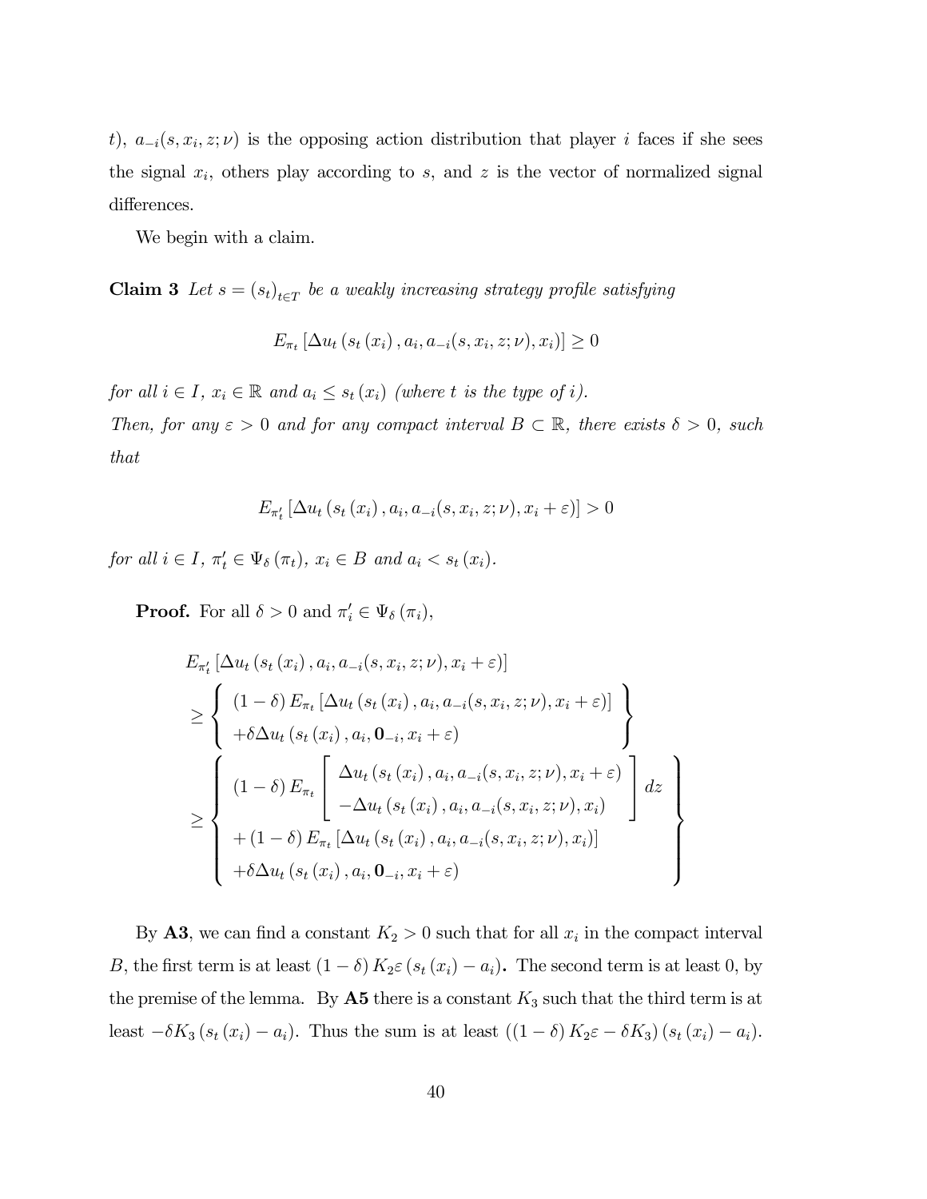$t$), $a_{-i}(s, x_i, z; \nu)$ is the opposing action distribution that player $i$ faces if she sees the signal $x_i$, others play according to $s$, and $z$ is the vector of normalized signal differences.

We begin with a claim.

**Claim 3** *Let $s = (s_t)_{t \in T}$ be a weakly increasing strategy profile satisfying*

$$E_{\pi_t}\left[\Delta u_t\left(s_t\left(x_i\right), a_i, a_{-i}(s, x_i, z; \nu), x_i\right)\right] \geq 0$$

*for all $i \in I$, $x_i \in \mathbb{R}$ and $a_i \leq s_t\left(x_i\right)$ (where $t$ is the type of $i$).*
*Then, for any $\varepsilon > 0$ and for any compact interval $B \subset \mathbb{R}$, there exists $\delta > 0$, such that*

$$E_{\pi'_t}\left[\Delta u_t\left(s_t\left(x_i\right), a_i, a_{-i}(s, x_i, z; \nu), x_i + \varepsilon\right)\right] > 0$$

*for all $i \in I$, $\pi'_t \in \Psi_\delta\left(\pi_t\right)$, $x_i \in B$ and $a_i < s_t\left(x_i\right)$.*

**Proof.** For all $\delta > 0$ and $\pi'_i \in \Psi_\delta\left(\pi_i\right)$,

$$\begin{aligned}
& E_{\pi'_t}\left[\Delta u_t\left(s_t\left(x_i\right), a_i, a_{-i}(s, x_i, z; \nu), x_i + \varepsilon\right)\right] \\
& \geq \left\{ \begin{array}{l} (1-\delta) E_{\pi_t}\left[\Delta u_t\left(s_t\left(x_i\right), a_i, a_{-i}(s, x_i, z; \nu), x_i + \varepsilon\right)\right] \\ +\delta \Delta u_t\left(s_t\left(x_i\right), a_i, \mathbf{0}_{-i}, x_i + \varepsilon\right) \end{array} \right\} \\
& \geq \left\{ \begin{array}{l} (1-\delta) E_{\pi_t}\left[ \begin{array}{l} \Delta u_t\left(s_t\left(x_i\right), a_i, a_{-i}(s, x_i, z; \nu), x_i + \varepsilon\right) \\ -\Delta u_t\left(s_t\left(x_i\right), a_i, a_{-i}(s, x_i, z; \nu), x_i\right) \end{array} \right] dz \\ +(1-\delta) E_{\pi_t}\left[\Delta u_t\left(s_t\left(x_i\right), a_i, a_{-i}(s, x_i, z; \nu), x_i\right)\right] \\ +\delta \Delta u_t\left(s_t\left(x_i\right), a_i, \mathbf{0}_{-i}, x_i + \varepsilon\right) \end{array} \right\}
\end{aligned}$$

By **A3**, we can find a constant $K_2 > 0$ such that for all $x_i$ in the compact interval $B$, the first term is at least $(1-\delta) K_2 \varepsilon \left(s_t\left(x_i\right) - a_i\right)$**.** The second term is at least 0, by the premise of the lemma. By **A5** there is a constant $K_3$ such that the third term is at least $-\delta K_3\left(s_t\left(x_i\right) - a_i\right)$. Thus the sum is at least $\left((1-\delta) K_2 \varepsilon - \delta K_3\right)\left(s_t\left(x_i\right) - a_i\right)$.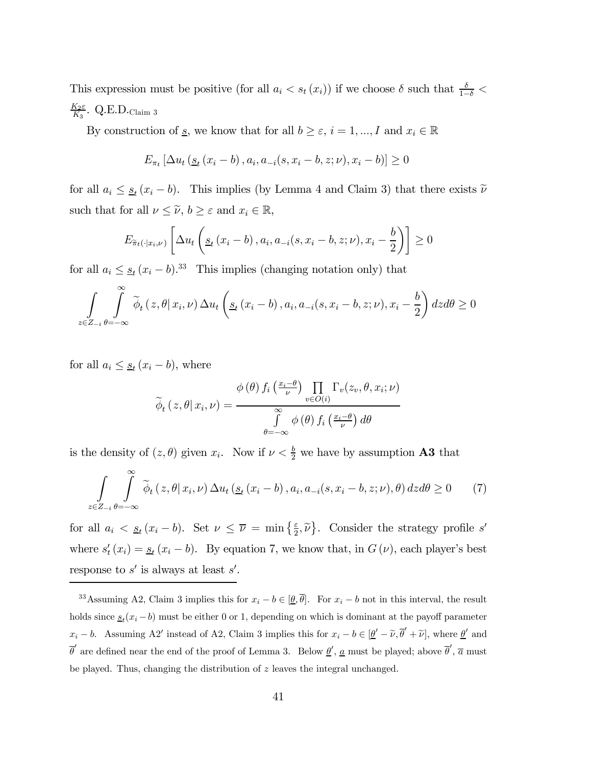This expression must be positive (for all $a_i < s_t(x_i)$) if we choose $\delta$ such that $\frac{\delta}{1-\delta} < \frac{K_2 \varepsilon}{K_3}$. Q.E.D.$_{\text{Claim 3}}$

By construction of $\underline{s}$, we know that for all $b \geq \varepsilon$, $i = 1, ..., I$ and $x_i \in \mathbb{R}$

$$E_{\pi_t}\left[\Delta u_t\left(\underline{s}_t(x_i - b), a_i, a_{-i}(s, x_i - b, z; \nu), x_i - b\right)\right] \geq 0$$

for all $a_i \leq \underline{s}_t(x_i - b)$. This implies (by Lemma 4 and Claim 3) that there exists $\widetilde{\nu}$ such that for all $\nu \leq \widetilde{\nu}$, $b \geq \varepsilon$ and $x_i \in \mathbb{R}$,

$$E_{\widetilde{\pi}_t(\cdot|x_i,\nu)}\left[\Delta u_t\left(\underline{s}_t(x_i - b), a_i, a_{-i}(s, x_i - b, z; \nu), x_i - \frac{b}{2}\right)\right] \geq 0$$

for all $a_i \leq \underline{s}_t(x_i - b)$.[33] This implies (changing notation only) that

$$\int\limits_{z \in Z_{-i}} \int\limits_{\theta=-\infty}^{\infty} \widetilde{\phi}_t\left(z, \theta | x_i, \nu\right) \Delta u_t\left(\underline{s}_t(x_i - b), a_i, a_{-i}(s, x_i - b, z; \nu), x_i - \frac{b}{2}\right) dz d\theta \geq 0$$

for all $a_i \leq \underline{s}_t(x_i - b)$, where

$$\widetilde{\phi}_t\left(z, \theta | x_i, \nu\right) = \frac{\phi(\theta) f_i\left(\frac{x_i - \theta}{\nu}\right) \prod\limits_{v \in O(i)} \Gamma_v(z_v, \theta, x_i; \nu)}{\int\limits_{\theta=-\infty}^{\infty} \phi(\theta) f_i\left(\frac{x_i - \theta}{\nu}\right) d\theta}$$

is the density of $(z, \theta)$ given $x_i$. Now if $\nu < \frac{b}{2}$ we have by assumption **A3** that

$$\int\limits_{z \in Z_{-i}} \int\limits_{\theta=-\infty}^{\infty} \widetilde{\phi}_t\left(z, \theta | x_i, \nu\right) \Delta u_t\left(\underline{s}_t(x_i - b), a_i, a_{-i}(s, x_i - b, z; \nu), \theta\right) dz d\theta \geq 0 \tag{7}$$

for all $a_i < \underline{s}_t(x_i - b)$. Set $\nu \leq \overline{\nu} = \min\left\{\frac{\varepsilon}{2}, \widetilde{\nu}\right\}$. Consider the strategy profile $s'$ where $s'_t(x_i) = \underline{s}_t(x_i - b)$. By equation 7, we know that, in $G(\nu)$, each player's best response to $s'$ is always at least $s'$.

---

[33] Assuming A2, Claim 3 implies this for $x_i - b \in [\underline{\theta}, \overline{\theta}]$. For $x_i - b$ not in this interval, the result holds since $\underline{s}_t(x_i - b)$ must be either 0 or 1, depending on which is dominant at the payoff parameter $x_i - b$. Assuming A2′ instead of A2, Claim 3 implies this for $x_i - b \in [\underline{\theta}' - \widetilde{\nu}, \overline{\theta}' + \widetilde{\nu}]$, where $\underline{\theta}'$ and $\overline{\theta}'$ are defined near the end of the proof of Lemma 3. Below $\underline{\theta}'$, $\underline{a}$ must be played; above $\overline{\theta}'$, $\overline{a}$ must be played. Thus, changing the distribution of $z$ leaves the integral unchanged.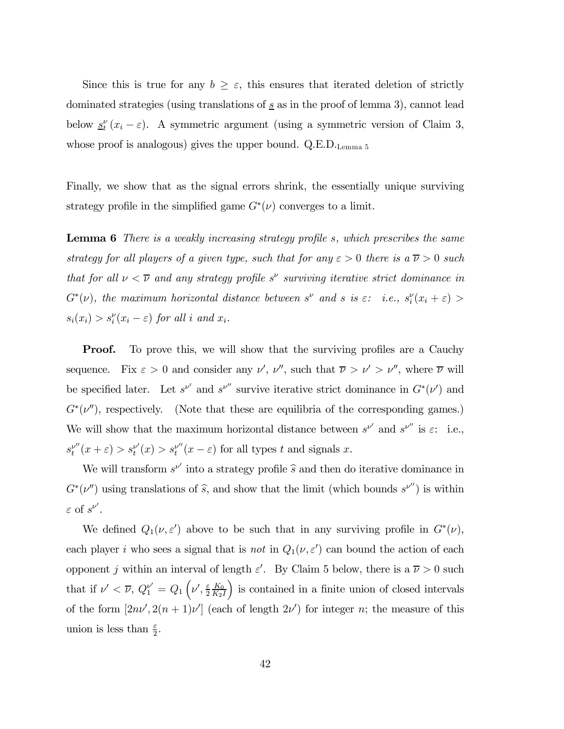Since this is true for any $b \geq \varepsilon$, this ensures that iterated deletion of strictly dominated strategies (using translations of $\underline{s}$ as in the proof of lemma 3), cannot lead below $\underline{s}_t^\nu(x_i - \varepsilon)$. A symmetric argument (using a symmetric version of Claim 3, whose proof is analogous) gives the upper bound. Q.E.D.$_{\text{Lemma 5}}$

Finally, we show that as the signal errors shrink, the essentially unique surviving strategy profile in the simplified game $G^*(\nu)$ converges to a limit.

**Lemma 6** *There is a weakly increasing strategy profile $s$, which prescribes the same strategy for all players of a given type, such that for any $\varepsilon > 0$ there is a $\overline{\nu} > 0$ such that for all $\nu < \overline{\nu}$ and any strategy profile $s^\nu$ surviving iterative strict dominance in $G^*(\nu)$, the maximum horizontal distance between $s^\nu$ and $s$ is $\varepsilon$: i.e., $s_i^\nu(x_i + \varepsilon) > s_i(x_i) > s_i^\nu(x_i - \varepsilon)$ for all $i$ and $x_i$.*

**Proof.** To prove this, we will show that the surviving profiles are a Cauchy sequence. Fix $\varepsilon > 0$ and consider any $\nu'$, $\nu''$, such that $\overline{\nu} > \nu' > \nu''$, where $\overline{\nu}$ will be specified later. Let $s^{\nu'}$ and $s^{\nu''}$ survive iterative strict dominance in $G^*(\nu')$ and $G^*(\nu'')$, respectively. (Note that these are equilibria of the corresponding games.) We will show that the maximum horizontal distance between $s^{\nu'}$ and $s^{\nu''}$ is $\varepsilon$: i.e., $s_t^{\nu''}(x + \varepsilon) > s_t^{\nu'}(x) > s_t^{\nu''}(x - \varepsilon)$ for all types $t$ and signals $x$.

We will transform $s^{\nu'}$ into a strategy profile $\widehat{s}$ and then do iterative dominance in $G^*(\nu'')$ using translations of $\widehat{s}$, and show that the limit (which bounds $s^{\nu''}$) is within $\varepsilon$ of $s^{\nu'}$.

We defined $Q_1(\nu, \varepsilon')$ above to be such that in any surviving profile in $G^*(\nu)$, each player $i$ who sees a signal that is *not* in $Q_1(\nu, \varepsilon')$ can bound the action of each opponent $j$ within an interval of length $\varepsilon'$. By Claim 5 below, there is a $\overline{\nu} > 0$ such that if $\nu' < \overline{\nu}$, $Q_1^{\nu'} = Q_1\left(\nu', \frac{\varepsilon}{2}\frac{K_0}{K_2 I}\right)$ is contained in a finite union of closed intervals of the form $[2n\nu', 2(n+1)\nu']$ (each of length $2\nu'$) for integer $n$; the measure of this union is less than $\frac{\varepsilon}{2}$.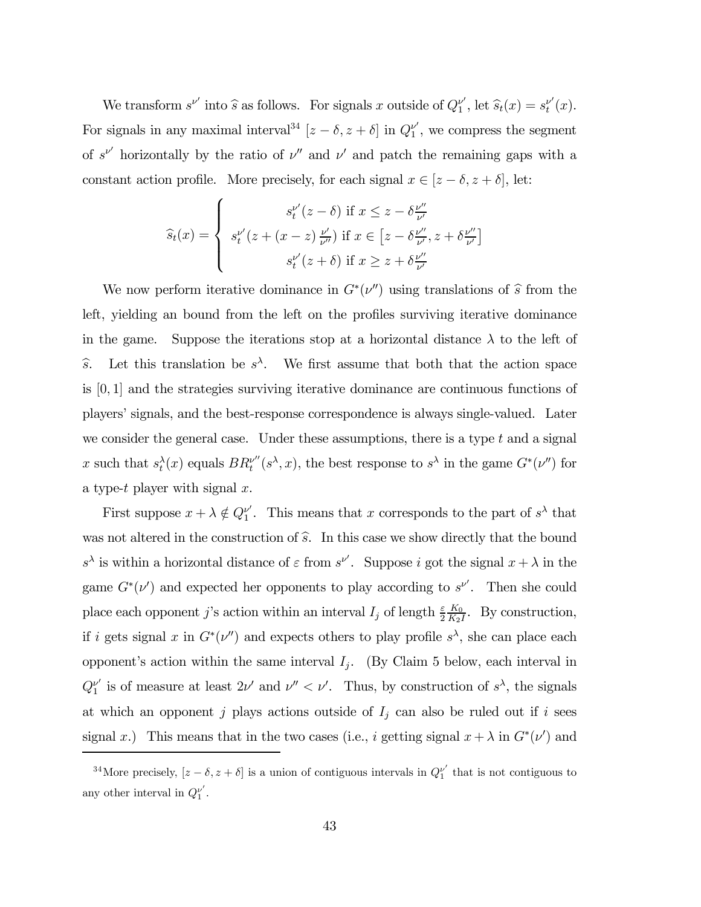We transform $s^{\nu'}$ into $\widehat{s}$ as follows. For signals $x$ outside of $Q_1^{\nu'}$, let $\widehat{s}_t(x) = s_t^{\nu'}(x)$. For signals in any maximal interval[34] $[z-\delta, z+\delta]$ in $Q_1^{\nu'}$, we compress the segment of $s^{\nu'}$ horizontally by the ratio of $\nu''$ and $\nu'$ and patch the remaining gaps with a constant action profile. More precisely, for each signal $x \in [z-\delta, z+\delta]$, let:

$$\widehat{s}_t(x) = \begin{cases} s_t^{\nu'}(z-\delta) \text{ if } x \leq z - \delta \frac{\nu''}{\nu'} \\ s_t^{\nu'}(z + (x-z)\frac{\nu'}{\nu''}) \text{ if } x \in \left[z - \delta\frac{\nu''}{\nu'}, z + \delta\frac{\nu''}{\nu'}\right] \\ s_t^{\nu'}(z+\delta) \text{ if } x \geq z + \delta\frac{\nu''}{\nu'} \end{cases}$$

We now perform iterative dominance in $G^*(\nu'')$ using translations of $\widehat{s}$ from the left, yielding an bound from the left on the profiles surviving iterative dominance in the game. Suppose the iterations stop at a horizontal distance $\lambda$ to the left of $\widehat{s}$. Let this translation be $s^\lambda$. We first assume that both that the action space is $[0,1]$ and the strategies surviving iterative dominance are continuous functions of players' signals, and the best-response correspondence is always single-valued. Later we consider the general case. Under these assumptions, there is a type $t$ and a signal $x$ such that $s_t^\lambda(x)$ equals $BR_t^{\nu''}(s^\lambda, x)$, the best response to $s^\lambda$ in the game $G^*(\nu'')$ for a type-$t$ player with signal $x$.

First suppose $x + \lambda \notin Q_1^{\nu'}$. This means that $x$ corresponds to the part of $s^\lambda$ that was not altered in the construction of $\widehat{s}$. In this case we show directly that the bound $s^\lambda$ is within a horizontal distance of $\varepsilon$ from $s^{\nu'}$. Suppose $i$ got the signal $x+\lambda$ in the game $G^*(\nu')$ and expected her opponents to play according to $s^{\nu'}$. Then she could place each opponent $j$'s action within an interval $I_j$ of length $\frac{\varepsilon}{2}\frac{K_0}{K_2 I}$. By construction, if $i$ gets signal $x$ in $G^*(\nu'')$ and expects others to play profile $s^\lambda$, she can place each opponent's action within the same interval $I_j$. (By Claim 5 below, each interval in $Q_1^{\nu'}$ is of measure at least $2\nu'$ and $\nu'' < \nu'$. Thus, by construction of $s^\lambda$, the signals at which an opponent $j$ plays actions outside of $I_j$ can also be ruled out if $i$ sees signal $x$.) This means that in the two cases (i.e., $i$ getting signal $x+\lambda$ in $G^*(\nu')$ and

[34] More precisely, $[z-\delta, z+\delta]$ is a union of contiguous intervals in $Q_1^{\nu'}$ that is not contiguous to any other interval in $Q_1^{\nu'}$.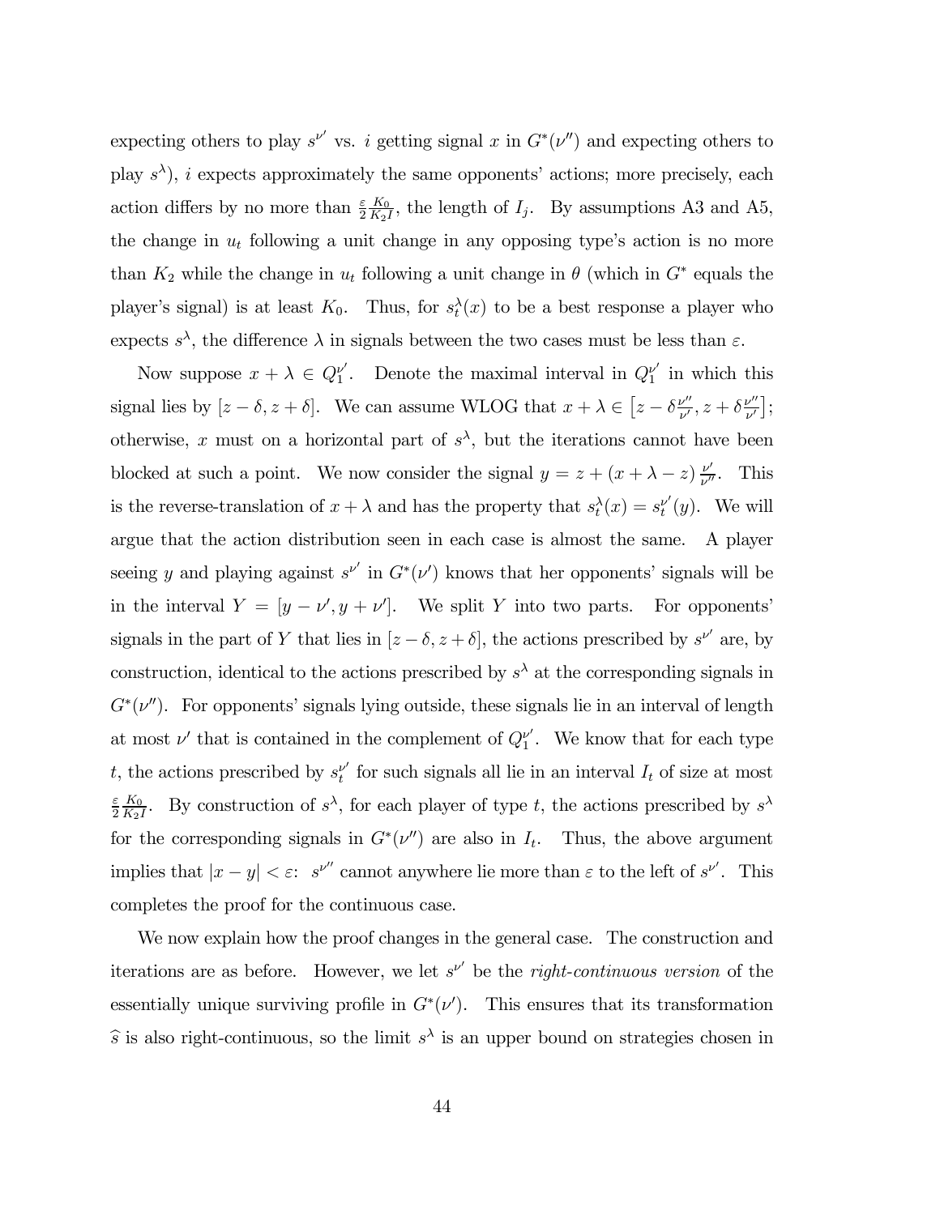expecting others to play $s^{\nu'}$ vs. $i$ getting signal $x$ in $G^*(\nu'')$ and expecting others to play $s^{\lambda}$), $i$ expects approximately the same opponents' actions; more precisely, each action differs by no more than $\frac{\varepsilon}{2}\frac{K_0}{K_2 I}$, the length of $I_j$. By assumptions A3 and A5, the change in $u_t$ following a unit change in any opposing type's action is no more than $K_2$ while the change in $u_t$ following a unit change in $\theta$ (which in $G^*$ equals the player's signal) is at least $K_0$. Thus, for $s_t^{\lambda}(x)$ to be a best response a player who expects $s^{\lambda}$, the difference $\lambda$ in signals between the two cases must be less than $\varepsilon$.

Now suppose $x + \lambda \in Q_1^{\nu'}$. Denote the maximal interval in $Q_1^{\nu'}$ in which this signal lies by $[z - \delta, z + \delta]$. We can assume WLOG that $x + \lambda \in \left[z - \delta\frac{\nu''}{\nu'}, z + \delta\frac{\nu''}{\nu'}\right]$; otherwise, $x$ must on a horizontal part of $s^{\lambda}$, but the iterations cannot have been blocked at such a point. We now consider the signal $y = z + (x + \lambda - z)\frac{\nu'}{\nu''}$. This is the reverse-translation of $x + \lambda$ and has the property that $s_t^{\lambda}(x) = s_t^{\nu'}(y)$. We will argue that the action distribution seen in each case is almost the same. A player seeing $y$ and playing against $s^{\nu'}$ in $G^*(\nu')$ knows that her opponents' signals will be in the interval $Y = [y - \nu', y + \nu']$. We split $Y$ into two parts. For opponents' signals in the part of $Y$ that lies in $[z - \delta, z + \delta]$, the actions prescribed by $s^{\nu'}$ are, by construction, identical to the actions prescribed by $s^{\lambda}$ at the corresponding signals in $G^*(\nu'')$. For opponents' signals lying outside, these signals lie in an interval of length at most $\nu'$ that is contained in the complement of $Q_1^{\nu'}$. We know that for each type $t$, the actions prescribed by $s_t^{\nu'}$ for such signals all lie in an interval $I_t$ of size at most $\frac{\varepsilon}{2}\frac{K_0}{K_2 I}$. By construction of $s^{\lambda}$, for each player of type $t$, the actions prescribed by $s^{\lambda}$ for the corresponding signals in $G^*(\nu'')$ are also in $I_t$. Thus, the above argument implies that $|x - y| < \varepsilon$: $s^{\nu''}$ cannot anywhere lie more than $\varepsilon$ to the left of $s^{\nu'}$. This completes the proof for the continuous case.

We now explain how the proof changes in the general case. The construction and iterations are as before. However, we let $s^{\nu'}$ be the *right-continuous version* of the essentially unique surviving profile in $G^*(\nu')$. This ensures that its transformation $\widehat{s}$ is also right-continuous, so the limit $s^{\lambda}$ is an upper bound on strategies chosen in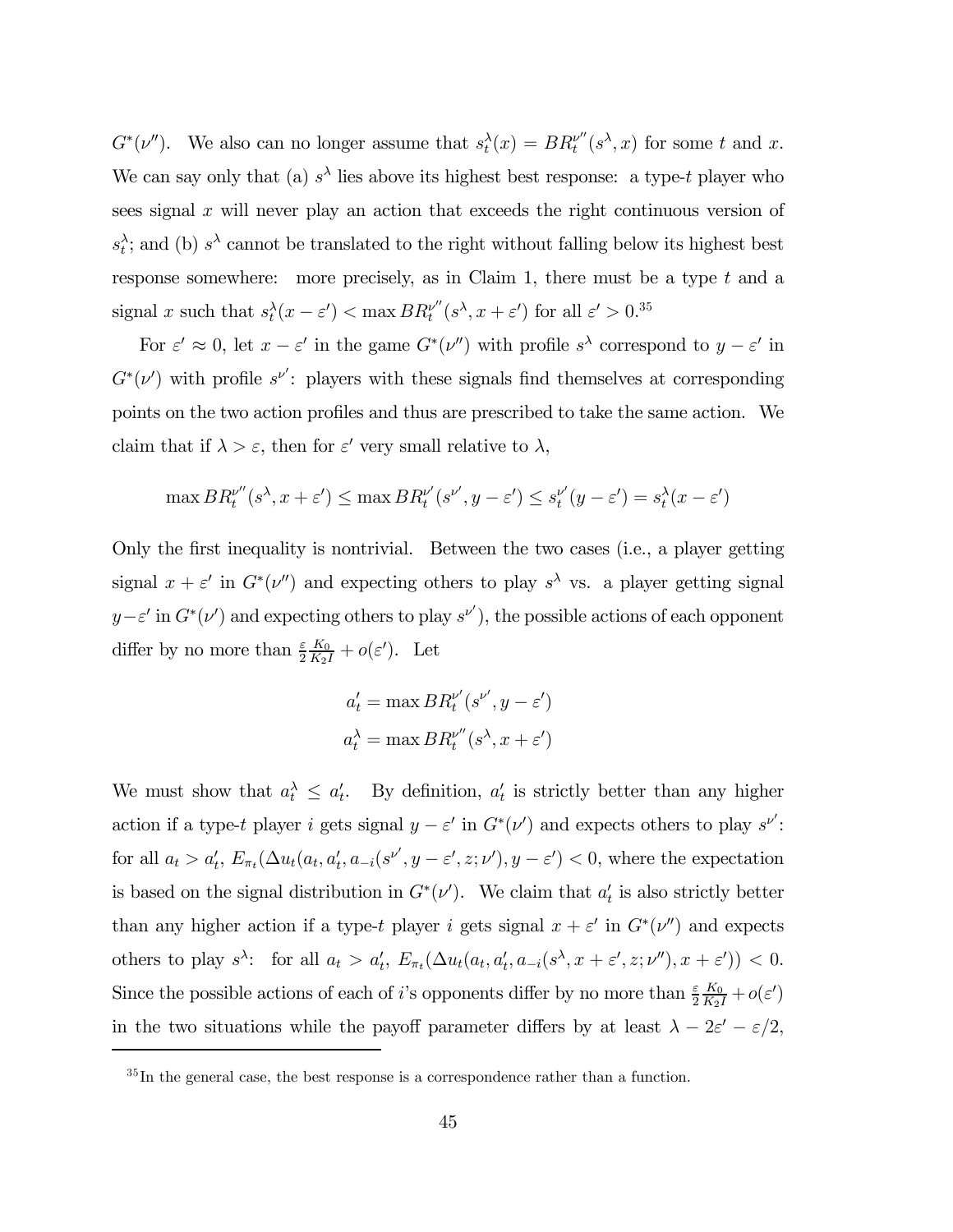$G^*(\nu'')$. We also can no longer assume that $s_t^\lambda(x) = BR_t^{\nu''}(s^\lambda, x)$ for some $t$ and $x$. We can say only that (a) $s^\lambda$ lies above its highest best response: a type-$t$ player who sees signal $x$ will never play an action that exceeds the right continuous version of $s_t^\lambda$; and (b) $s^\lambda$ cannot be translated to the right without falling below its highest best response somewhere: more precisely, as in Claim 1, there must be a type $t$ and a signal $x$ such that $s_t^\lambda(x - \varepsilon') < \max BR_t^{\nu''}(s^\lambda, x + \varepsilon')$ for all $\varepsilon' > 0$.[35]

For $\varepsilon' \approx 0$, let $x - \varepsilon'$ in the game $G^*(\nu'')$ with profile $s^\lambda$ correspond to $y - \varepsilon'$ in $G^*(\nu')$ with profile $s^{\nu'}$: players with these signals find themselves at corresponding points on the two action profiles and thus are prescribed to take the same action. We claim that if $\lambda > \varepsilon$, then for $\varepsilon'$ very small relative to $\lambda$,

$$\max BR_t^{\nu''}(s^\lambda, x + \varepsilon') \leq \max BR_t^{\nu'}(s^{\nu'}, y - \varepsilon') \leq s_t^{\nu'}(y - \varepsilon') = s_t^\lambda(x - \varepsilon')$$

Only the first inequality is nontrivial. Between the two cases (i.e., a player getting signal $x + \varepsilon'$ in $G^*(\nu'')$ and expecting others to play $s^\lambda$ vs. a player getting signal $y - \varepsilon'$ in $G^*(\nu')$ and expecting others to play $s^{\nu'}$), the possible actions of each opponent differ by no more than $\frac{\varepsilon}{2}\frac{K_0}{K_2 I} + o(\varepsilon')$. Let

$$a_t' = \max BR_t^{\nu'}(s^{\nu'}, y - \varepsilon')$$
$$a_t^\lambda = \max BR_t^{\nu''}(s^\lambda, x + \varepsilon')$$

We must show that $a_t^\lambda \leq a_t'$. By definition, $a_t'$ is strictly better than any higher action if a type-$t$ player $i$ gets signal $y - \varepsilon'$ in $G^*(\nu')$ and expects others to play $s^{\nu'}$: for all $a_t > a_t'$, $E_{\pi_t}(\Delta u_t(a_t, a_t', a_{-i}(s^{\nu'}, y - \varepsilon', z; \nu'), y - \varepsilon') < 0$, where the expectation is based on the signal distribution in $G^*(\nu')$. We claim that $a_t'$ is also strictly better than any higher action if a type-$t$ player $i$ gets signal $x + \varepsilon'$ in $G^*(\nu'')$ and expects others to play $s^\lambda$: for all $a_t > a_t'$, $E_{\pi_t}(\Delta u_t(a_t, a_t', a_{-i}(s^\lambda, x + \varepsilon', z; \nu''), x + \varepsilon')) < 0$. Since the possible actions of each of $i$'s opponents differ by no more than $\frac{\varepsilon}{2}\frac{K_0}{K_2 I} + o(\varepsilon')$ in the two situations while the payoff parameter differs by at least $\lambda - 2\varepsilon' - \varepsilon/2$,

[35] In the general case, the best response is a correspondence rather than a function.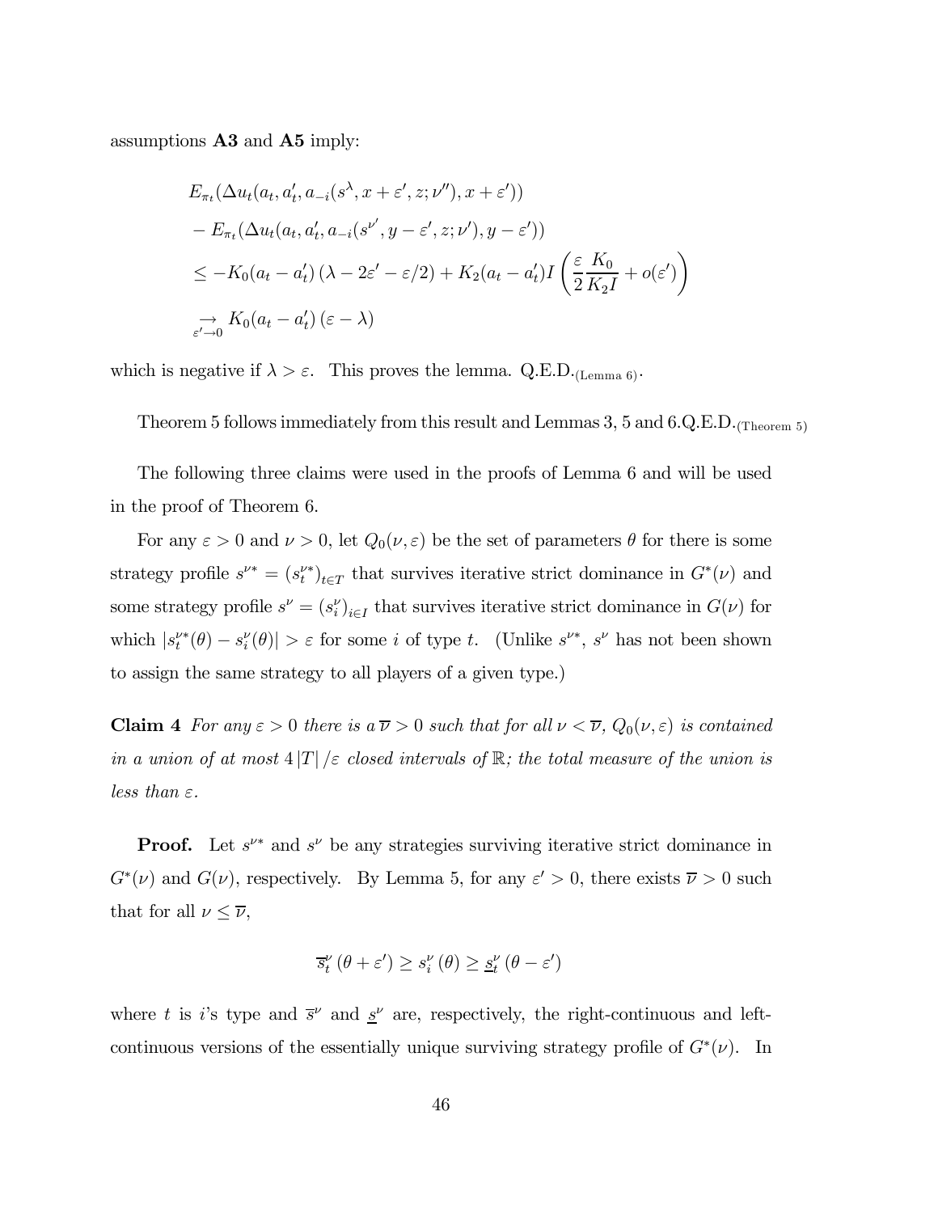assumptions **A3** and **A5** imply:

$$
\begin{aligned}
& E_{\pi_t}(\Delta u_t(a_t, a_t', a_{-i}(s^{\lambda}, x+\varepsilon', z; \nu''), x+\varepsilon')) \\
& - E_{\pi_t}(\Delta u_t(a_t, a_t', a_{-i}(s^{\nu'}, y-\varepsilon', z; \nu'), y-\varepsilon')) \\
& \leq -K_0(a_t - a_t')\left(\lambda - 2\varepsilon' - \varepsilon/2\right) + K_2(a_t - a_t')I\left(\frac{\varepsilon}{2}\frac{K_0}{K_2 I} + o(\varepsilon')\right) \\
& \underset{\varepsilon' \to 0}{\to} K_0(a_t - a_t')\left(\varepsilon - \lambda\right)
\end{aligned}
$$

which is negative if $\lambda > \varepsilon$. This proves the lemma. Q.E.D.$_{(\text{Lemma 6})}$.

Theorem 5 follows immediately from this result and Lemmas 3, 5 and 6.Q.E.D.$_{(\text{Theorem 5})}$

The following three claims were used in the proofs of Lemma 6 and will be used in the proof of Theorem 6.

For any $\varepsilon > 0$ and $\nu > 0$, let $Q_0(\nu, \varepsilon)$ be the set of parameters $\theta$ for there is some strategy profile $s^{\nu*} = (s_t^{\nu*})_{t \in T}$ that survives iterative strict dominance in $G^*(\nu)$ and some strategy profile $s^{\nu} = (s_i^{\nu})_{i \in I}$ that survives iterative strict dominance in $G(\nu)$ for which $|s_t^{\nu*}(\theta) - s_i^{\nu}(\theta)| > \varepsilon$ for some $i$ of type $t$. (Unlike $s^{\nu*}$, $s^{\nu}$ has not been shown to assign the same strategy to all players of a given type.)

**Claim 4** *For any $\varepsilon > 0$ there is a $\overline{\nu} > 0$ such that for all $\nu < \overline{\nu}$, $Q_0(\nu, \varepsilon)$ is contained in a union of at most $4|T|/\varepsilon$ closed intervals of $\mathbb{R}$; the total measure of the union is less than $\varepsilon$.*

**Proof.** Let $s^{\nu*}$ and $s^{\nu}$ be any strategies surviving iterative strict dominance in $G^*(\nu)$ and $G(\nu)$, respectively. By Lemma 5, for any $\varepsilon' > 0$, there exists $\overline{\nu} > 0$ such that for all $\nu \leq \overline{\nu}$,

$$
\overline{s}_t^{\nu}(\theta + \varepsilon') \geq s_i^{\nu}(\theta) \geq \underline{s}_t^{\nu}(\theta - \varepsilon')
$$

where $t$ is $i$'s type and $\overline{s}^{\nu}$ and $\underline{s}^{\nu}$ are, respectively, the right-continuous and left-continuous versions of the essentially unique surviving strategy profile of $G^*(\nu)$. In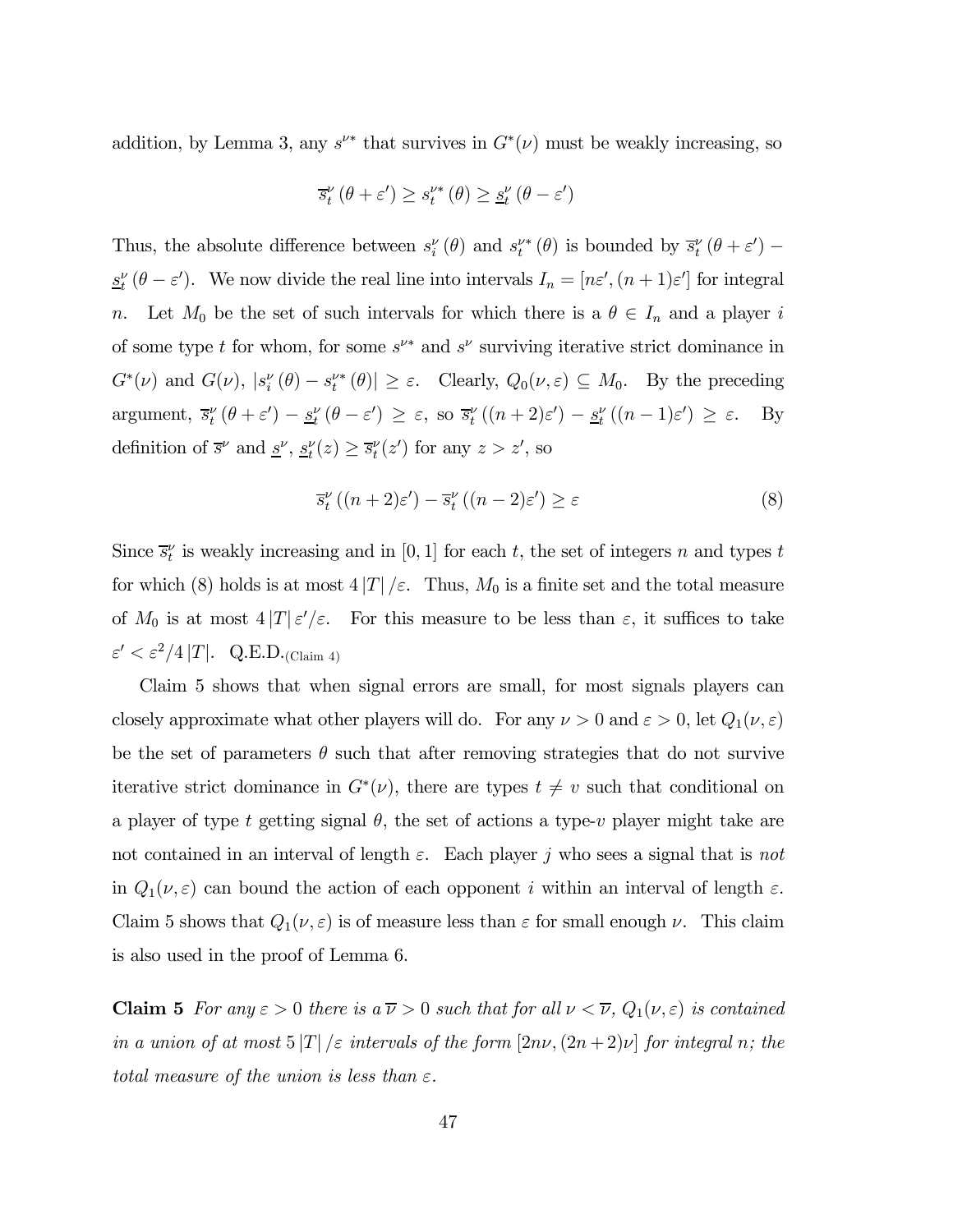addition, by Lemma 3, any $s^{\nu*}$ that survives in $G^*(\nu)$ must be weakly increasing, so

$$\overline{s}_t^{\nu}(\theta + \varepsilon') \geq s_t^{\nu*}(\theta) \geq \underline{s}_t^{\nu}(\theta - \varepsilon')$$

Thus, the absolute difference between $s_i^{\nu}(\theta)$ and $s_t^{\nu*}(\theta)$ is bounded by $\overline{s}_t^{\nu}(\theta + \varepsilon') - \underline{s}_t^{\nu}(\theta - \varepsilon')$. We now divide the real line into intervals $I_n = [n\varepsilon', (n+1)\varepsilon']$ for integral $n$. Let $M_0$ be the set of such intervals for which there is a $\theta \in I_n$ and a player $i$ of some type $t$ for whom, for some $s^{\nu*}$ and $s^{\nu}$ surviving iterative strict dominance in $G^*(\nu)$ and $G(\nu)$, $|s_i^{\nu}(\theta) - s_t^{\nu*}(\theta)| \geq \varepsilon$. Clearly, $Q_0(\nu, \varepsilon) \subseteq M_0$. By the preceding argument, $\overline{s}_t^{\nu}(\theta + \varepsilon') - \underline{s}_t^{\nu}(\theta - \varepsilon') \geq \varepsilon$, so $\overline{s}_t^{\nu}((n+2)\varepsilon') - \underline{s}_t^{\nu}((n-1)\varepsilon') \geq \varepsilon$. By definition of $\overline{s}^{\nu}$ and $\underline{s}^{\nu}$, $\underline{s}_t^{\nu}(z) \geq \overline{s}_t^{\nu}(z')$ for any $z > z'$, so

$$\overline{s}_t^{\nu}((n+2)\varepsilon') - \overline{s}_t^{\nu}((n-2)\varepsilon') \geq \varepsilon \tag{8}$$

Since $\overline{s}_t^{\nu}$ is weakly increasing and in $[0, 1]$ for each $t$, the set of integers $n$ and types $t$ for which (8) holds is at most $4|T|/\varepsilon$. Thus, $M_0$ is a finite set and the total measure of $M_0$ is at most $4|T|\varepsilon'/\varepsilon$. For this measure to be less than $\varepsilon$, it suffices to take $\varepsilon' < \varepsilon^2/4|T|$. Q.E.D.$_{\text{(Claim 4)}}$

Claim 5 shows that when signal errors are small, for most signals players can closely approximate what other players will do. For any $\nu > 0$ and $\varepsilon > 0$, let $Q_1(\nu, \varepsilon)$ be the set of parameters $\theta$ such that after removing strategies that do not survive iterative strict dominance in $G^*(\nu)$, there are types $t \neq v$ such that conditional on a player of type $t$ getting signal $\theta$, the set of actions a type-$v$ player might take are not contained in an interval of length $\varepsilon$. Each player $j$ who sees a signal that is *not* in $Q_1(\nu, \varepsilon)$ can bound the action of each opponent $i$ within an interval of length $\varepsilon$. Claim 5 shows that $Q_1(\nu, \varepsilon)$ is of measure less than $\varepsilon$ for small enough $\nu$. This claim is also used in the proof of Lemma 6.

**Claim 5** *For any $\varepsilon > 0$ there is a $\overline{\nu} > 0$ such that for all $\nu < \overline{\nu}$, $Q_1(\nu, \varepsilon)$ is contained in a union of at most $5|T|/\varepsilon$ intervals of the form $[2n\nu, (2n+2)\nu]$ for integral $n$; the total measure of the union is less than $\varepsilon$.*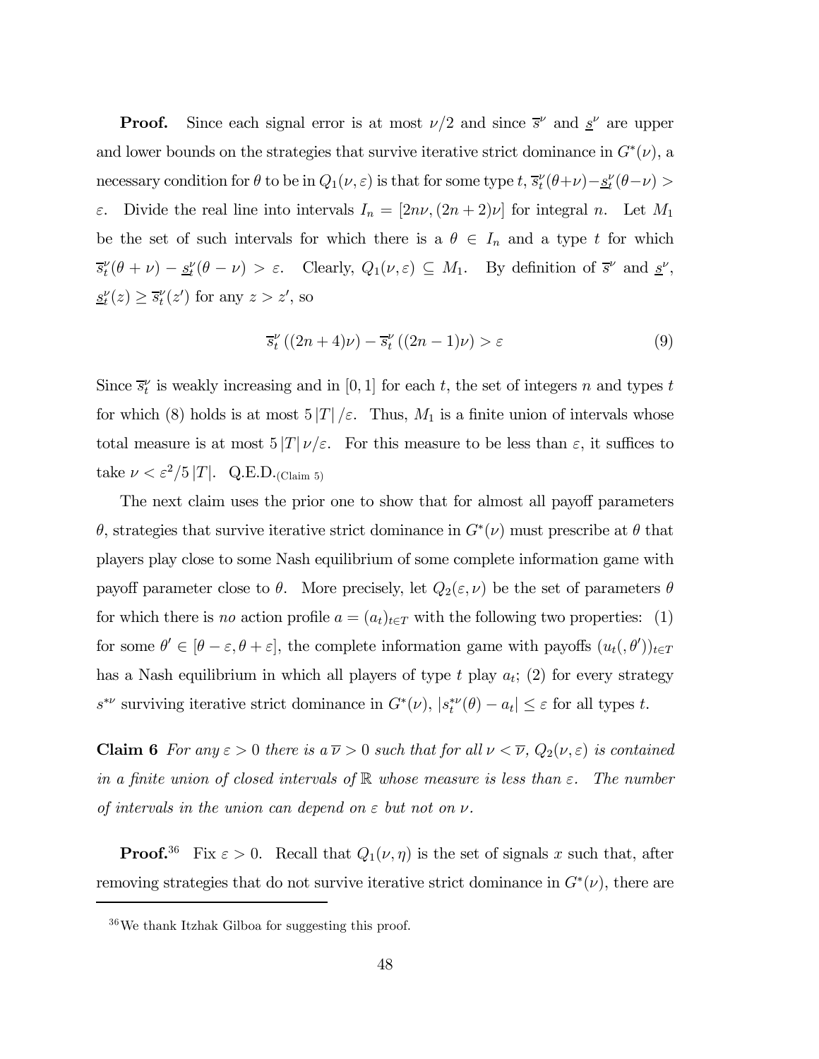**Proof.** Since each signal error is at most $\nu/2$ and since $\overline{s}^\nu$ and $\underline{s}^\nu$ are upper and lower bounds on the strategies that survive iterative strict dominance in $G^*(\nu)$, a necessary condition for $\theta$ to be in $Q_1(\nu, \varepsilon)$ is that for some type $t$, $\overline{s}_t^\nu(\theta+\nu) - \underline{s}_t^\nu(\theta-\nu) > \varepsilon$. Divide the real line into intervals $I_n = [2n\nu, (2n+2)\nu]$ for integral $n$. Let $M_1$ be the set of such intervals for which there is a $\theta \in I_n$ and a type $t$ for which $\overline{s}_t^\nu(\theta+\nu) - \underline{s}_t^\nu(\theta-\nu) > \varepsilon$. Clearly, $Q_1(\nu, \varepsilon) \subseteq M_1$. By definition of $\overline{s}^\nu$ and $\underline{s}^\nu$, $\underline{s}_t^\nu(z) \geq \overline{s}_t^\nu(z')$ for any $z > z'$, so

$$\overline{s}_t^\nu((2n+4)\nu) - \overline{s}_t^\nu((2n-1)\nu) > \varepsilon \tag{9}$$

Since $\overline{s}_t^\nu$ is weakly increasing and in $[0,1]$ for each $t$, the set of integers $n$ and types $t$ for which (8) holds is at most $5|T|/\varepsilon$. Thus, $M_1$ is a finite union of intervals whose total measure is at most $5|T|\nu/\varepsilon$. For this measure to be less than $\varepsilon$, it suffices to take $\nu < \varepsilon^2/5|T|$. Q.E.D.$_{(\text{Claim 5})}$

The next claim uses the prior one to show that for almost all payoff parameters $\theta$, strategies that survive iterative strict dominance in $G^*(\nu)$ must prescribe at $\theta$ that players play close to some Nash equilibrium of some complete information game with payoff parameter close to $\theta$. More precisely, let $Q_2(\varepsilon, \nu)$ be the set of parameters $\theta$ for which there is *no* action profile $a = (a_t)_{t\in T}$ with the following two properties: (1) for some $\theta' \in [\theta - \varepsilon, \theta + \varepsilon]$, the complete information game with payoffs $(u_t(, \theta'))_{t\in T}$ has a Nash equilibrium in which all players of type $t$ play $a_t$; (2) for every strategy $s^{*\nu}$ surviving iterative strict dominance in $G^*(\nu)$, $|s_t^{*\nu}(\theta) - a_t| \leq \varepsilon$ for all types $t$.

**Claim 6** *For any $\varepsilon > 0$ there is a $\overline{\nu} > 0$ such that for all $\nu < \overline{\nu}$, $Q_2(\nu, \varepsilon)$ is contained in a finite union of closed intervals of $\mathbb{R}$ whose measure is less than $\varepsilon$. The number of intervals in the union can depend on $\varepsilon$ but not on $\nu$.*

**Proof.**[36] Fix $\varepsilon > 0$. Recall that $Q_1(\nu, \eta)$ is the set of signals $x$ such that, after removing strategies that do not survive iterative strict dominance in $G^*(\nu)$, there are

[36] We thank Itzhak Gilboa for suggesting this proof.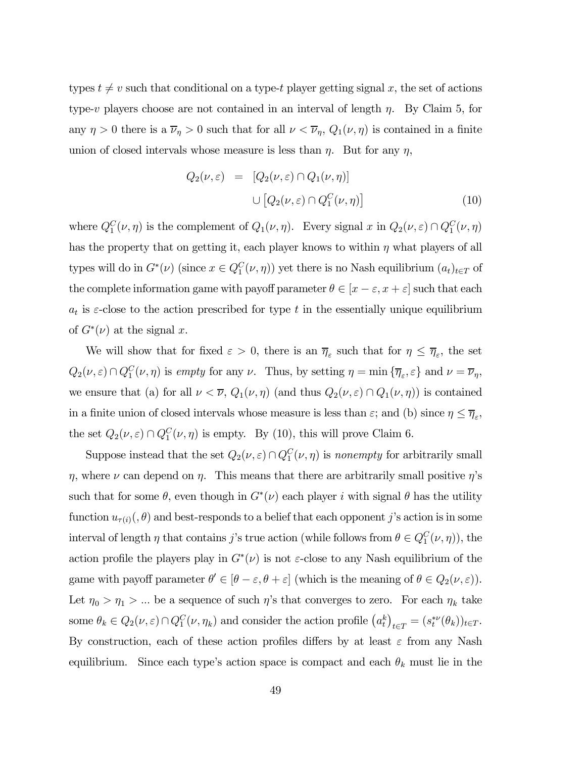types $t \neq v$ such that conditional on a type-$t$ player getting signal $x$, the set of actions type-$v$ players choose are not contained in an interval of length $\eta$. By Claim 5, for any $\eta > 0$ there is a $\overline{\nu}_\eta > 0$ such that for all $\nu < \overline{\nu}_\eta$, $Q_1(\nu, \eta)$ is contained in a finite union of closed intervals whose measure is less than $\eta$. But for any $\eta$,

$$
\begin{aligned}
Q_2(\nu, \varepsilon) &= [Q_2(\nu, \varepsilon) \cap Q_1(\nu, \eta)] \\
&\quad \cup \left[Q_2(\nu, \varepsilon) \cap Q_1^C(\nu, \eta)\right]
\end{aligned} \tag{10}
$$

where $Q_1^C(\nu, \eta)$ is the complement of $Q_1(\nu, \eta)$. Every signal $x$ in $Q_2(\nu, \varepsilon) \cap Q_1^C(\nu, \eta)$ has the property that on getting it, each player knows to within $\eta$ what players of all types will do in $G^*(\nu)$ (since $x \in Q_1^C(\nu, \eta)$) yet there is no Nash equilibrium $(a_t)_{t \in T}$ of the complete information game with payoff parameter $\theta \in [x - \varepsilon, x + \varepsilon]$ such that each $a_t$ is $\varepsilon$-close to the action prescribed for type $t$ in the essentially unique equilibrium of $G^*(\nu)$ at the signal $x$.

We will show that for fixed $\varepsilon > 0$, there is an $\overline{\eta}_\varepsilon$ such that for $\eta \leq \overline{\eta}_\varepsilon$, the set $Q_2(\nu, \varepsilon) \cap Q_1^C(\nu, \eta)$ is *empty* for any $\nu$. Thus, by setting $\eta = \min\{\overline{\eta}_\varepsilon, \varepsilon\}$ and $\nu = \overline{\nu}_\eta$, we ensure that (a) for all $\nu < \overline{\nu}$, $Q_1(\nu, \eta)$ (and thus $Q_2(\nu, \varepsilon) \cap Q_1(\nu, \eta)$) is contained in a finite union of closed intervals whose measure is less than $\varepsilon$; and (b) since $\eta \leq \overline{\eta}_\varepsilon$, the set $Q_2(\nu, \varepsilon) \cap Q_1^C(\nu, \eta)$ is empty. By (10), this will prove Claim 6.

Suppose instead that the set $Q_2(\nu, \varepsilon) \cap Q_1^C(\nu, \eta)$ is *nonempty* for arbitrarily small $\eta$, where $\nu$ can depend on $\eta$. This means that there are arbitrarily small positive $\eta$'s such that for some $\theta$, even though in $G^*(\nu)$ each player $i$ with signal $\theta$ has the utility function $u_{\tau(i)}(, \theta)$ and best-responds to a belief that each opponent $j$'s action is in some interval of length $\eta$ that contains $j$'s true action (while follows from $\theta \in Q_1^C(\nu, \eta)$), the action profile the players play in $G^*(\nu)$ is not $\varepsilon$-close to any Nash equilibrium of the game with payoff parameter $\theta' \in [\theta - \varepsilon, \theta + \varepsilon]$ (which is the meaning of $\theta \in Q_2(\nu, \varepsilon)$). Let $\eta_0 > \eta_1 > ...$ be a sequence of such $\eta$'s that converges to zero. For each $\eta_k$ take some $\theta_k \in Q_2(\nu, \varepsilon) \cap Q_1^C(\nu, \eta_k)$ and consider the action profile $\left(a_t^k\right)_{t \in T} = (s_t^{*\nu}(\theta_k))_{t \in T}$. By construction, each of these action profiles differs by at least $\varepsilon$ from any Nash equilibrium. Since each type's action space is compact and each $\theta_k$ must lie in the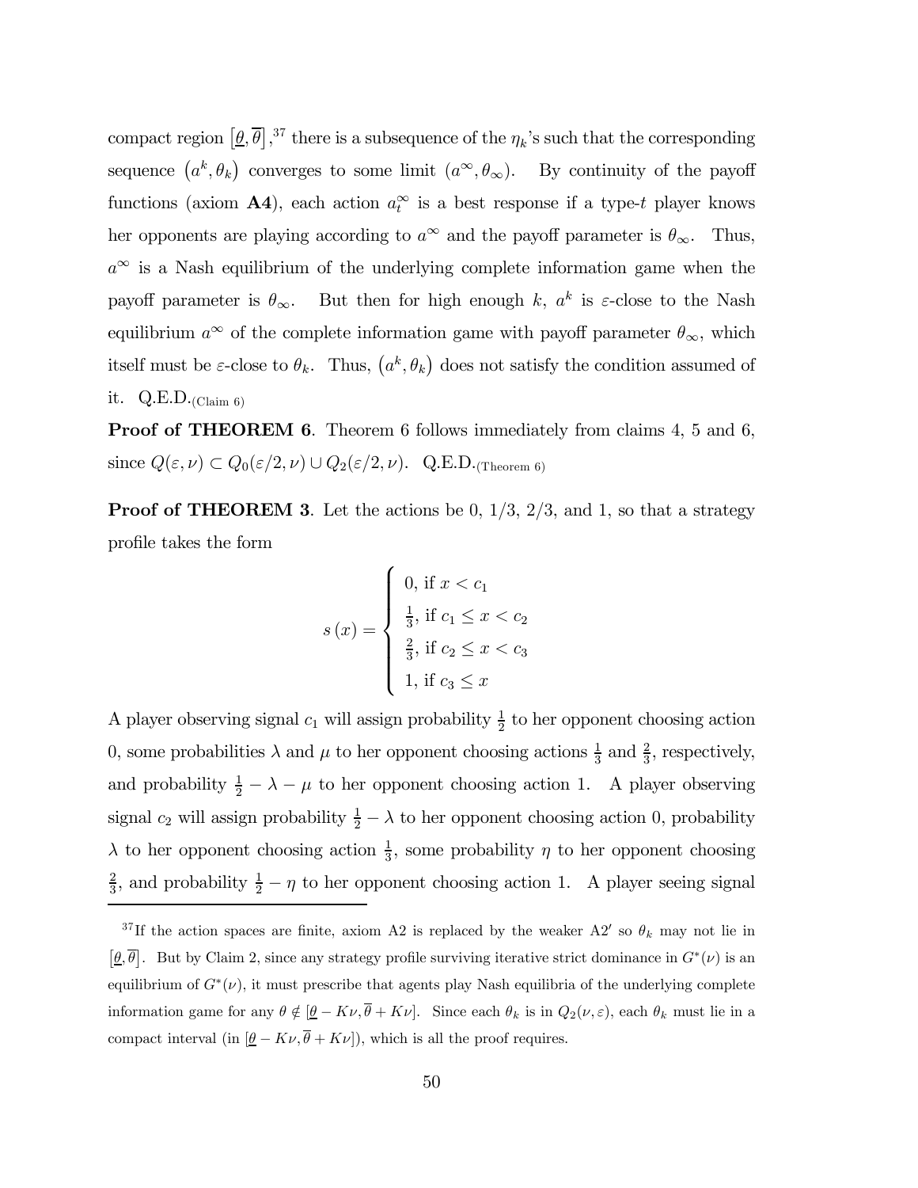compact region $\left[\underline{\theta}, \overline{\theta}\right]$,[37] there is a subsequence of the $\eta_k$'s such that the corresponding sequence $\left(a^k, \theta_k\right)$ converges to some limit $(a^\infty, \theta_\infty)$. By continuity of the payoff functions (axiom **A4**), each action $a_t^\infty$ is a best response if a type-$t$ player knows her opponents are playing according to $a^\infty$ and the payoff parameter is $\theta_\infty$. Thus, $a^\infty$ is a Nash equilibrium of the underlying complete information game when the payoff parameter is $\theta_\infty$. But then for high enough $k$, $a^k$ is $\varepsilon$-close to the Nash equilibrium $a^\infty$ of the complete information game with payoff parameter $\theta_\infty$, which itself must be $\varepsilon$-close to $\theta_k$. Thus, $\left(a^k, \theta_k\right)$ does not satisfy the condition assumed of it. Q.E.D.$_{\text{(Claim 6)}}$

**Proof of THEOREM 6**. Theorem 6 follows immediately from claims 4, 5 and 6, since $Q(\varepsilon, \nu) \subset Q_0(\varepsilon/2, \nu) \cup Q_2(\varepsilon/2, \nu)$. Q.E.D.$_{\text{(Theorem 6)}}$

**Proof of THEOREM 3**. Let the actions be 0, 1/3, 2/3, and 1, so that a strategy profile takes the form

$$s\left(x\right) = \begin{cases} 0, \text{ if } x < c_1 \\ \frac{1}{3}, \text{ if } c_1 \leq x < c_2 \\ \frac{2}{3}, \text{ if } c_2 \leq x < c_3 \\ 1, \text{ if } c_3 \leq x \end{cases}$$

A player observing signal $c_1$ will assign probability $\frac{1}{2}$ to her opponent choosing action 0, some probabilities $\lambda$ and $\mu$ to her opponent choosing actions $\frac{1}{3}$ and $\frac{2}{3}$, respectively, and probability $\frac{1}{2} - \lambda - \mu$ to her opponent choosing action 1. A player observing signal $c_2$ will assign probability $\frac{1}{2} - \lambda$ to her opponent choosing action 0, probability $\lambda$ to her opponent choosing action $\frac{1}{3}$, some probability $\eta$ to her opponent choosing $\frac{2}{3}$, and probability $\frac{1}{2} - \eta$ to her opponent choosing action 1. A player seeing signal

[37] If the action spaces are finite, axiom A2 is replaced by the weaker A2$'$ so $\theta_k$ may not lie in $\left[\underline{\theta}, \overline{\theta}\right]$. But by Claim 2, since any strategy profile surviving iterative strict dominance in $G^*(\nu)$ is an equilibrium of $G^*(\nu)$, it must prescribe that agents play Nash equilibria of the underlying complete information game for any $\theta \notin [\underline{\theta} - K\nu, \overline{\theta} + K\nu]$. Since each $\theta_k$ is in $Q_2(\nu, \varepsilon)$, each $\theta_k$ must lie in a compact interval (in $[\underline{\theta} - K\nu, \overline{\theta} + K\nu]$), which is all the proof requires.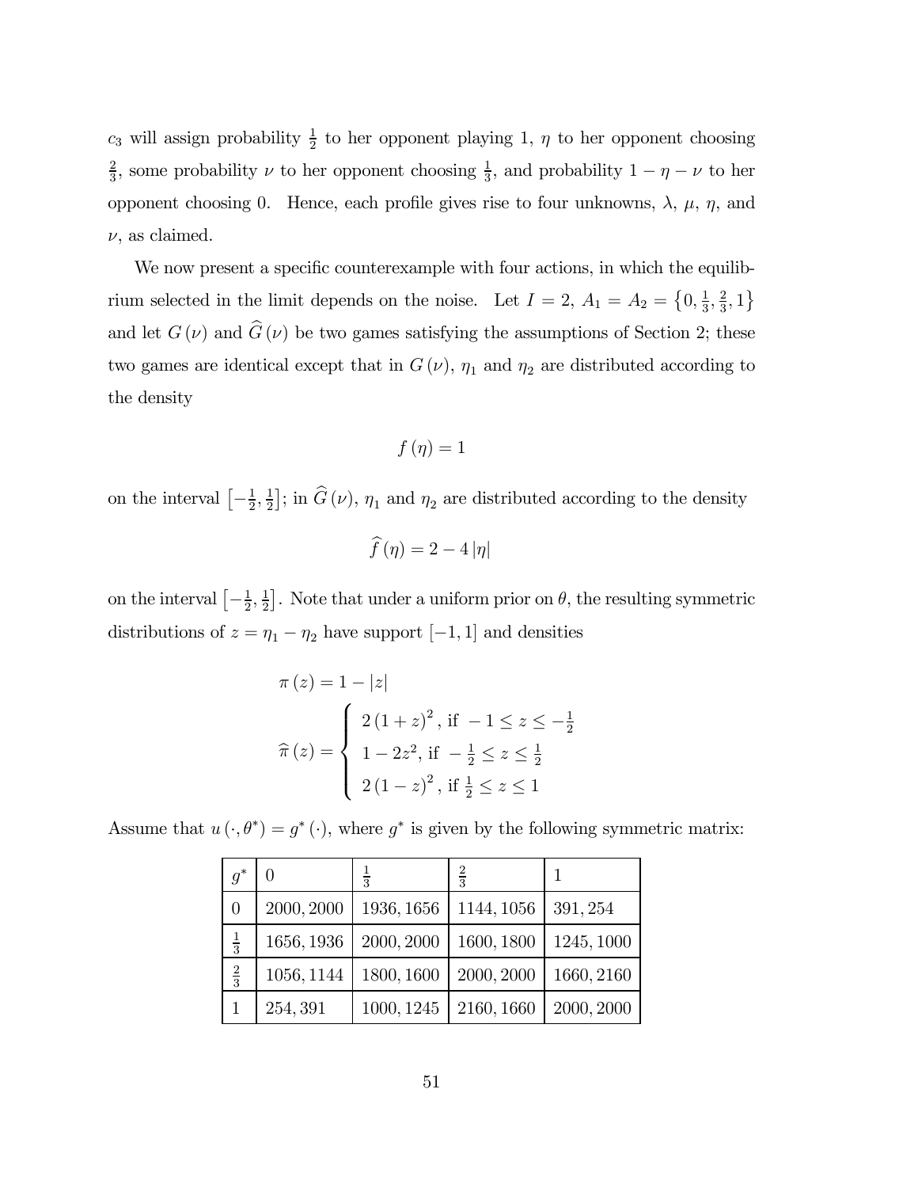$c_3$ will assign probability $\frac{1}{2}$ to her opponent playing 1, $\eta$ to her opponent choosing $\frac{2}{3}$, some probability $\nu$ to her opponent choosing $\frac{1}{3}$, and probability $1-\eta-\nu$ to her opponent choosing 0. Hence, each profile gives rise to four unknowns, $\lambda$, $\mu$, $\eta$, and $\nu$, as claimed.

We now present a specific counterexample with four actions, in which the equilibrium selected in the limit depends on the noise. Let $I = 2$, $A_1 = A_2 = \left\{0, \frac{1}{3}, \frac{2}{3}, 1\right\}$ and let $G(\nu)$ and $\widehat{G}(\nu)$ be two games satisfying the assumptions of Section 2; these two games are identical except that in $G(\nu)$, $\eta_1$ and $\eta_2$ are distributed according to the density

$$f(\eta) = 1$$

on the interval $\left[-\frac{1}{2}, \frac{1}{2}\right]$; in $\widehat{G}(\nu)$, $\eta_1$ and $\eta_2$ are distributed according to the density

$$\widehat{f}(\eta) = 2 - 4|\eta|$$

on the interval $\left[-\frac{1}{2}, \frac{1}{2}\right]$. Note that under a uniform prior on $\theta$, the resulting symmetric distributions of $z = \eta_1 - \eta_2$ have support $[-1, 1]$ and densities

$$\pi(z) = 1 - |z|$$

$$\widehat{\pi}(z) = \begin{cases} 2(1+z)^2, \text{ if } -1 \leq z \leq -\frac{1}{2} \\ 1 - 2z^2, \text{ if } -\frac{1}{2} \leq z \leq \frac{1}{2} \\ 2(1-z)^2, \text{ if } \frac{1}{2} \leq z \leq 1 \end{cases}$$

Assume that $u(\cdot, \theta^*) = g^*(\cdot)$, where $g^*$ is given by the following symmetric matrix:

| $g^*$ | $0$ | $\frac{1}{3}$ | $\frac{2}{3}$ | $1$ |
|---|---|---|---|---|
| $0$ | $2000, 2000$ | $1936, 1656$ | $1144, 1056$ | $391, 254$ |
| $\frac{1}{3}$ | $1656, 1936$ | $2000, 2000$ | $1600, 1800$ | $1245, 1000$ |
| $\frac{2}{3}$ | $1056, 1144$ | $1800, 1600$ | $2000, 2000$ | $1660, 2160$ |
| $1$ | $254, 391$ | $1000, 1245$ | $2160, 1660$ | $2000, 2000$ |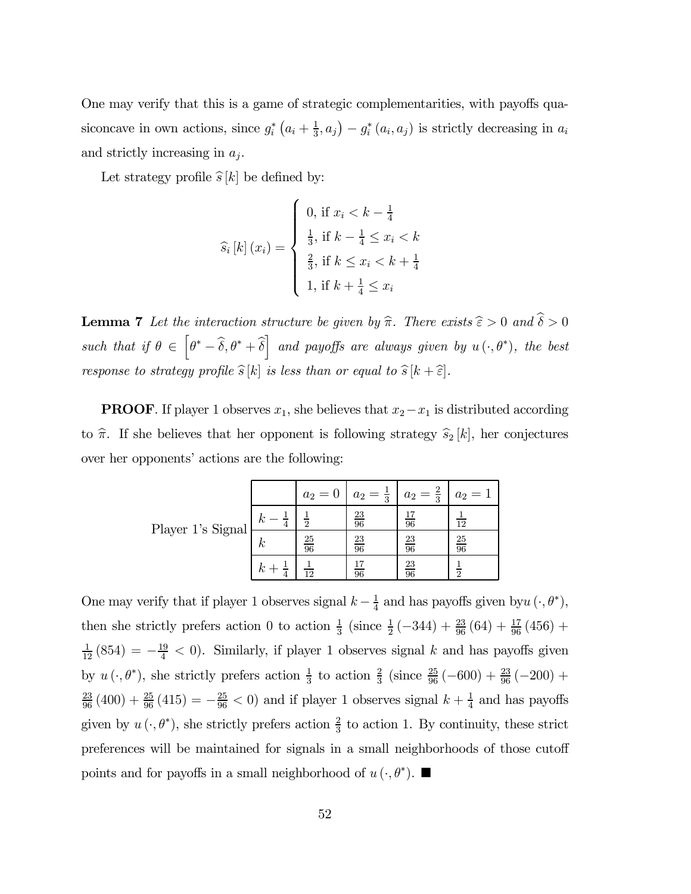One may verify that this is a game of strategic complementarities, with payoffs quasiconcave in own actions, since $g_i^*\left(a_i + \frac{1}{3}, a_j\right) - g_i^*\left(a_i, a_j\right)$ is strictly decreasing in $a_i$ and strictly increasing in $a_j$.

Let strategy profile $\widehat{s}[k]$ be defined by:

$$\widehat{s}_i[k](x_i) = \begin{cases} 0, \text{ if } x_i < k - \frac{1}{4} \\ \frac{1}{3}, \text{ if } k - \frac{1}{4} \leq x_i < k \\ \frac{2}{3}, \text{ if } k \leq x_i < k + \frac{1}{4} \\ 1, \text{ if } k + \frac{1}{4} \leq x_i \end{cases}$$

**Lemma 7** *Let the interaction structure be given by $\widehat{\pi}$. There exists $\widehat{\varepsilon} > 0$ and $\widehat{\delta} > 0$ such that if $\theta \in \left[\theta^* - \widehat{\delta}, \theta^* + \widehat{\delta}\right]$ and payoffs are always given by $u(\cdot, \theta^*)$, the best response to strategy profile $\widehat{s}[k]$ is less than or equal to $\widehat{s}[k + \widehat{\varepsilon}]$.*

**PROOF**. If player 1 observes $x_1$, she believes that $x_2 - x_1$ is distributed according to $\widehat{\pi}$. If she believes that her opponent is following strategy $\widehat{s}_2[k]$, her conjectures over her opponents' actions are the following:

| | | $a_2 = 0$ | $a_2 = \frac{1}{3}$ | $a_2 = \frac{2}{3}$ | $a_2 = 1$ |
|---|---|---|---|---|---|
| Player 1's Signal | $k - \frac{1}{4}$ | $\frac{1}{2}$ | $\frac{23}{96}$ | $\frac{17}{96}$ | $\frac{1}{12}$ |
| | $k$ | $\frac{25}{96}$ | $\frac{23}{96}$ | $\frac{23}{96}$ | $\frac{25}{96}$ |
| | $k + \frac{1}{4}$ | $\frac{1}{12}$ | $\frac{17}{96}$ | $\frac{23}{96}$ | $\frac{1}{2}$ |

One may verify that if player 1 observes signal $k - \frac{1}{4}$ and has payoffs given by$u(\cdot, \theta^*)$, then she strictly prefers action 0 to action $\frac{1}{3}$ (since $\frac{1}{2}(-344) + \frac{23}{96}(64) + \frac{17}{96}(456) + \frac{1}{12}(854) = -\frac{19}{4} < 0$). Similarly, if player 1 observes signal $k$ and has payoffs given by $u(\cdot, \theta^*)$, she strictly prefers action $\frac{1}{3}$ to action $\frac{2}{3}$ (since $\frac{25}{96}(-600) + \frac{23}{96}(-200) + \frac{23}{96}(400) + \frac{25}{96}(415) = -\frac{25}{96} < 0$) and if player 1 observes signal $k + \frac{1}{4}$ and has payoffs given by $u(\cdot, \theta^*)$, she strictly prefers action $\frac{2}{3}$ to action 1. By continuity, these strict preferences will be maintained for signals in a small neighborhoods of those cutoff points and for payoffs in a small neighborhood of $u(\cdot, \theta^*)$. ■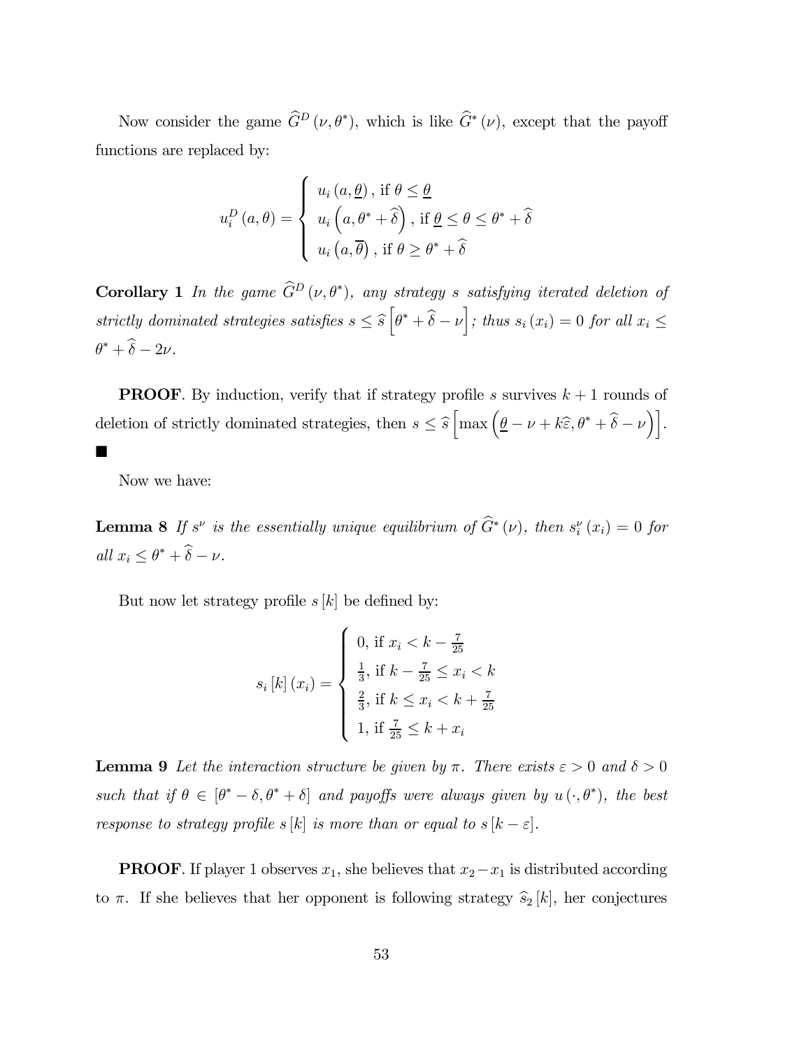Now consider the game $\widehat{G}^D(\nu, \theta^*)$, which is like $\widehat{G}^*(\nu)$, except that the payoff functions are replaced by:

$$u_i^D(a, \theta) = \begin{cases} u_i(a, \underline{\theta}), \text{ if } \theta \leq \underline{\theta} \\ u_i\left(a, \theta^* + \widehat{\delta}\right), \text{ if } \underline{\theta} \leq \theta \leq \theta^* + \widehat{\delta} \\ u_i\left(a, \overline{\theta}\right), \text{ if } \theta \geq \theta^* + \widehat{\delta} \end{cases}$$

**Corollary 1** *In the game $\widehat{G}^D(\nu, \theta^*)$, any strategy $s$ satisfying iterated deletion of strictly dominated strategies satisfies $s \leq \widehat{s}\left[\theta^* + \widehat{\delta} - \nu\right]$; thus $s_i(x_i) = 0$ for all $x_i \leq \theta^* + \widehat{\delta} - 2\nu$.*

**PROOF**. By induction, verify that if strategy profile $s$ survives $k+1$ rounds of deletion of strictly dominated strategies, then $s \leq \widehat{s}\left[\max\left(\underline{\theta} - \nu + k\widehat{\varepsilon}, \theta^* + \widehat{\delta} - \nu\right)\right]$. ■

Now we have:

**Lemma 8** *If $s^\nu$ is the essentially unique equilibrium of $\widehat{G}^*(\nu)$, then $s_i^\nu(x_i) = 0$ for all $x_i \leq \theta^* + \widehat{\delta} - \nu$.*

But now let strategy profile $s[k]$ be defined by:

$$s_i[k](x_i) = \begin{cases} 0, \text{ if } x_i < k - \frac{7}{25} \\ \frac{1}{3}, \text{ if } k - \frac{7}{25} \leq x_i < k \\ \frac{2}{3}, \text{ if } k \leq x_i < k + \frac{7}{25} \\ 1, \text{ if } \frac{7}{25} \leq k + x_i \end{cases}$$

**Lemma 9** *Let the interaction structure be given by $\pi$. There exists $\varepsilon > 0$ and $\delta > 0$ such that if $\theta \in [\theta^* - \delta, \theta^* + \delta]$ and payoffs were always given by $u(\cdot, \theta^*)$, the best response to strategy profile $s[k]$ is more than or equal to $s[k - \varepsilon]$.*

**PROOF**. If player 1 observes $x_1$, she believes that $x_2 - x_1$ is distributed according to $\pi$. If she believes that her opponent is following strategy $\widehat{s}_2[k]$, her conjectures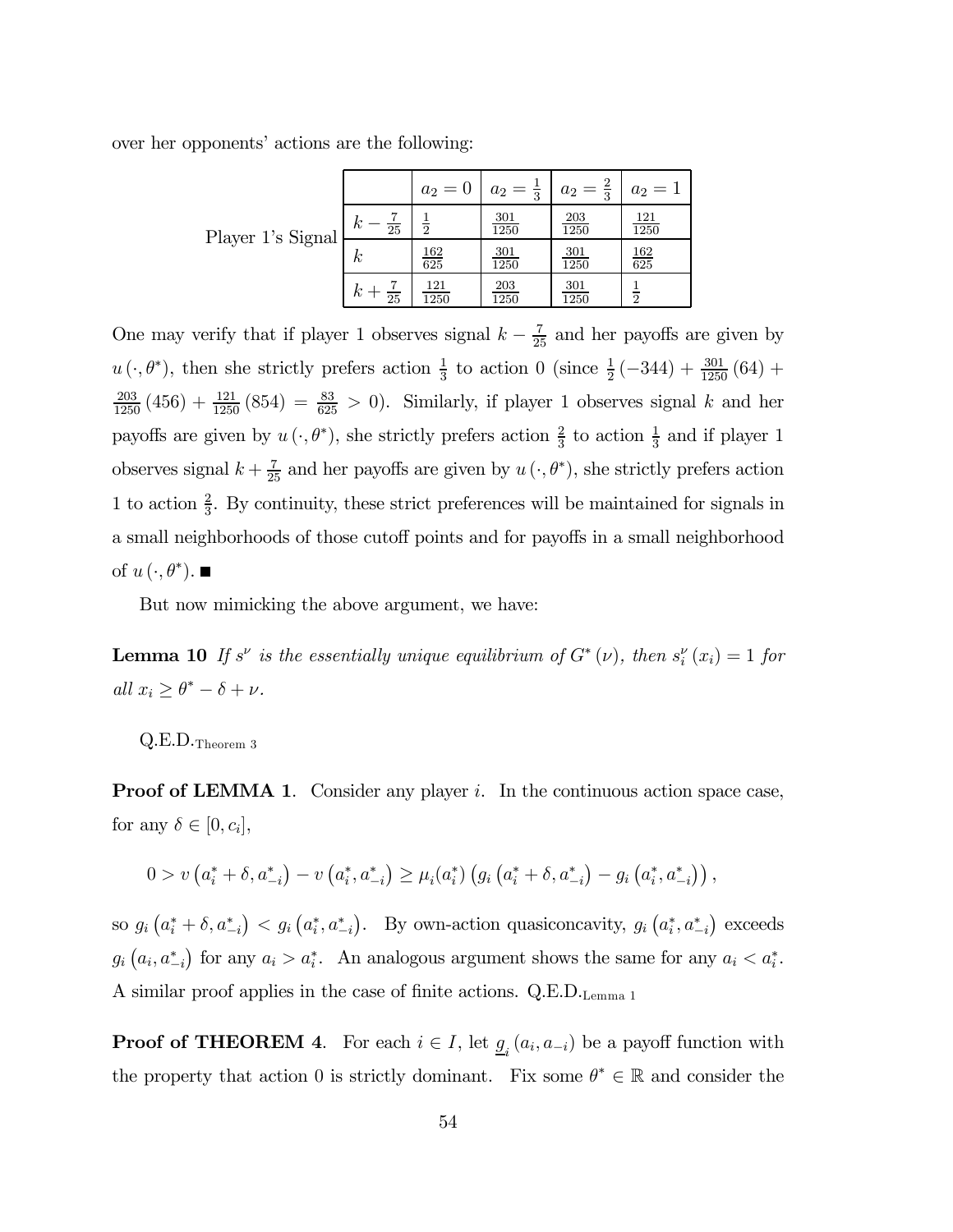over her opponents' actions are the following:

| | | $a_2 = 0$ | $a_2 = \frac{1}{3}$ | $a_2 = \frac{2}{3}$ | $a_2 = 1$ |
|---|---|---|---|---|---|
| Player 1's Signal | $k - \frac{7}{25}$ | $\frac{1}{2}$ | $\frac{301}{1250}$ | $\frac{203}{1250}$ | $\frac{121}{1250}$ |
| | $k$ | $\frac{162}{625}$ | $\frac{301}{1250}$ | $\frac{301}{1250}$ | $\frac{162}{625}$ |
| | $k + \frac{7}{25}$ | $\frac{121}{1250}$ | $\frac{203}{1250}$ | $\frac{301}{1250}$ | $\frac{1}{2}$ |

One may verify that if player 1 observes signal $k - \frac{7}{25}$ and her payoffs are given by $u(\cdot, \theta^*)$, then she strictly prefers action $\frac{1}{3}$ to action 0 (since $\frac{1}{2}(-344) + \frac{301}{1250}(64) + \frac{203}{1250}(456) + \frac{121}{1250}(854) = \frac{83}{625} > 0$). Similarly, if player 1 observes signal $k$ and her payoffs are given by $u(\cdot, \theta^*)$, she strictly prefers action $\frac{2}{3}$ to action $\frac{1}{3}$ and if player 1 observes signal $k + \frac{7}{25}$ and her payoffs are given by $u(\cdot, \theta^*)$, she strictly prefers action 1 to action $\frac{2}{3}$. By continuity, these strict preferences will be maintained for signals in a small neighborhoods of those cutoff points and for payoffs in a small neighborhood of $u(\cdot, \theta^*)$. ■

But now mimicking the above argument, we have:

**Lemma 10** *If $s^\nu$ is the essentially unique equilibrium of $G^*(\nu)$, then $s_i^\nu(x_i) = 1$ for all $x_i \geq \theta^* - \delta + \nu$.*

Q.E.D.$_{\text{Theorem 3}}$

**Proof of LEMMA 1**. Consider any player $i$. In the continuous action space case, for any $\delta \in [0, c_i]$,

$$0 > v\left(a_i^* + \delta, a_{-i}^*\right) - v\left(a_i^*, a_{-i}^*\right) \geq \mu_i(a_i^*)\left(g_i\left(a_i^* + \delta, a_{-i}^*\right) - g_i\left(a_i^*, a_{-i}^*\right)\right),$$

so $g_i\left(a_i^* + \delta, a_{-i}^*\right) < g_i\left(a_i^*, a_{-i}^*\right)$. By own-action quasiconcavity, $g_i\left(a_i^*, a_{-i}^*\right)$ exceeds $g_i\left(a_i, a_{-i}^*\right)$ for any $a_i > a_i^*$. An analogous argument shows the same for any $a_i < a_i^*$. A similar proof applies in the case of finite actions. Q.E.D.$_{\text{Lemma 1}}$

**Proof of THEOREM 4**. For each $i \in I$, let $\underline{g}_i(a_i, a_{-i})$ be a payoff function with the property that action 0 is strictly dominant. Fix some $\theta^* \in \mathbb{R}$ and consider the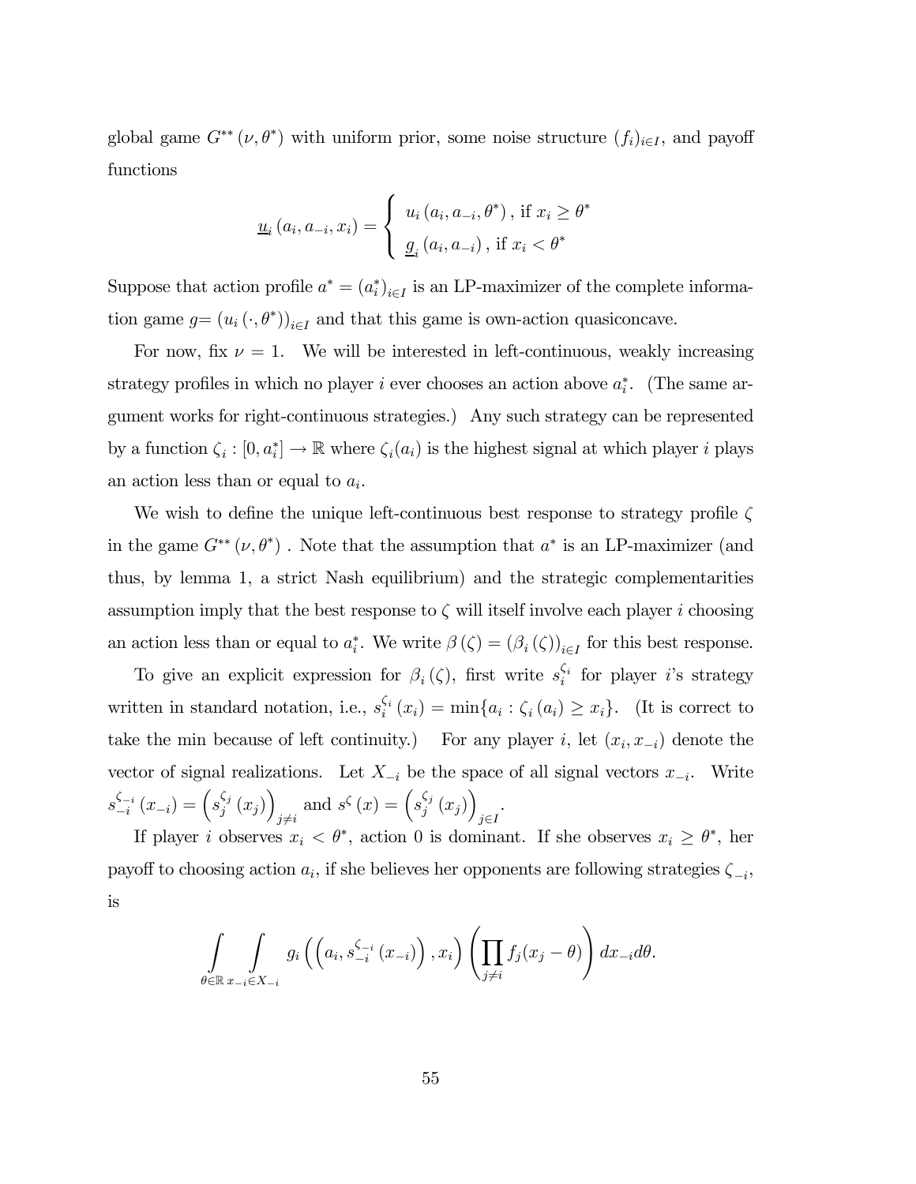global game $G^{**}(\nu, \theta^*)$ with uniform prior, some noise structure $(f_i)_{i \in I}$, and payoff functions

$$\underline{u}_i(a_i, a_{-i}, x_i) = \begin{cases} u_i(a_i, a_{-i}, \theta^*), \text{ if } x_i \geq \theta^* \\ \underline{g}_i(a_i, a_{-i}), \text{ if } x_i < \theta^* \end{cases}$$

Suppose that action profile $a^* = (a_i^*)_{i \in I}$ is an LP-maximizer of the complete information game $g = (u_i(\cdot, \theta^*))_{i \in I}$ and that this game is own-action quasiconcave.

For now, fix $\nu = 1$. We will be interested in left-continuous, weakly increasing strategy profiles in which no player $i$ ever chooses an action above $a_i^*$. (The same argument works for right-continuous strategies.) Any such strategy can be represented by a function $\zeta_i : [0, a_i^*] \to \mathbb{R}$ where $\zeta_i(a_i)$ is the highest signal at which player $i$ plays an action less than or equal to $a_i$.

We wish to define the unique left-continuous best response to strategy profile $\zeta$ in the game $G^{**}(\nu, \theta^*)$. Note that the assumption that $a^*$ is an LP-maximizer (and thus, by lemma 1, a strict Nash equilibrium) and the strategic complementarities assumption imply that the best response to $\zeta$ will itself involve each player $i$ choosing an action less than or equal to $a_i^*$. We write $\beta(\zeta) = (\beta_i(\zeta))_{i \in I}$ for this best response.

To give an explicit expression for $\beta_i(\zeta)$, first write $s_i^{\zeta_i}$ for player $i$'s strategy written in standard notation, i.e., $s_i^{\zeta_i}(x_i) = \min\{a_i : \zeta_i(a_i) \geq x_i\}$. (It is correct to take the min because of left continuity.) For any player $i$, let $(x_i, x_{-i})$ denote the vector of signal realizations. Let $X_{-i}$ be the space of all signal vectors $x_{-i}$. Write $s_{-i}^{\zeta_{-i}}(x_{-i}) = \left(s_j^{\zeta_j}(x_j)\right)_{j \neq i}$ and $s^{\zeta}(x) = \left(s_j^{\zeta_j}(x_j)\right)_{j \in I}$.

If player $i$ observes $x_i < \theta^*$, action 0 is dominant. If she observes $x_i \geq \theta^*$, her payoff to choosing action $a_i$, if she believes her opponents are following strategies $\zeta_{-i}$, is

$$\int_{\theta \in \mathbb{R}} \int_{x_{-i} \in X_{-i}} g_i\left(\left(a_i, s_{-i}^{\zeta_{-i}}(x_{-i})\right), x_i\right) \left(\prod_{j \neq i} f_j(x_j - \theta)\right) dx_{-i} d\theta.$$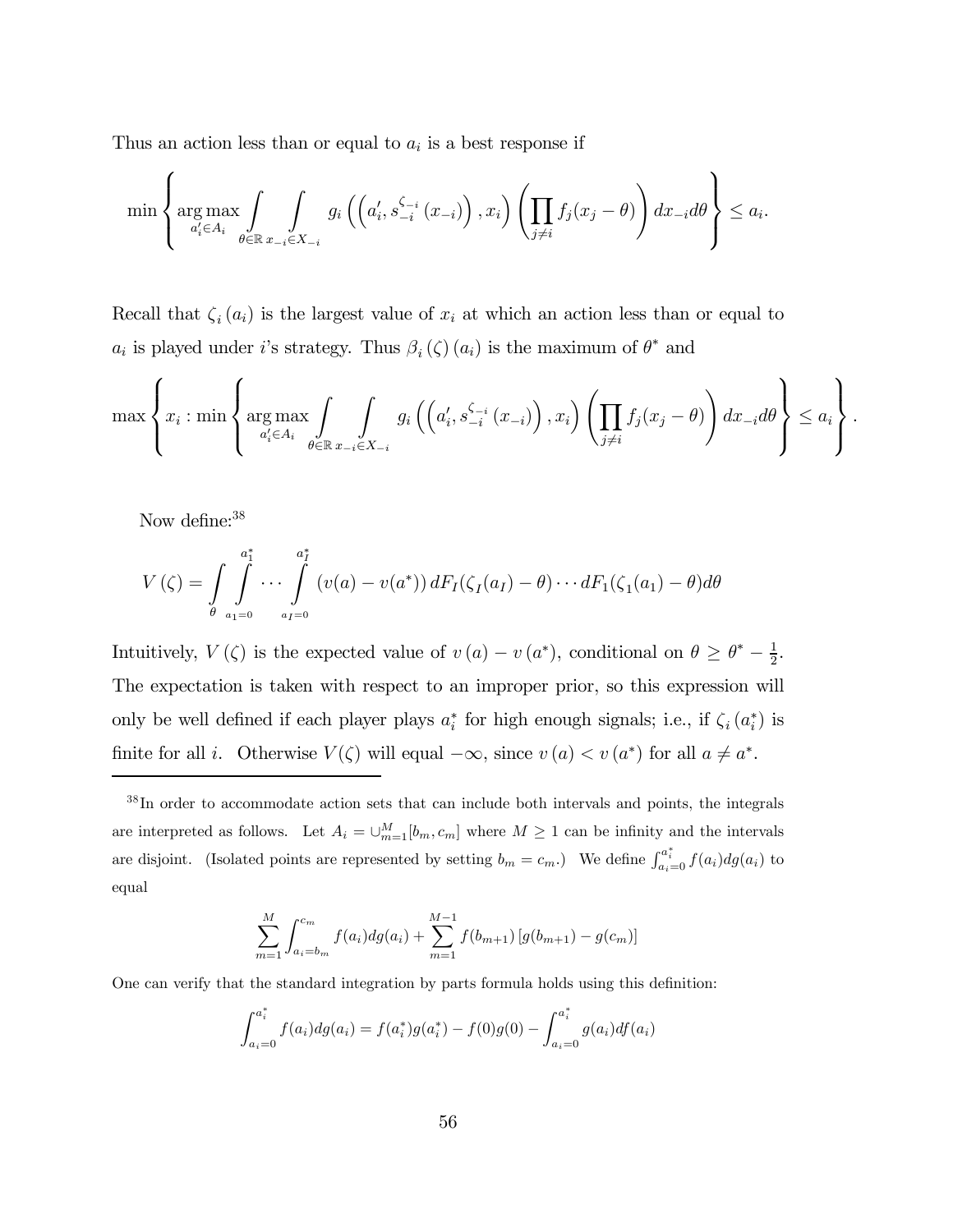Thus an action less than or equal to $a_i$ is a best response if

$$\min \left\{ \underset{a_i' \in A_i}{\arg\max} \int_{\theta \in \mathbb{R}} \int_{x_{-i} \in X_{-i}} g_i \left( \left( a_i', s_{-i}^{\zeta_{-i}} \left( x_{-i} \right) \right), x_i \right) \left( \prod_{j \neq i} f_j (x_j - \theta) \right) dx_{-i} d\theta \right\} \leq a_i.$$

Recall that $\zeta_i (a_i)$ is the largest value of $x_i$ at which an action less than or equal to $a_i$ is played under $i$'s strategy. Thus $\beta_i (\zeta) (a_i)$ is the maximum of $\theta^*$ and

$$\max \left\{ x_i : \min \left\{ \underset{a_i' \in A_i}{\arg\max} \int_{\theta \in \mathbb{R}} \int_{x_{-i} \in X_{-i}} g_i \left( \left( a_i', s_{-i}^{\zeta_{-i}} \left( x_{-i} \right) \right), x_i \right) \left( \prod_{j \neq i} f_j (x_j - \theta) \right) dx_{-i} d\theta \right\} \leq a_i \right\}.$$

Now define:[38]

$$V(\zeta) = \int_{\theta} \int_{a_1 = 0}^{a_1^*} \cdots \int_{a_I = 0}^{a_I^*} \left( v(a) - v(a^*) \right) dF_I (\zeta_I (a_I) - \theta) \cdots dF_1 (\zeta_1 (a_1) - \theta) d\theta$$

Intuitively, $V(\zeta)$ is the expected value of $v(a) - v(a^*)$, conditional on $\theta \geq \theta^* - \frac{1}{2}$. The expectation is taken with respect to an improper prior, so this expression will only be well defined if each player plays $a_i^*$ for high enough signals; i.e., if $\zeta_i (a_i^*)$ is finite for all $i$. Otherwise $V(\zeta)$ will equal $-\infty$, since $v(a) < v(a^*)$ for all $a \neq a^*$.

---

[38] In order to accommodate action sets that can include both intervals and points, the integrals are interpreted as follows. Let $A_i = \cup_{m=1}^{M} [b_m, c_m]$ where $M \geq 1$ can be infinity and the intervals are disjoint. (Isolated points are represented by setting $b_m = c_m$.) We define $\int_{a_i=0}^{a_i^*} f(a_i) dg(a_i)$ to equal

$$\sum_{m=1}^{M} \int_{a_i = b_m}^{c_m} f(a_i) dg(a_i) + \sum_{m=1}^{M-1} f(b_{m+1}) \left[ g(b_{m+1}) - g(c_m) \right]$$

One can verify that the standard integration by parts formula holds using this definition:

$$\int_{a_i=0}^{a_i^*} f(a_i) dg(a_i) = f(a_i^*) g(a_i^*) - f(0) g(0) - \int_{a_i=0}^{a_i^*} g(a_i) df(a_i)$$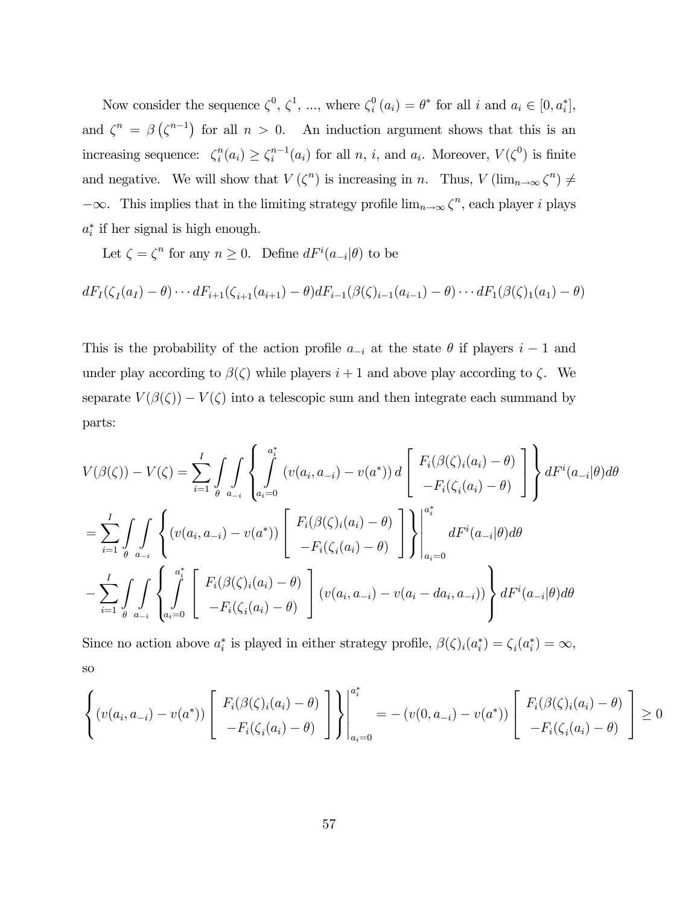Now consider the sequence $\zeta^0$, $\zeta^1$, ..., where $\zeta_i^0(a_i) = \theta^*$ for all $i$ and $a_i \in [0, a_i^*]$, and $\zeta^n = \beta(\zeta^{n-1})$ for all $n > 0$. An induction argument shows that this is an increasing sequence: $\zeta_i^n(a_i) \geq \zeta_i^{n-1}(a_i)$ for all $n$, $i$, and $a_i$. Moreover, $V(\zeta^0)$ is finite and negative. We will show that $V(\zeta^n)$ is increasing in $n$. Thus, $V(\lim_{n\to\infty}\zeta^n) \neq -\infty$. This implies that in the limiting strategy profile $\lim_{n\to\infty}\zeta^n$, each player $i$ plays $a_i^*$ if her signal is high enough.

Let $\zeta = \zeta^n$ for any $n \geq 0$. Define $dF^i(a_{-i}|\theta)$ to be

$$dF_I(\zeta_I(a_I) - \theta)\cdots dF_{i+1}(\zeta_{i+1}(a_{i+1}) - \theta)dF_{i-1}(\beta(\zeta)_{i-1}(a_{i-1}) - \theta)\cdots dF_1(\beta(\zeta)_1(a_1) - \theta)$$

This is the probability of the action profile $a_{-i}$ at the state $\theta$ if players $i-1$ and under play according to $\beta(\zeta)$ while players $i+1$ and above play according to $\zeta$. We separate $V(\beta(\zeta)) - V(\zeta)$ into a telescopic sum and then integrate each summand by parts:

$$V(\beta(\zeta)) - V(\zeta) = \sum_{i=1}^{I} \int_{\theta}\int_{a_{-i}} \left\{ \int_{a_i=0}^{a_i^*} (v(a_i, a_{-i}) - v(a^*))\, d\left[\begin{array}{c} F_i(\beta(\zeta)_i(a_i) - \theta) \\ -F_i(\zeta_i(a_i) - \theta) \end{array}\right] \right\} dF^i(a_{-i}|\theta)d\theta$$

$$= \sum_{i=1}^{I} \int_{\theta}\int_{a_{-i}} \left\{ (v(a_i, a_{-i}) - v(a^*)) \left[\begin{array}{c} F_i(\beta(\zeta)_i(a_i) - \theta) \\ -F_i(\zeta_i(a_i) - \theta) \end{array}\right] \right\}\Bigg|_{a_i=0}^{a_i^*} dF^i(a_{-i}|\theta)d\theta$$

$$- \sum_{i=1}^{I} \int_{\theta}\int_{a_{-i}} \left\{ \int_{a_i=0}^{a_i^*} \left[\begin{array}{c} F_i(\beta(\zeta)_i(a_i) - \theta) \\ -F_i(\zeta_i(a_i) - \theta) \end{array}\right] (v(a_i, a_{-i}) - v(a_i - da_i, a_{-i})) \right\} dF^i(a_{-i}|\theta)d\theta$$

Since no action above $a_i^*$ is played in either strategy profile, $\beta(\zeta)_i(a_i^*) = \zeta_i(a_i^*) = \infty$, so

$$\left\{ (v(a_i, a_{-i}) - v(a^*)) \left[\begin{array}{c} F_i(\beta(\zeta)_i(a_i) - \theta) \\ -F_i(\zeta_i(a_i) - \theta) \end{array}\right] \right\}\Bigg|_{a_i=0}^{a_i^*} = -(v(0, a_{-i}) - v(a^*)) \left[\begin{array}{c} F_i(\beta(\zeta)_i(a_i) - \theta) \\ -F_i(\zeta_i(a_i) - \theta) \end{array}\right] \geq 0$$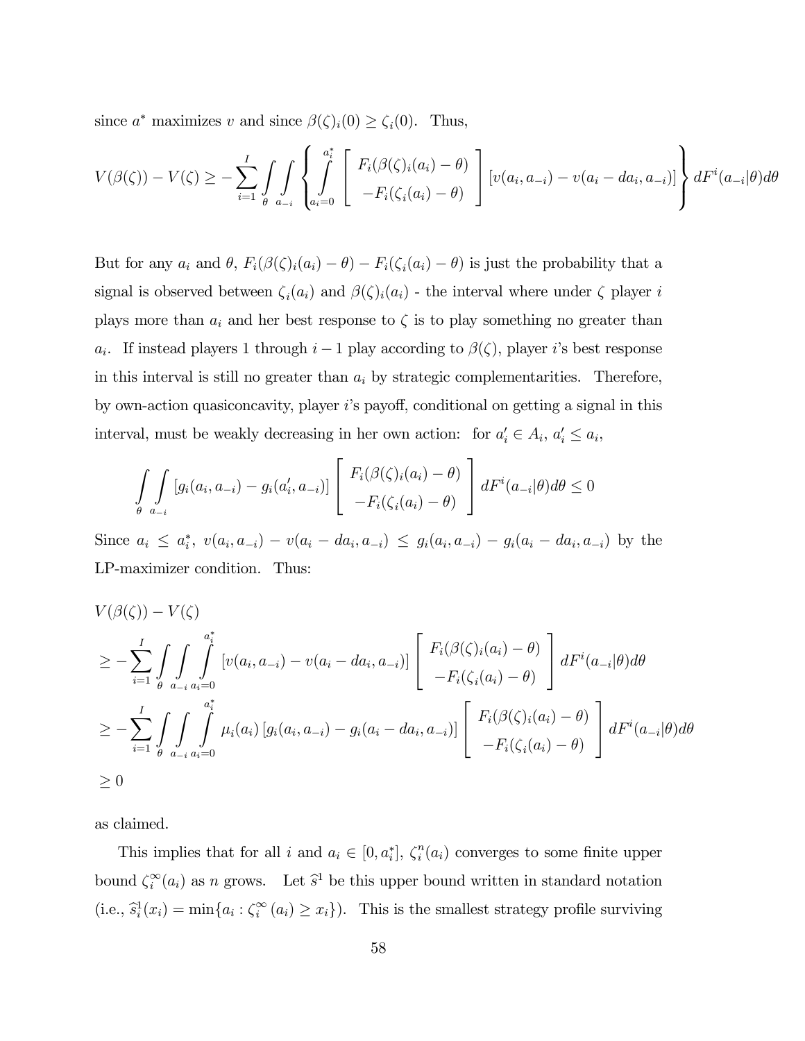since $a^*$ maximizes $v$ and since $\beta(\zeta)_i(0) \geq \zeta_i(0)$. Thus,

$$V(\beta(\zeta)) - V(\zeta) \geq -\sum_{i=1}^{I} \int_{\theta} \int_{a_{-i}} \left\{ \int_{a_i=0}^{a_i^*} \left[ \begin{array}{c} F_i(\beta(\zeta)_i(a_i) - \theta) \\ -F_i(\zeta_i(a_i) - \theta) \end{array} \right] [v(a_i, a_{-i}) - v(a_i - da_i, a_{-i})] \right\} dF^i(a_{-i}|\theta) d\theta$$

But for any $a_i$ and $\theta$, $F_i(\beta(\zeta)_i(a_i) - \theta) - F_i(\zeta_i(a_i) - \theta)$ is just the probability that a signal is observed between $\zeta_i(a_i)$ and $\beta(\zeta)_i(a_i)$ - the interval where under $\zeta$ player $i$ plays more than $a_i$ and her best response to $\zeta$ is to play something no greater than $a_i$. If instead players 1 through $i-1$ play according to $\beta(\zeta)$, player $i$'s best response in this interval is still no greater than $a_i$ by strategic complementarities. Therefore, by own-action quasiconcavity, player $i$'s payoff, conditional on getting a signal in this interval, must be weakly decreasing in her own action: for $a_i' \in A_i$, $a_i' \leq a_i$,

$$\int_{\theta} \int_{a_{-i}} [g_i(a_i, a_{-i}) - g_i(a_i', a_{-i})] \left[ \begin{array}{c} F_i(\beta(\zeta)_i(a_i) - \theta) \\ -F_i(\zeta_i(a_i) - \theta) \end{array} \right] dF^i(a_{-i}|\theta) d\theta \leq 0$$

Since $a_i \leq a_i^*$, $v(a_i, a_{-i}) - v(a_i - da_i, a_{-i}) \leq g_i(a_i, a_{-i}) - g_i(a_i - da_i, a_{-i})$ by the LP-maximizer condition. Thus:

$$\begin{aligned}
& V(\beta(\zeta)) - V(\zeta) \\
& \geq -\sum_{i=1}^{I} \int_{\theta} \int_{a_{-i}} \int_{a_i=0}^{a_i^*} [v(a_i, a_{-i}) - v(a_i - da_i, a_{-i})] \left[ \begin{array}{c} F_i(\beta(\zeta)_i(a_i) - \theta) \\ -F_i(\zeta_i(a_i) - \theta) \end{array} \right] dF^i(a_{-i}|\theta) d\theta \\
& \geq -\sum_{i=1}^{I} \int_{\theta} \int_{a_{-i}} \int_{a_i=0}^{a_i^*} \mu_i(a_i) [g_i(a_i, a_{-i}) - g_i(a_i - da_i, a_{-i})] \left[ \begin{array}{c} F_i(\beta(\zeta)_i(a_i) - \theta) \\ -F_i(\zeta_i(a_i) - \theta) \end{array} \right] dF^i(a_{-i}|\theta) d\theta \\
& \geq 0
\end{aligned}$$

as claimed.

This implies that for all $i$ and $a_i \in [0, a_i^*]$, $\zeta_i^n(a_i)$ converges to some finite upper bound $\zeta_i^{\infty}(a_i)$ as $n$ grows. Let $\widehat{s}^1$ be this upper bound written in standard notation (i.e., $\widehat{s}_i^1(x_i) = \min\{a_i : \zeta_i^{\infty}(a_i) \geq x_i\}$). This is the smallest strategy profile surviving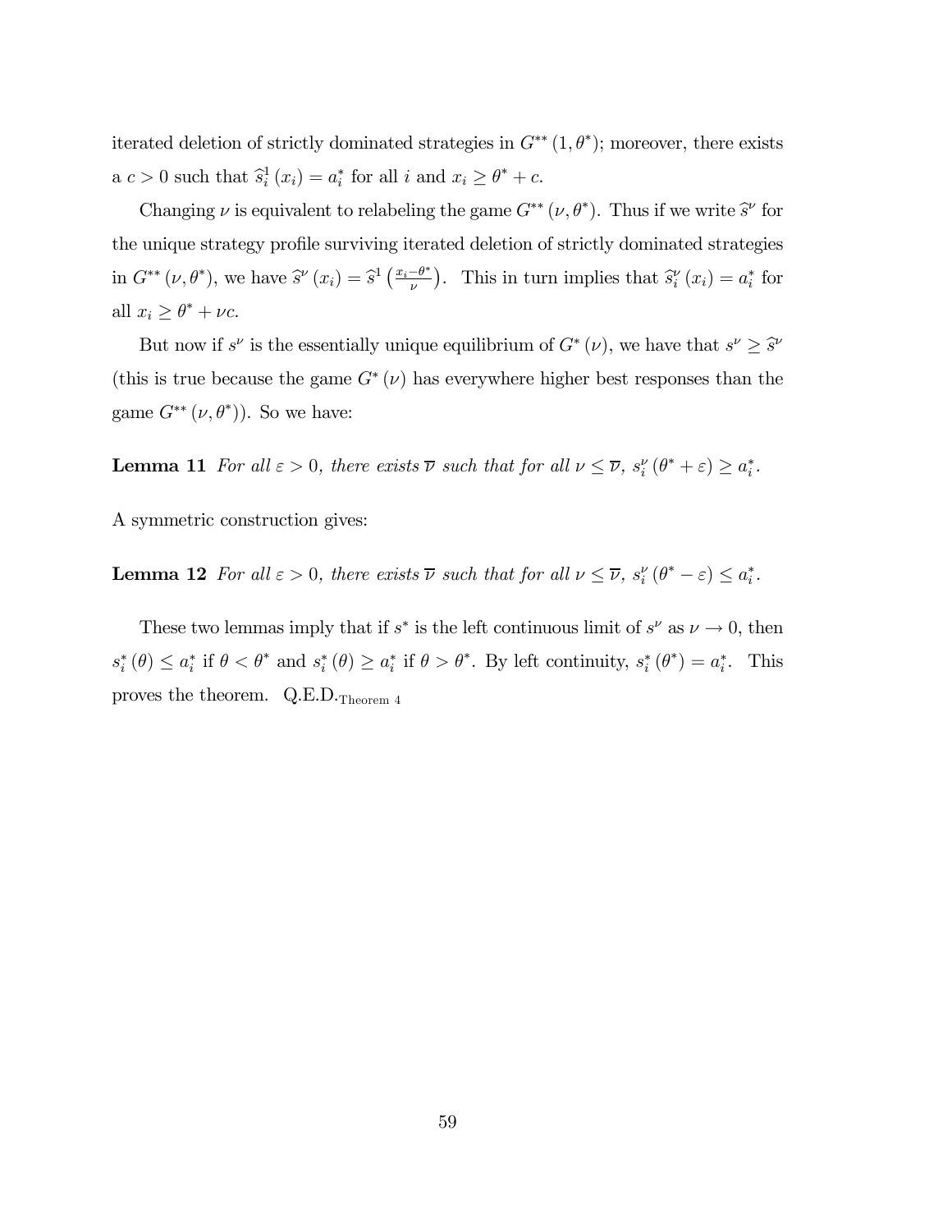iterated deletion of strictly dominated strategies in $G^{**}(1, \theta^*)$; moreover, there exists a $c > 0$ such that $\widehat{s}_i^1(x_i) = a_i^*$ for all $i$ and $x_i \geq \theta^* + c$.

Changing $\nu$ is equivalent to relabeling the game $G^{**}(\nu, \theta^*)$. Thus if we write $\widehat{s}^\nu$ for the unique strategy profile surviving iterated deletion of strictly dominated strategies in $G^{**}(\nu, \theta^*)$, we have $\widehat{s}^\nu(x_i) = \widehat{s}^1\left(\frac{x_i - \theta^*}{\nu}\right)$. This in turn implies that $\widehat{s}_i^\nu(x_i) = a_i^*$ for all $x_i \geq \theta^* + \nu c$.

But now if $s^\nu$ is the essentially unique equilibrium of $G^*(\nu)$, we have that $s^\nu \geq \widehat{s}^\nu$ (this is true because the game $G^*(\nu)$ has everywhere higher best responses than the game $G^{**}(\nu, \theta^*)$). So we have:

**Lemma 11** *For all $\varepsilon > 0$, there exists $\overline{\nu}$ such that for all $\nu \leq \overline{\nu}$, $s_i^\nu(\theta^* + \varepsilon) \geq a_i^*$.*

A symmetric construction gives:

**Lemma 12** *For all $\varepsilon > 0$, there exists $\overline{\nu}$ such that for all $\nu \leq \overline{\nu}$, $s_i^\nu(\theta^* - \varepsilon) \leq a_i^*$.*

These two lemmas imply that if $s^*$ is the left continuous limit of $s^\nu$ as $\nu \to 0$, then $s_i^*(\theta) \leq a_i^*$ if $\theta < \theta^*$ and $s_i^*(\theta) \geq a_i^*$ if $\theta > \theta^*$. By left continuity, $s_i^*(\theta^*) = a_i^*$. This proves the theorem. Q.E.D.$_{\text{Theorem 4}}$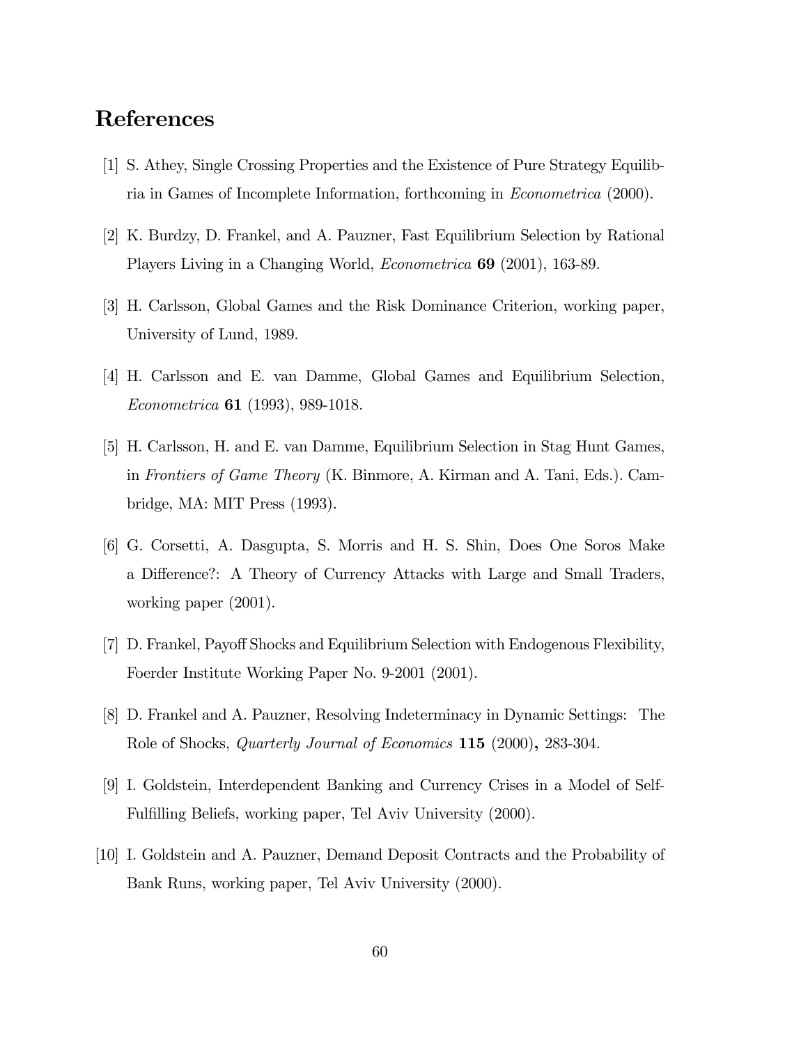# References

[1] S. Athey, Single Crossing Properties and the Existence of Pure Strategy Equilibria in Games of Incomplete Information, forthcoming in *Econometrica* (2000).

[2] K. Burdzy, D. Frankel, and A. Pauzner, Fast Equilibrium Selection by Rational Players Living in a Changing World, *Econometrica* **69** (2001), 163-89.

[3] H. Carlsson, Global Games and the Risk Dominance Criterion, working paper, University of Lund, 1989.

[4] H. Carlsson and E. van Damme, Global Games and Equilibrium Selection, *Econometrica* **61** (1993), 989-1018.

[5] H. Carlsson, H. and E. van Damme, Equilibrium Selection in Stag Hunt Games, in *Frontiers of Game Theory* (K. Binmore, A. Kirman and A. Tani, Eds.). Cambridge, MA: MIT Press (1993).

[6] G. Corsetti, A. Dasgupta, S. Morris and H. S. Shin, Does One Soros Make a Difference?: A Theory of Currency Attacks with Large and Small Traders, working paper (2001).

[7] D. Frankel, Payoff Shocks and Equilibrium Selection with Endogenous Flexibility, Foerder Institute Working Paper No. 9-2001 (2001).

[8] D. Frankel and A. Pauzner, Resolving Indeterminacy in Dynamic Settings: The Role of Shocks, *Quarterly Journal of Economics* **115** (2000)**,** 283-304.

[9] I. Goldstein, Interdependent Banking and Currency Crises in a Model of Self-Fulfilling Beliefs, working paper, Tel Aviv University (2000).

[10] I. Goldstein and A. Pauzner, Demand Deposit Contracts and the Probability of Bank Runs, working paper, Tel Aviv University (2000).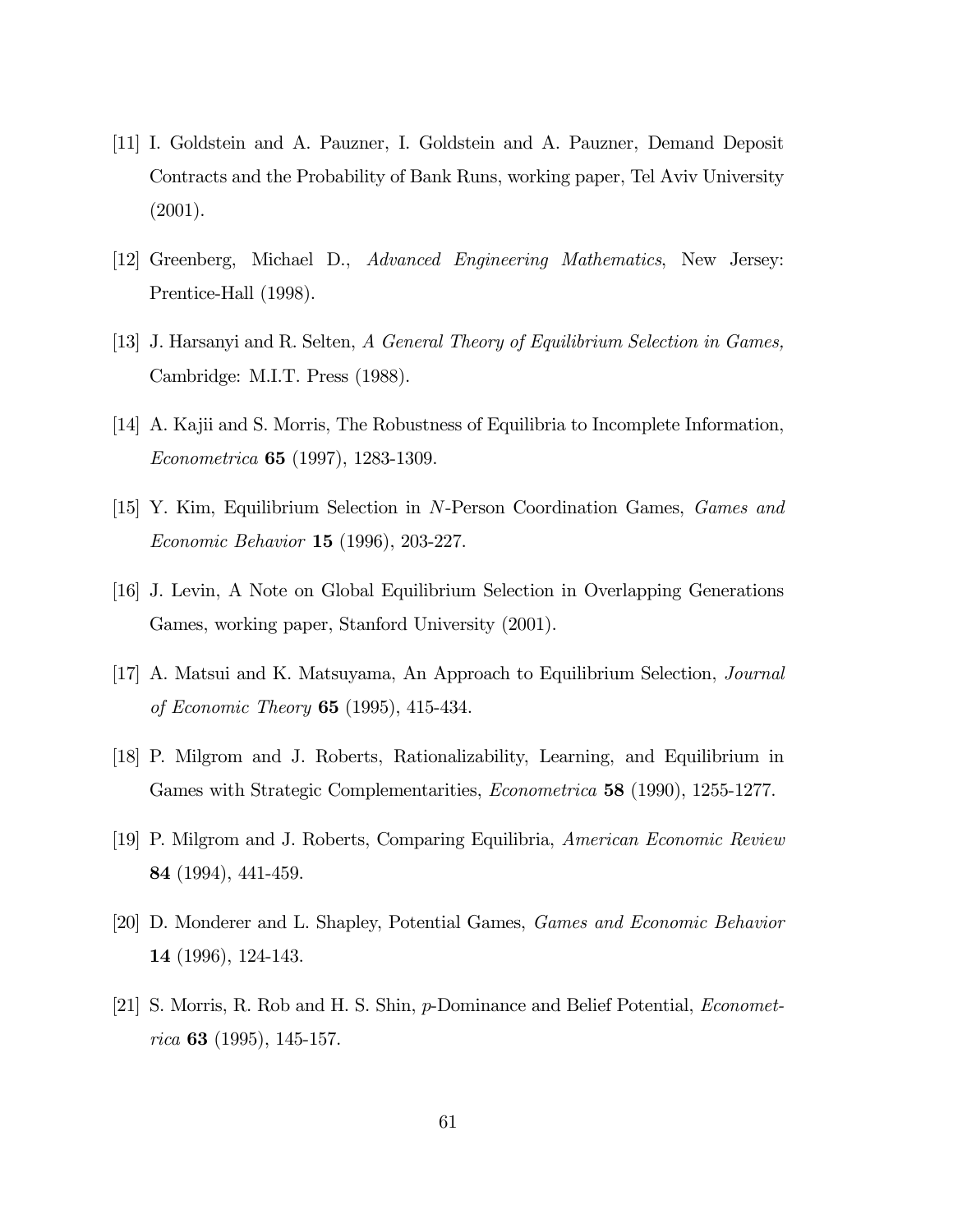[11] I. Goldstein and A. Pauzner, I. Goldstein and A. Pauzner, Demand Deposit Contracts and the Probability of Bank Runs, working paper, Tel Aviv University (2001).

[12] Greenberg, Michael D., *Advanced Engineering Mathematics*, New Jersey: Prentice-Hall (1998).

[13] J. Harsanyi and R. Selten, *A General Theory of Equilibrium Selection in Games,* Cambridge: M.I.T. Press (1988).

[14] A. Kajii and S. Morris, The Robustness of Equilibria to Incomplete Information, *Econometrica* **65** (1997), 1283-1309.

[15] Y. Kim, Equilibrium Selection in $N$-Person Coordination Games, *Games and Economic Behavior* **15** (1996), 203-227.

[16] J. Levin, A Note on Global Equilibrium Selection in Overlapping Generations Games, working paper, Stanford University (2001).

[17] A. Matsui and K. Matsuyama, An Approach to Equilibrium Selection, *Journal of Economic Theory* **65** (1995), 415-434.

[18] P. Milgrom and J. Roberts, Rationalizability, Learning, and Equilibrium in Games with Strategic Complementarities, *Econometrica* **58** (1990), 1255-1277.

[19] P. Milgrom and J. Roberts, Comparing Equilibria, *American Economic Review* **84** (1994), 441-459.

[20] D. Monderer and L. Shapley, Potential Games, *Games and Economic Behavior* **14** (1996), 124-143.

[21] S. Morris, R. Rob and H. S. Shin, $p$-Dominance and Belief Potential, *Econometrica* **63** (1995), 145-157.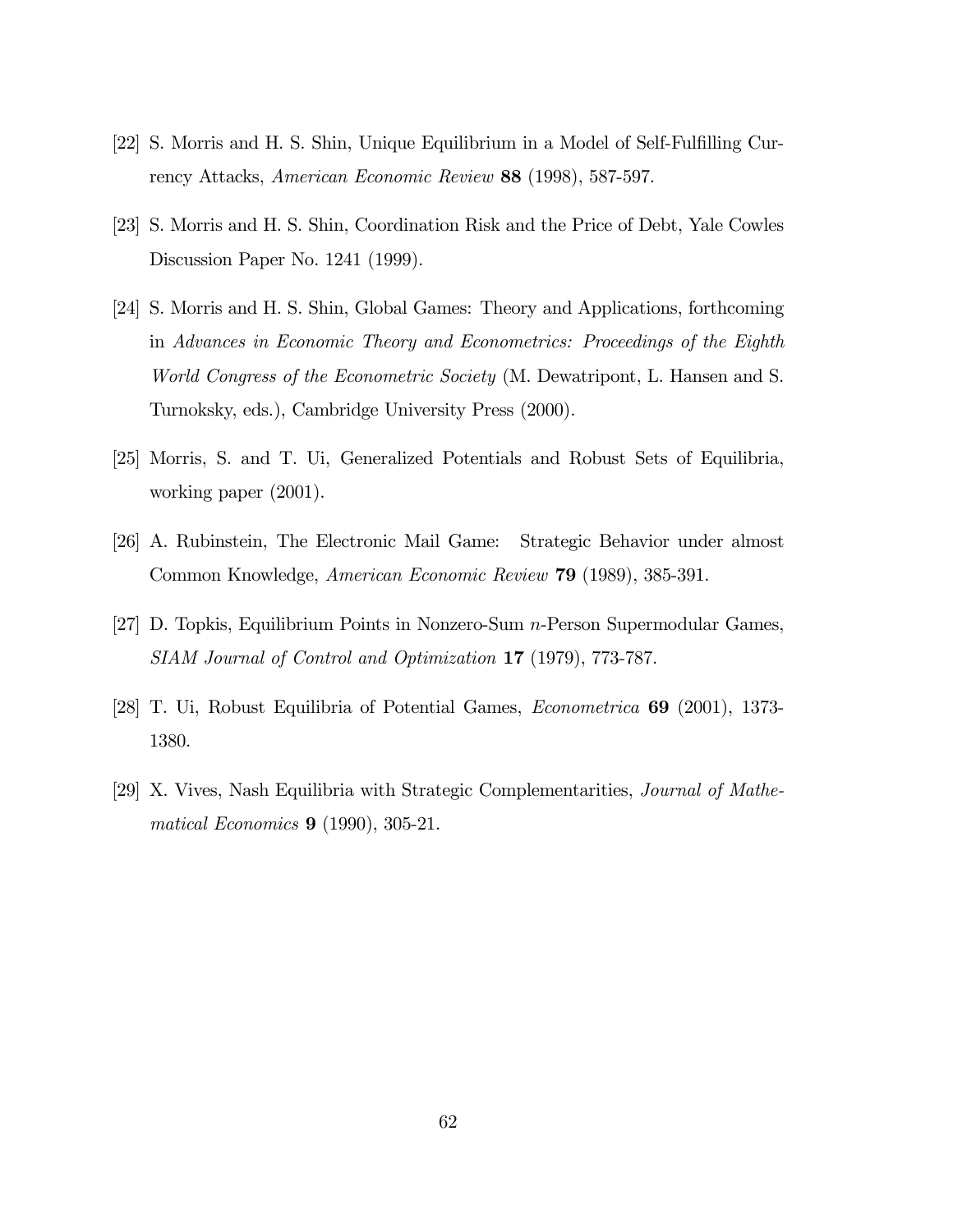[22] S. Morris and H. S. Shin, Unique Equilibrium in a Model of Self-Fulfilling Currency Attacks, *American Economic Review* **88** (1998), 587-597.

[23] S. Morris and H. S. Shin, Coordination Risk and the Price of Debt, Yale Cowles Discussion Paper No. 1241 (1999).

[24] S. Morris and H. S. Shin, Global Games: Theory and Applications, forthcoming in *Advances in Economic Theory and Econometrics: Proceedings of the Eighth World Congress of the Econometric Society* (M. Dewatripont, L. Hansen and S. Turnoksky, eds.), Cambridge University Press (2000).

[25] Morris, S. and T. Ui, Generalized Potentials and Robust Sets of Equilibria, working paper (2001).

[26] A. Rubinstein, The Electronic Mail Game: Strategic Behavior under almost Common Knowledge, *American Economic Review* **79** (1989), 385-391.

[27] D. Topkis, Equilibrium Points in Nonzero-Sum $n$-Person Supermodular Games, *SIAM Journal of Control and Optimization* **17** (1979), 773-787.

[28] T. Ui, Robust Equilibria of Potential Games, *Econometrica* **69** (2001), 1373-1380.

[29] X. Vives, Nash Equilibria with Strategic Complementarities, *Journal of Mathematical Economics* **9** (1990), 305-21.